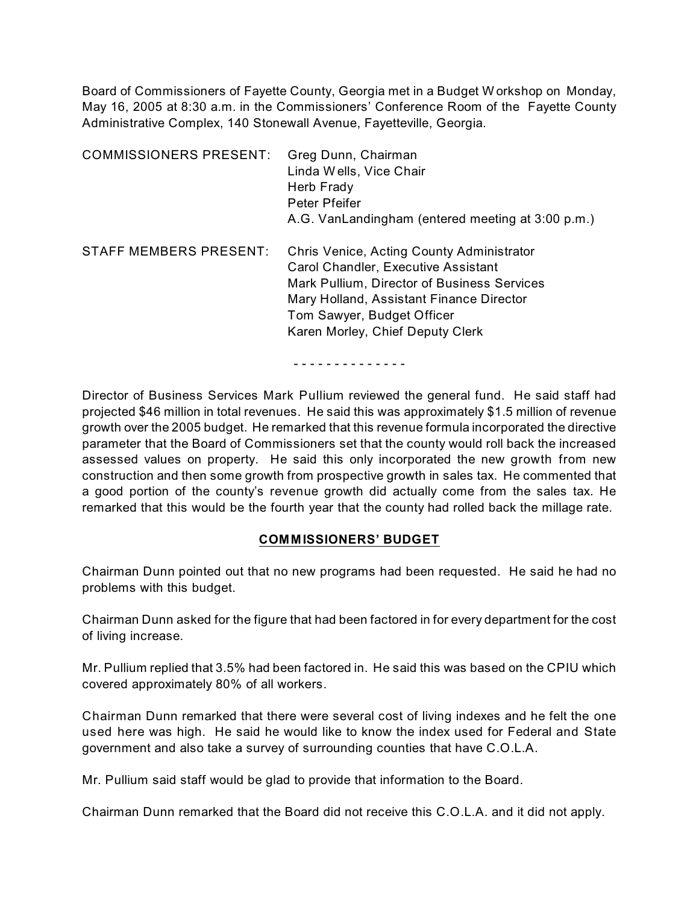Board of Commissioners of Fayette County, Georgia met in a Budget Workshop on Monday, May 16, 2005 at 8:30 a.m. in the Commissioners' Conference Room of the Fayette County Administrative Complex, 140 Stonewall Avenue, Fayetteville, Georgia.

| | |
|---|---|
| COMMISSIONERS PRESENT: | Greg Dunn, Chairman |
| | Linda Wells, Vice Chair |
| | Herb Frady |
| | Peter Pfeifer |
| | A.G. VanLandingham (entered meeting at 3:00 p.m.) |
| STAFF MEMBERS PRESENT: | Chris Venice, Acting County Administrator |
| | Carol Chandler, Executive Assistant |
| | Mark Pullium, Director of Business Services |
| | Mary Holland, Assistant Finance Director |
| | Tom Sawyer, Budget Officer |
| | Karen Morley, Chief Deputy Clerk |

- - - - - - - - - - - - - -

Director of Business Services Mark Pullium reviewed the general fund. He said staff had projected $46 million in total revenues. He said this was approximately $1.5 million of revenue growth over the 2005 budget. He remarked that this revenue formula incorporated the directive parameter that the Board of Commissioners set that the county would roll back the increased assessed values on property. He said this only incorporated the new growth from new construction and then some growth from prospective growth in sales tax. He commented that a good portion of the county's revenue growth did actually come from the sales tax. He remarked that this would be the fourth year that the county had rolled back the millage rate.

## COMMISSIONERS' BUDGET

Chairman Dunn pointed out that no new programs had been requested. He said he had no problems with this budget.

Chairman Dunn asked for the figure that had been factored in for every department for the cost of living increase.

Mr. Pullium replied that 3.5% had been factored in. He said this was based on the CPIU which covered approximately 80% of all workers.

Chairman Dunn remarked that there were several cost of living indexes and he felt the one used here was high. He said he would like to know the index used for Federal and State government and also take a survey of surrounding counties that have C.O.L.A.

Mr. Pullium said staff would be glad to provide that information to the Board.

Chairman Dunn remarked that the Board did not receive this C.O.L.A. and it did not apply.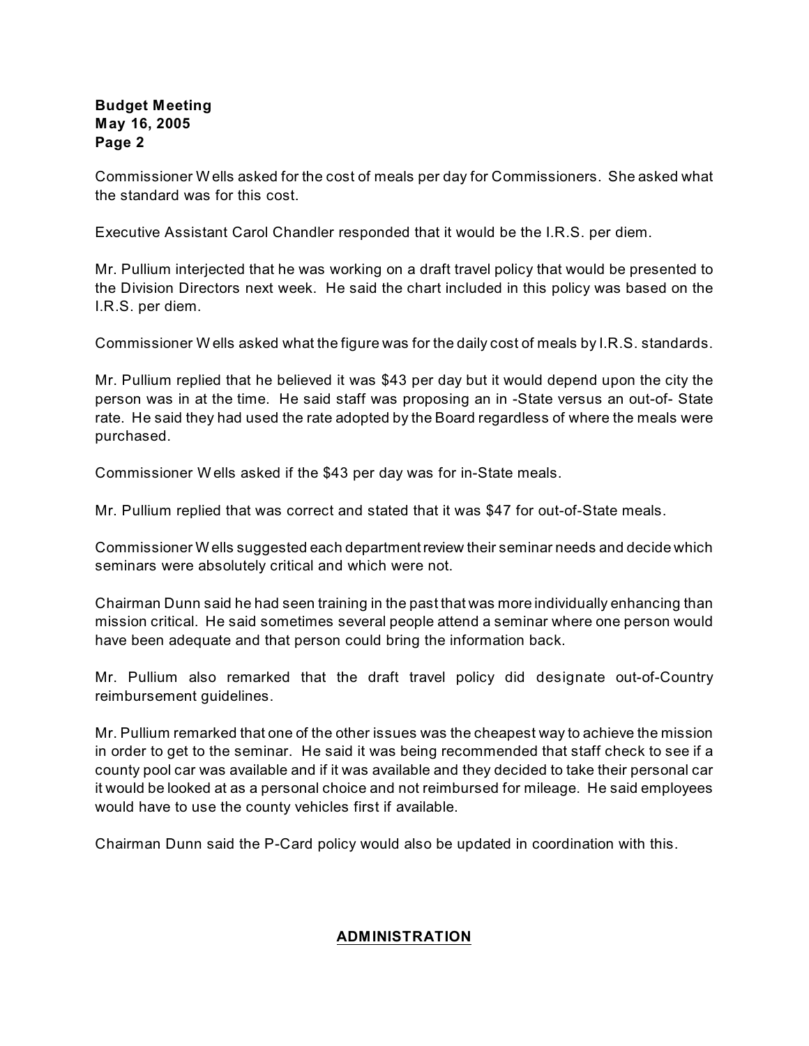Commissioner Wells asked for the cost of meals per day for Commissioners. She asked what the standard was for this cost.

Executive Assistant Carol Chandler responded that it would be the I.R.S. per diem.

Mr. Pullium interjected that he was working on a draft travel policy that would be presented to the Division Directors next week. He said the chart included in this policy was based on the I.R.S. per diem.

Commissioner Wells asked what the figure was for the daily cost of meals by I.R.S. standards.

Mr. Pullium replied that he believed it was $43 per day but it would depend upon the city the person was in at the time. He said staff was proposing an in -State versus an out-of- State rate. He said they had used the rate adopted by the Board regardless of where the meals were purchased.

Commissioner Wells asked if the $43 per day was for in-State meals.

Mr. Pullium replied that was correct and stated that it was $47 for out-of-State meals.

Commissioner Wells suggested each department review their seminar needs and decide which seminars were absolutely critical and which were not.

Chairman Dunn said he had seen training in the past that was more individually enhancing than mission critical. He said sometimes several people attend a seminar where one person would have been adequate and that person could bring the information back.

Mr. Pullium also remarked that the draft travel policy did designate out-of-Country reimbursement guidelines.

Mr. Pullium remarked that one of the other issues was the cheapest way to achieve the mission in order to get to the seminar. He said it was being recommended that staff check to see if a county pool car was available and if it was available and they decided to take their personal car it would be looked at as a personal choice and not reimbursed for mileage. He said employees would have to use the county vehicles first if available.

Chairman Dunn said the P-Card policy would also be updated in coordination with this.

## ADMINISTRATION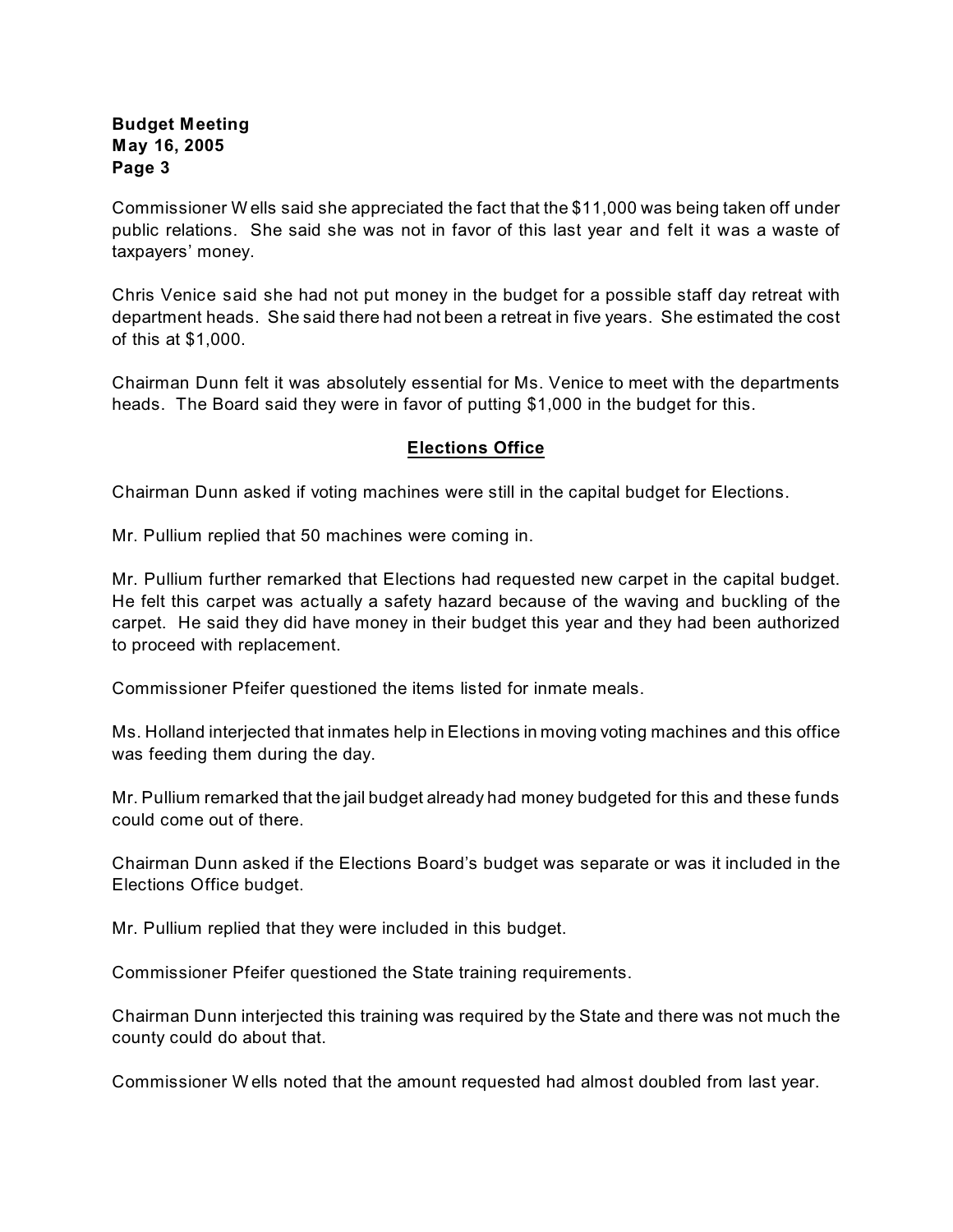Commissioner Wells said she appreciated the fact that the $11,000 was being taken off under public relations. She said she was not in favor of this last year and felt it was a waste of taxpayers' money.

Chris Venice said she had not put money in the budget for a possible staff day retreat with department heads. She said there had not been a retreat in five years. She estimated the cost of this at $1,000.

Chairman Dunn felt it was absolutely essential for Ms. Venice to meet with the departments heads. The Board said they were in favor of putting $1,000 in the budget for this.

## Elections Office

Chairman Dunn asked if voting machines were still in the capital budget for Elections.

Mr. Pullium replied that 50 machines were coming in.

Mr. Pullium further remarked that Elections had requested new carpet in the capital budget. He felt this carpet was actually a safety hazard because of the waving and buckling of the carpet. He said they did have money in their budget this year and they had been authorized to proceed with replacement.

Commissioner Pfeifer questioned the items listed for inmate meals.

Ms. Holland interjected that inmates help in Elections in moving voting machines and this office was feeding them during the day.

Mr. Pullium remarked that the jail budget already had money budgeted for this and these funds could come out of there.

Chairman Dunn asked if the Elections Board's budget was separate or was it included in the Elections Office budget.

Mr. Pullium replied that they were included in this budget.

Commissioner Pfeifer questioned the State training requirements.

Chairman Dunn interjected this training was required by the State and there was not much the county could do about that.

Commissioner Wells noted that the amount requested had almost doubled from last year.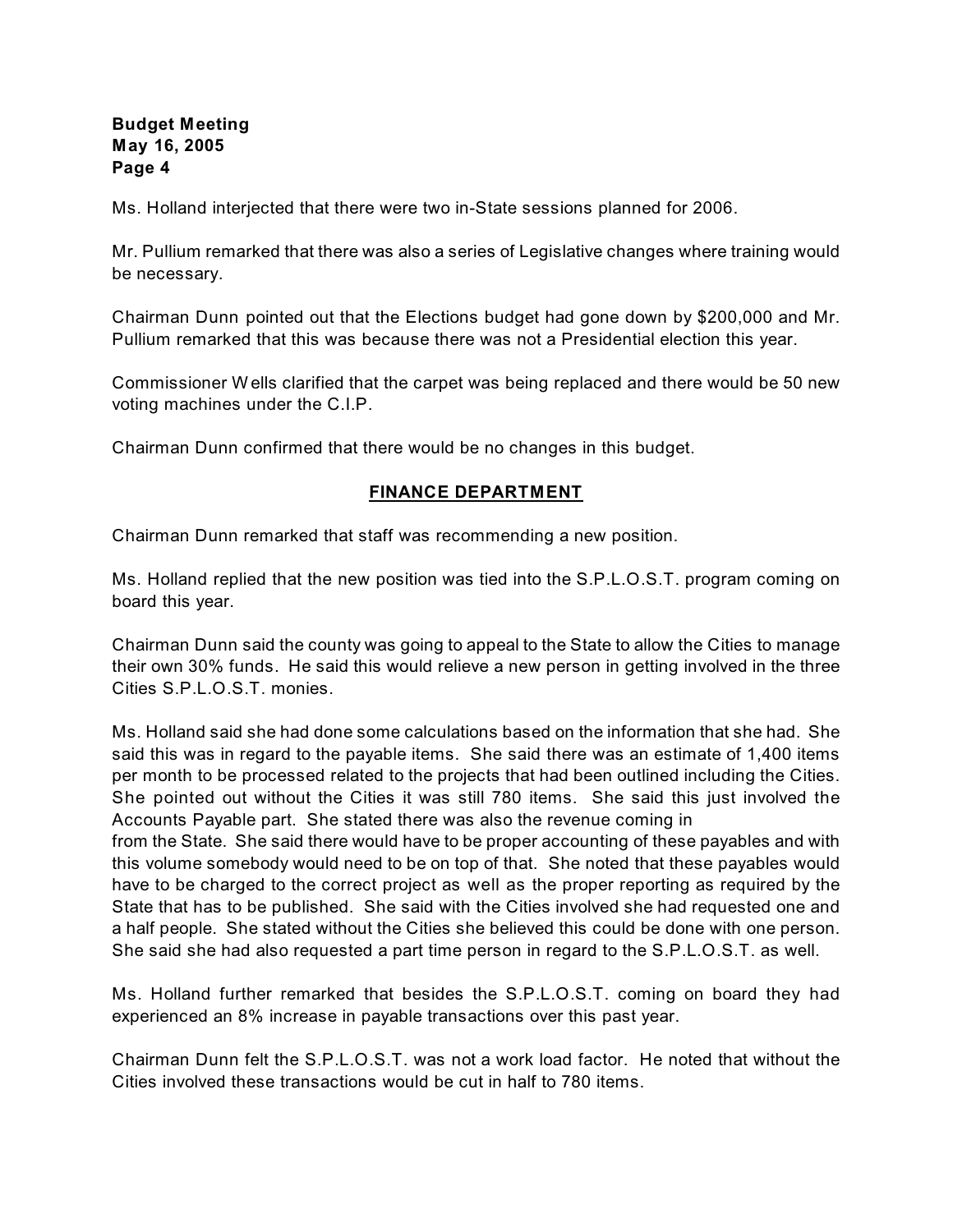Ms. Holland interjected that there were two in-State sessions planned for 2006.

Mr. Pullium remarked that there was also a series of Legislative changes where training would be necessary.

Chairman Dunn pointed out that the Elections budget had gone down by $200,000 and Mr. Pullium remarked that this was because there was not a Presidential election this year.

Commissioner Wells clarified that the carpet was being replaced and there would be 50 new voting machines under the C.I.P.

Chairman Dunn confirmed that there would be no changes in this budget.

## FINANCE DEPARTMENT

Chairman Dunn remarked that staff was recommending a new position.

Ms. Holland replied that the new position was tied into the S.P.L.O.S.T. program coming on board this year.

Chairman Dunn said the county was going to appeal to the State to allow the Cities to manage their own 30% funds. He said this would relieve a new person in getting involved in the three Cities S.P.L.O.S.T. monies.

Ms. Holland said she had done some calculations based on the information that she had. She said this was in regard to the payable items. She said there was an estimate of 1,400 items per month to be processed related to the projects that had been outlined including the Cities. She pointed out without the Cities it was still 780 items. She said this just involved the Accounts Payable part. She stated there was also the revenue coming in from the State. She said there would have to be proper accounting of these payables and with this volume somebody would need to be on top of that. She noted that these payables would have to be charged to the correct project as well as the proper reporting as required by the State that has to be published. She said with the Cities involved she had requested one and a half people. She stated without the Cities she believed this could be done with one person. She said she had also requested a part time person in regard to the S.P.L.O.S.T. as well.

Ms. Holland further remarked that besides the S.P.L.O.S.T. coming on board they had experienced an 8% increase in payable transactions over this past year.

Chairman Dunn felt the S.P.L.O.S.T. was not a work load factor. He noted that without the Cities involved these transactions would be cut in half to 780 items.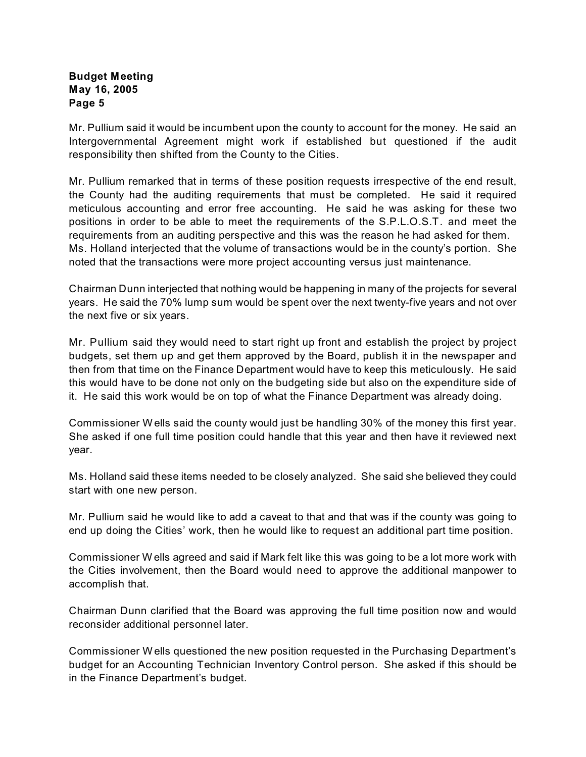Mr. Pullium said it would be incumbent upon the county to account for the money. He said an Intergovernmental Agreement might work if established but questioned if the audit responsibility then shifted from the County to the Cities.

Mr. Pullium remarked that in terms of these position requests irrespective of the end result, the County had the auditing requirements that must be completed. He said it required meticulous accounting and error free accounting. He said he was asking for these two positions in order to be able to meet the requirements of the S.P.L.O.S.T. and meet the requirements from an auditing perspective and this was the reason he had asked for them. Ms. Holland interjected that the volume of transactions would be in the county's portion. She noted that the transactions were more project accounting versus just maintenance.

Chairman Dunn interjected that nothing would be happening in many of the projects for several years. He said the 70% lump sum would be spent over the next twenty-five years and not over the next five or six years.

Mr. Pullium said they would need to start right up front and establish the project by project budgets, set them up and get them approved by the Board, publish it in the newspaper and then from that time on the Finance Department would have to keep this meticulously. He said this would have to be done not only on the budgeting side but also on the expenditure side of it. He said this work would be on top of what the Finance Department was already doing.

Commissioner Wells said the county would just be handling 30% of the money this first year. She asked if one full time position could handle that this year and then have it reviewed next year.

Ms. Holland said these items needed to be closely analyzed. She said she believed they could start with one new person.

Mr. Pullium said he would like to add a caveat to that and that was if the county was going to end up doing the Cities' work, then he would like to request an additional part time position.

Commissioner Wells agreed and said if Mark felt like this was going to be a lot more work with the Cities involvement, then the Board would need to approve the additional manpower to accomplish that.

Chairman Dunn clarified that the Board was approving the full time position now and would reconsider additional personnel later.

Commissioner Wells questioned the new position requested in the Purchasing Department's budget for an Accounting Technician Inventory Control person. She asked if this should be in the Finance Department's budget.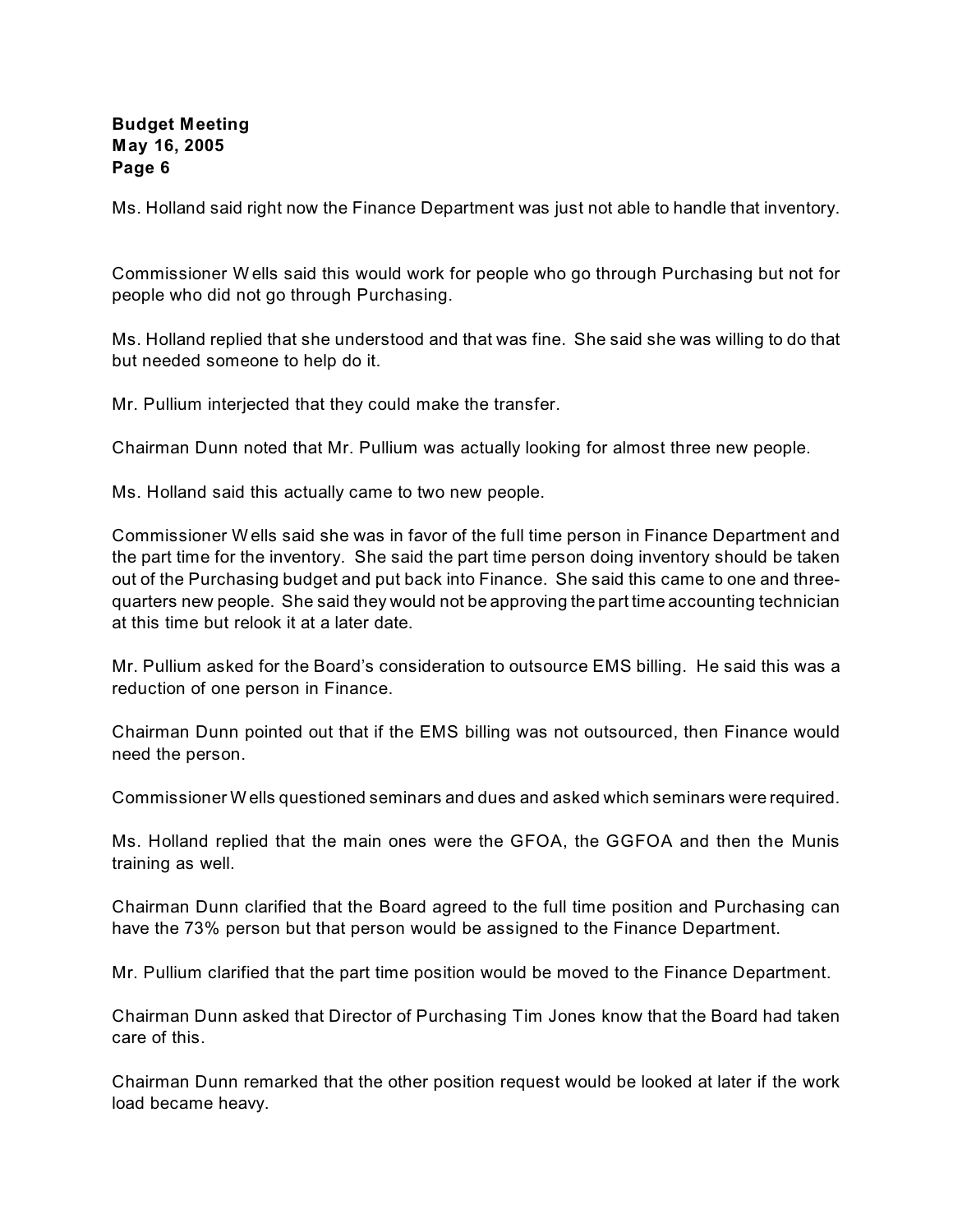Ms. Holland said right now the Finance Department was just not able to handle that inventory.

Commissioner Wells said this would work for people who go through Purchasing but not for people who did not go through Purchasing.

Ms. Holland replied that she understood and that was fine. She said she was willing to do that but needed someone to help do it.

Mr. Pullium interjected that they could make the transfer.

Chairman Dunn noted that Mr. Pullium was actually looking for almost three new people.

Ms. Holland said this actually came to two new people.

Commissioner Wells said she was in favor of the full time person in Finance Department and the part time for the inventory. She said the part time person doing inventory should be taken out of the Purchasing budget and put back into Finance. She said this came to one and three-quarters new people. She said they would not be approving the part time accounting technician at this time but relook it at a later date.

Mr. Pullium asked for the Board's consideration to outsource EMS billing. He said this was a reduction of one person in Finance.

Chairman Dunn pointed out that if the EMS billing was not outsourced, then Finance would need the person.

Commissioner Wells questioned seminars and dues and asked which seminars were required.

Ms. Holland replied that the main ones were the GFOA, the GGFOA and then the Munis training as well.

Chairman Dunn clarified that the Board agreed to the full time position and Purchasing can have the 73% person but that person would be assigned to the Finance Department.

Mr. Pullium clarified that the part time position would be moved to the Finance Department.

Chairman Dunn asked that Director of Purchasing Tim Jones know that the Board had taken care of this.

Chairman Dunn remarked that the other position request would be looked at later if the work load became heavy.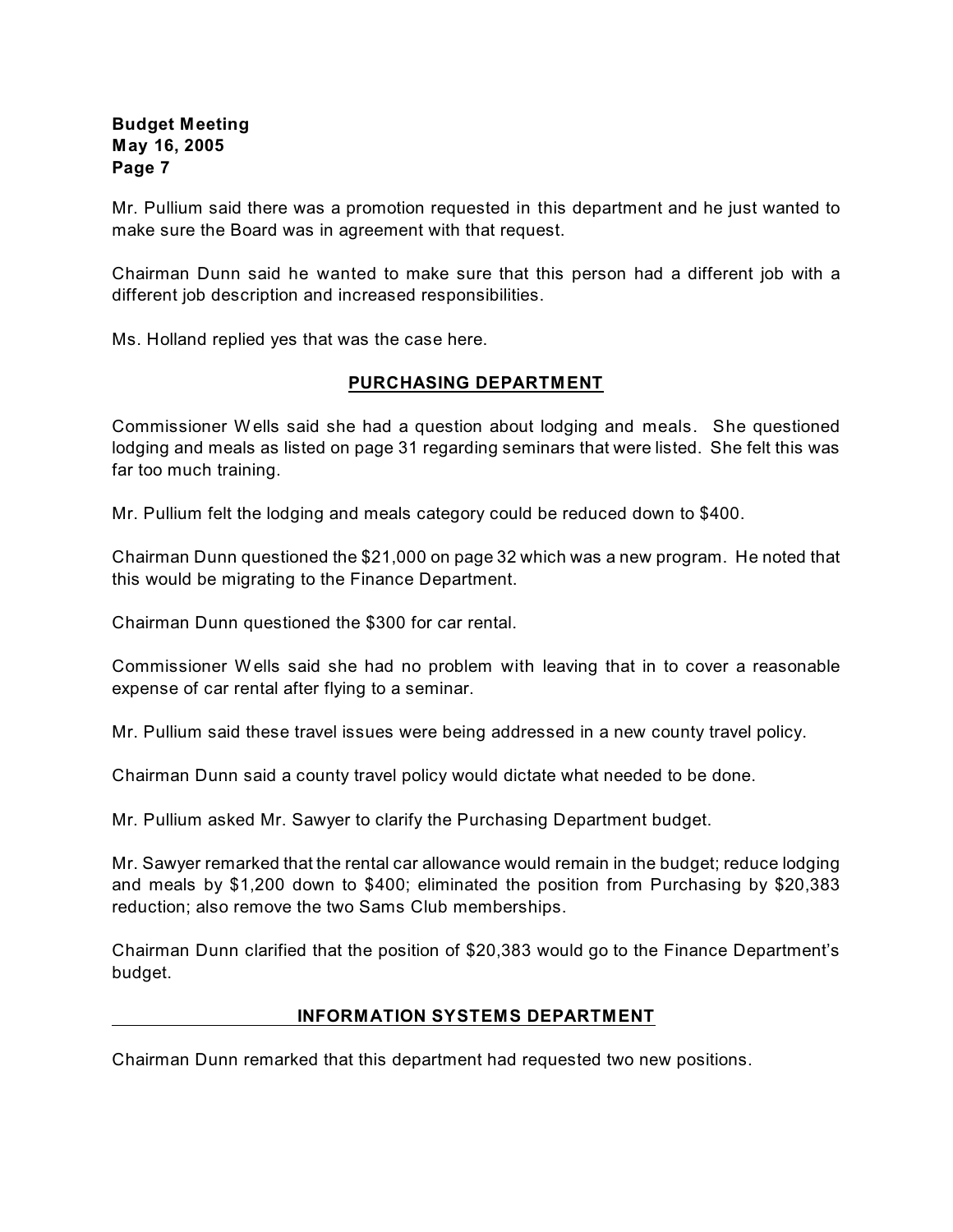Mr. Pullium said there was a promotion requested in this department and he just wanted to make sure the Board was in agreement with that request.

Chairman Dunn said he wanted to make sure that this person had a different job with a different job description and increased responsibilities.

Ms. Holland replied yes that was the case here.

## PURCHASING DEPARTMENT

Commissioner Wells said she had a question about lodging and meals. She questioned lodging and meals as listed on page 31 regarding seminars that were listed. She felt this was far too much training.

Mr. Pullium felt the lodging and meals category could be reduced down to $400.

Chairman Dunn questioned the $21,000 on page 32 which was a new program. He noted that this would be migrating to the Finance Department.

Chairman Dunn questioned the $300 for car rental.

Commissioner Wells said she had no problem with leaving that in to cover a reasonable expense of car rental after flying to a seminar.

Mr. Pullium said these travel issues were being addressed in a new county travel policy.

Chairman Dunn said a county travel policy would dictate what needed to be done.

Mr. Pullium asked Mr. Sawyer to clarify the Purchasing Department budget.

Mr. Sawyer remarked that the rental car allowance would remain in the budget; reduce lodging and meals by $1,200 down to $400; eliminated the position from Purchasing by $20,383 reduction; also remove the two Sams Club memberships.

Chairman Dunn clarified that the position of $20,383 would go to the Finance Department's budget.

## INFORMATION SYSTEMS DEPARTMENT

Chairman Dunn remarked that this department had requested two new positions.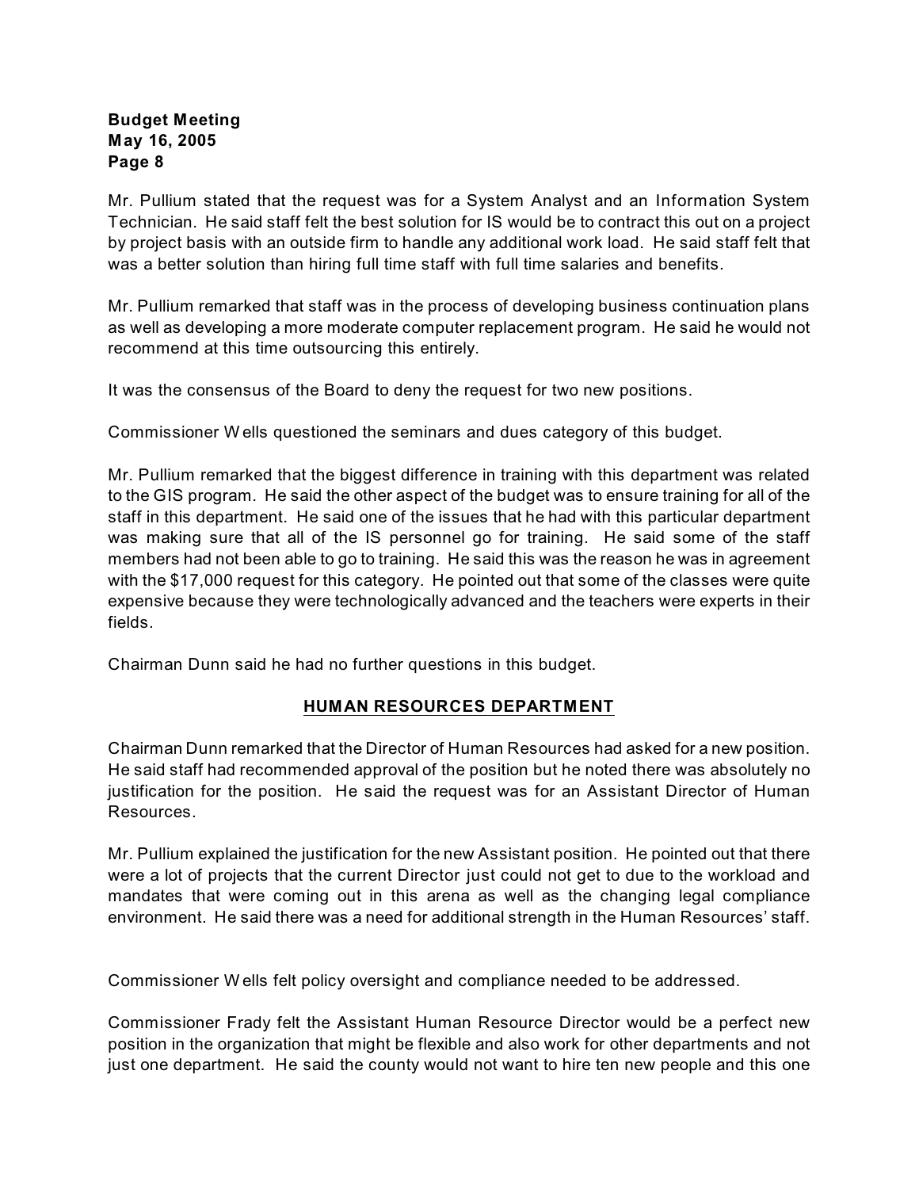Mr. Pullium stated that the request was for a System Analyst and an Information System Technician. He said staff felt the best solution for IS would be to contract this out on a project by project basis with an outside firm to handle any additional work load. He said staff felt that was a better solution than hiring full time staff with full time salaries and benefits.

Mr. Pullium remarked that staff was in the process of developing business continuation plans as well as developing a more moderate computer replacement program. He said he would not recommend at this time outsourcing this entirely.

It was the consensus of the Board to deny the request for two new positions.

Commissioner Wells questioned the seminars and dues category of this budget.

Mr. Pullium remarked that the biggest difference in training with this department was related to the GIS program. He said the other aspect of the budget was to ensure training for all of the staff in this department. He said one of the issues that he had with this particular department was making sure that all of the IS personnel go for training. He said some of the staff members had not been able to go to training. He said this was the reason he was in agreement with the $17,000 request for this category. He pointed out that some of the classes were quite expensive because they were technologically advanced and the teachers were experts in their fields.

Chairman Dunn said he had no further questions in this budget.

## HUMAN RESOURCES DEPARTMENT

Chairman Dunn remarked that the Director of Human Resources had asked for a new position. He said staff had recommended approval of the position but he noted there was absolutely no justification for the position. He said the request was for an Assistant Director of Human Resources.

Mr. Pullium explained the justification for the new Assistant position. He pointed out that there were a lot of projects that the current Director just could not get to due to the workload and mandates that were coming out in this arena as well as the changing legal compliance environment. He said there was a need for additional strength in the Human Resources' staff.

Commissioner Wells felt policy oversight and compliance needed to be addressed.

Commissioner Frady felt the Assistant Human Resource Director would be a perfect new position in the organization that might be flexible and also work for other departments and not just one department. He said the county would not want to hire ten new people and this one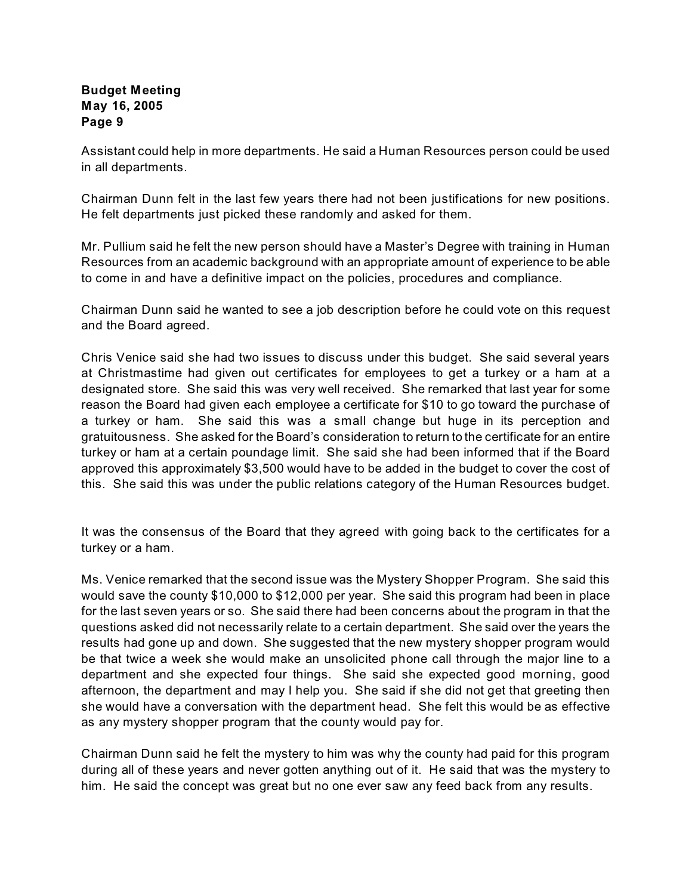Assistant could help in more departments. He said a Human Resources person could be used in all departments.

Chairman Dunn felt in the last few years there had not been justifications for new positions. He felt departments just picked these randomly and asked for them.

Mr. Pullium said he felt the new person should have a Master's Degree with training in Human Resources from an academic background with an appropriate amount of experience to be able to come in and have a definitive impact on the policies, procedures and compliance.

Chairman Dunn said he wanted to see a job description before he could vote on this request and the Board agreed.

Chris Venice said she had two issues to discuss under this budget. She said several years at Christmastime had given out certificates for employees to get a turkey or a ham at a designated store. She said this was very well received. She remarked that last year for some reason the Board had given each employee a certificate for $10 to go toward the purchase of a turkey or ham. She said this was a small change but huge in its perception and gratuitousness. She asked for the Board's consideration to return to the certificate for an entire turkey or ham at a certain poundage limit. She said she had been informed that if the Board approved this approximately $3,500 would have to be added in the budget to cover the cost of this. She said this was under the public relations category of the Human Resources budget.

It was the consensus of the Board that they agreed with going back to the certificates for a turkey or a ham.

Ms. Venice remarked that the second issue was the Mystery Shopper Program. She said this would save the county $10,000 to $12,000 per year. She said this program had been in place for the last seven years or so. She said there had been concerns about the program in that the questions asked did not necessarily relate to a certain department. She said over the years the results had gone up and down. She suggested that the new mystery shopper program would be that twice a week she would make an unsolicited phone call through the major line to a department and she expected four things. She said she expected good morning, good afternoon, the department and may I help you. She said if she did not get that greeting then she would have a conversation with the department head. She felt this would be as effective as any mystery shopper program that the county would pay for.

Chairman Dunn said he felt the mystery to him was why the county had paid for this program during all of these years and never gotten anything out of it. He said that was the mystery to him. He said the concept was great but no one ever saw any feed back from any results.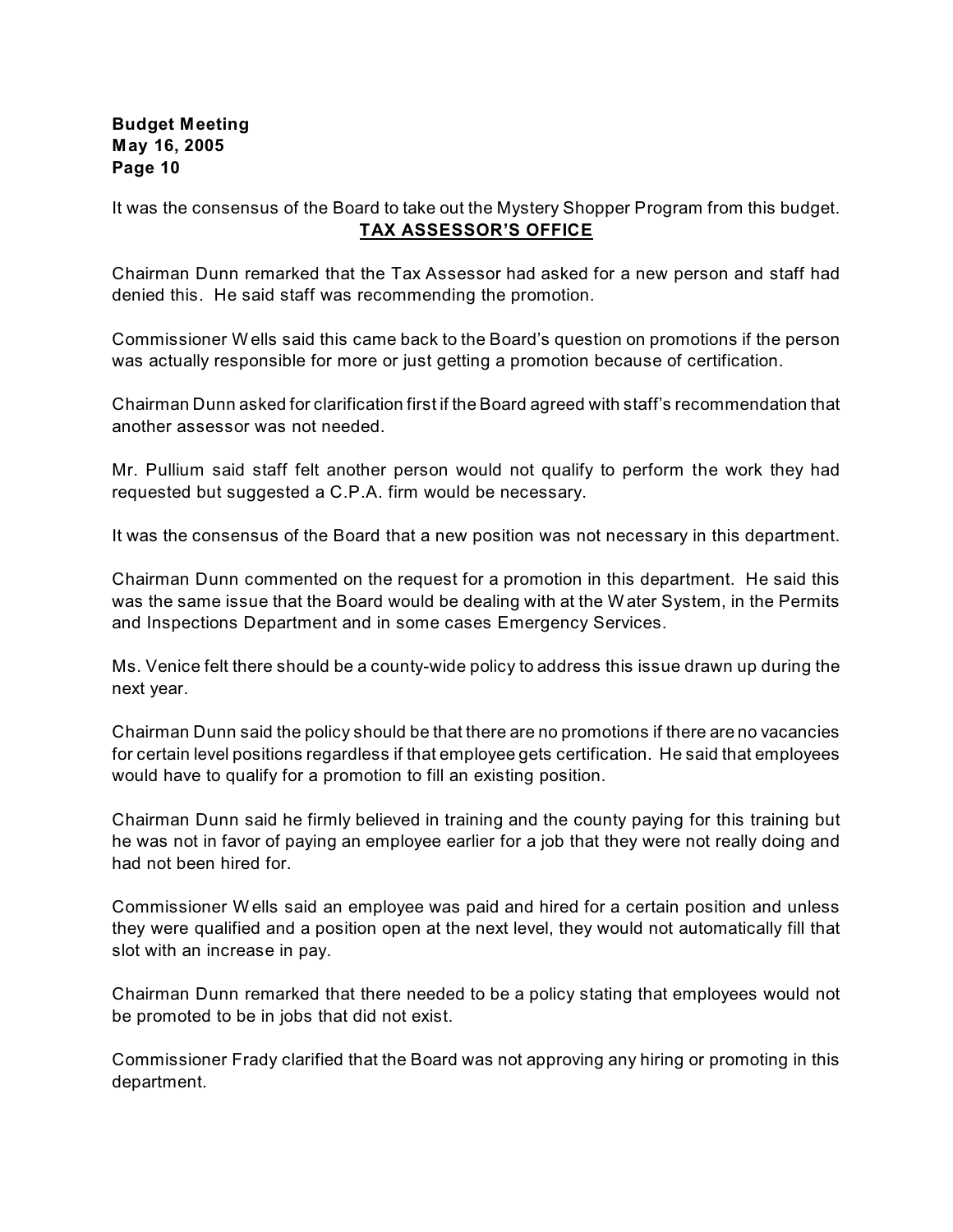It was the consensus of the Board to take out the Mystery Shopper Program from this budget.

## TAX ASSESSOR'S OFFICE

Chairman Dunn remarked that the Tax Assessor had asked for a new person and staff had denied this. He said staff was recommending the promotion.

Commissioner Wells said this came back to the Board's question on promotions if the person was actually responsible for more or just getting a promotion because of certification.

Chairman Dunn asked for clarification first if the Board agreed with staff's recommendation that another assessor was not needed.

Mr. Pullium said staff felt another person would not qualify to perform the work they had requested but suggested a C.P.A. firm would be necessary.

It was the consensus of the Board that a new position was not necessary in this department.

Chairman Dunn commented on the request for a promotion in this department. He said this was the same issue that the Board would be dealing with at the Water System, in the Permits and Inspections Department and in some cases Emergency Services.

Ms. Venice felt there should be a county-wide policy to address this issue drawn up during the next year.

Chairman Dunn said the policy should be that there are no promotions if there are no vacancies for certain level positions regardless if that employee gets certification. He said that employees would have to qualify for a promotion to fill an existing position.

Chairman Dunn said he firmly believed in training and the county paying for this training but he was not in favor of paying an employee earlier for a job that they were not really doing and had not been hired for.

Commissioner Wells said an employee was paid and hired for a certain position and unless they were qualified and a position open at the next level, they would not automatically fill that slot with an increase in pay.

Chairman Dunn remarked that there needed to be a policy stating that employees would not be promoted to be in jobs that did not exist.

Commissioner Frady clarified that the Board was not approving any hiring or promoting in this department.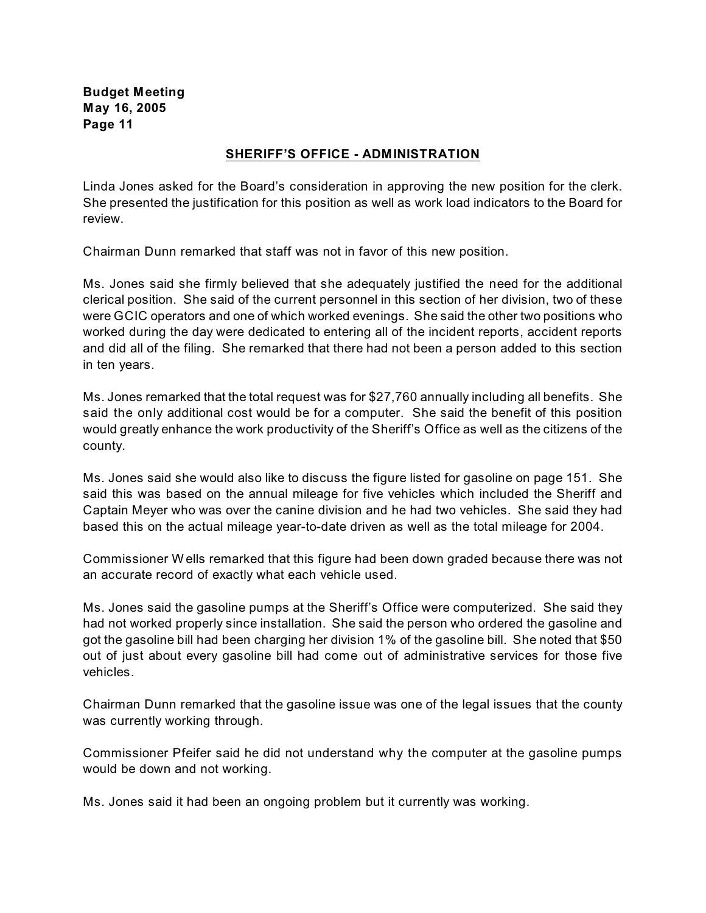## SHERIFF'S OFFICE - ADMINISTRATION

Linda Jones asked for the Board's consideration in approving the new position for the clerk. She presented the justification for this position as well as work load indicators to the Board for review.

Chairman Dunn remarked that staff was not in favor of this new position.

Ms. Jones said she firmly believed that she adequately justified the need for the additional clerical position. She said of the current personnel in this section of her division, two of these were GCIC operators and one of which worked evenings. She said the other two positions who worked during the day were dedicated to entering all of the incident reports, accident reports and did all of the filing. She remarked that there had not been a person added to this section in ten years.

Ms. Jones remarked that the total request was for $27,760 annually including all benefits. She said the only additional cost would be for a computer. She said the benefit of this position would greatly enhance the work productivity of the Sheriff's Office as well as the citizens of the county.

Ms. Jones said she would also like to discuss the figure listed for gasoline on page 151. She said this was based on the annual mileage for five vehicles which included the Sheriff and Captain Meyer who was over the canine division and he had two vehicles. She said they had based this on the actual mileage year-to-date driven as well as the total mileage for 2004.

Commissioner Wells remarked that this figure had been down graded because there was not an accurate record of exactly what each vehicle used.

Ms. Jones said the gasoline pumps at the Sheriff's Office were computerized. She said they had not worked properly since installation. She said the person who ordered the gasoline and got the gasoline bill had been charging her division 1% of the gasoline bill. She noted that $50 out of just about every gasoline bill had come out of administrative services for those five vehicles.

Chairman Dunn remarked that the gasoline issue was one of the legal issues that the county was currently working through.

Commissioner Pfeifer said he did not understand why the computer at the gasoline pumps would be down and not working.

Ms. Jones said it had been an ongoing problem but it currently was working.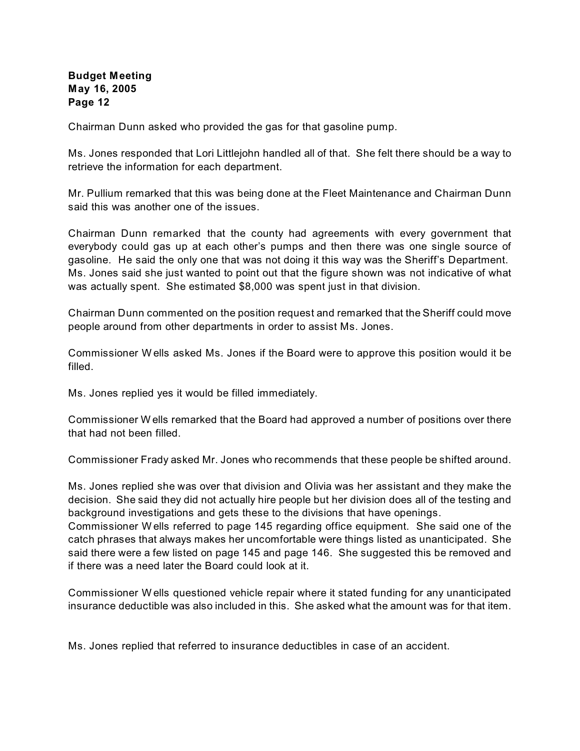Chairman Dunn asked who provided the gas for that gasoline pump.

Ms. Jones responded that Lori Littlejohn handled all of that. She felt there should be a way to retrieve the information for each department.

Mr. Pullium remarked that this was being done at the Fleet Maintenance and Chairman Dunn said this was another one of the issues.

Chairman Dunn remarked that the county had agreements with every government that everybody could gas up at each other's pumps and then there was one single source of gasoline. He said the only one that was not doing it this way was the Sheriff's Department. Ms. Jones said she just wanted to point out that the figure shown was not indicative of what was actually spent. She estimated $8,000 was spent just in that division.

Chairman Dunn commented on the position request and remarked that the Sheriff could move people around from other departments in order to assist Ms. Jones.

Commissioner Wells asked Ms. Jones if the Board were to approve this position would it be filled.

Ms. Jones replied yes it would be filled immediately.

Commissioner Wells remarked that the Board had approved a number of positions over there that had not been filled.

Commissioner Frady asked Mr. Jones who recommends that these people be shifted around.

Ms. Jones replied she was over that division and Olivia was her assistant and they make the decision. She said they did not actually hire people but her division does all of the testing and background investigations and gets these to the divisions that have openings.
Commissioner Wells referred to page 145 regarding office equipment. She said one of the catch phrases that always makes her uncomfortable were things listed as unanticipated. She said there were a few listed on page 145 and page 146. She suggested this be removed and if there was a need later the Board could look at it.

Commissioner Wells questioned vehicle repair where it stated funding for any unanticipated insurance deductible was also included in this. She asked what the amount was for that item.

Ms. Jones replied that referred to insurance deductibles in case of an accident.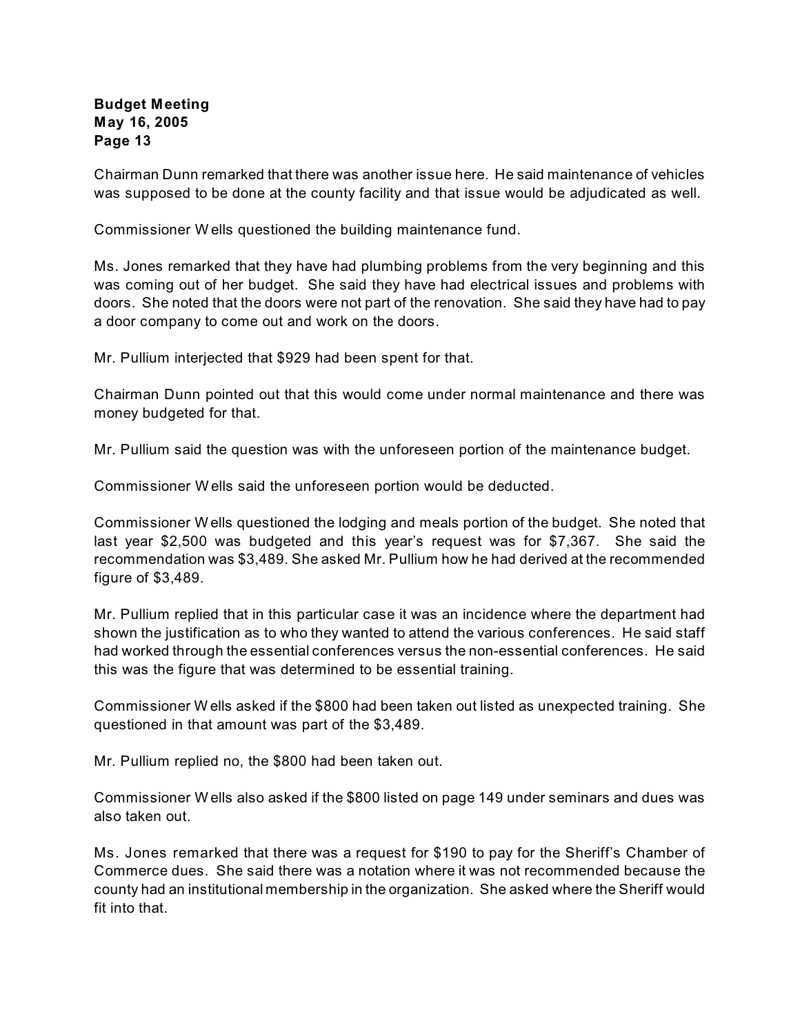Chairman Dunn remarked that there was another issue here. He said maintenance of vehicles was supposed to be done at the county facility and that issue would be adjudicated as well.

Commissioner Wells questioned the building maintenance fund.

Ms. Jones remarked that they have had plumbing problems from the very beginning and this was coming out of her budget. She said they have had electrical issues and problems with doors. She noted that the doors were not part of the renovation. She said they have had to pay a door company to come out and work on the doors.

Mr. Pullium interjected that $929 had been spent for that.

Chairman Dunn pointed out that this would come under normal maintenance and there was money budgeted for that.

Mr. Pullium said the question was with the unforeseen portion of the maintenance budget.

Commissioner Wells said the unforeseen portion would be deducted.

Commissioner Wells questioned the lodging and meals portion of the budget. She noted that last year $2,500 was budgeted and this year's request was for $7,367. She said the recommendation was $3,489. She asked Mr. Pullium how he had derived at the recommended figure of $3,489.

Mr. Pullium replied that in this particular case it was an incidence where the department had shown the justification as to who they wanted to attend the various conferences. He said staff had worked through the essential conferences versus the non-essential conferences. He said this was the figure that was determined to be essential training.

Commissioner Wells asked if the $800 had been taken out listed as unexpected training. She questioned in that amount was part of the $3,489.

Mr. Pullium replied no, the $800 had been taken out.

Commissioner Wells also asked if the $800 listed on page 149 under seminars and dues was also taken out.

Ms. Jones remarked that there was a request for $190 to pay for the Sheriff's Chamber of Commerce dues. She said there was a notation where it was not recommended because the county had an institutional membership in the organization. She asked where the Sheriff would fit into that.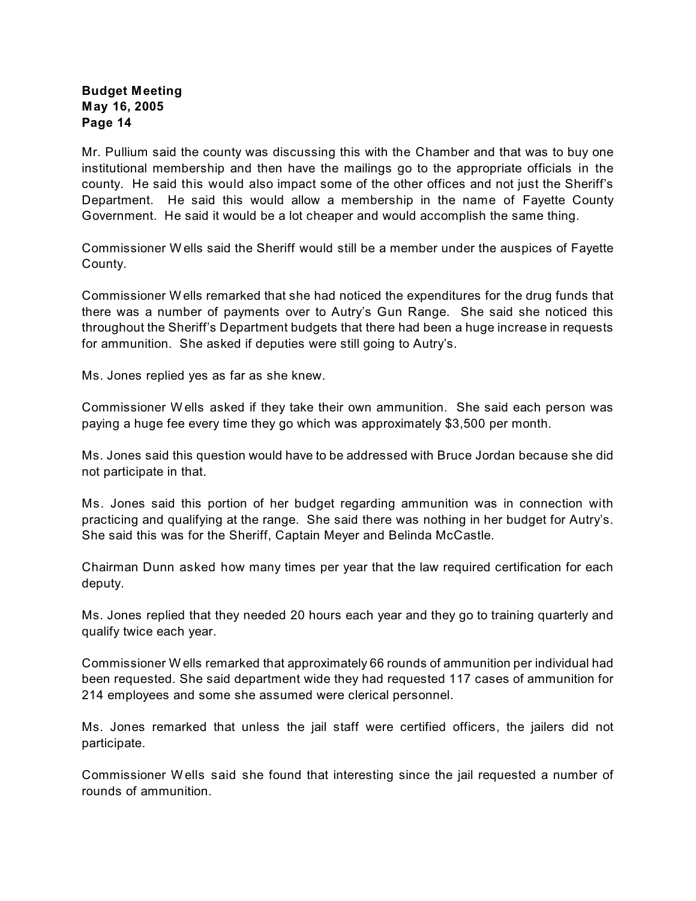Mr. Pullium said the county was discussing this with the Chamber and that was to buy one institutional membership and then have the mailings go to the appropriate officials in the county. He said this would also impact some of the other offices and not just the Sheriff's Department. He said this would allow a membership in the name of Fayette County Government. He said it would be a lot cheaper and would accomplish the same thing.

Commissioner Wells said the Sheriff would still be a member under the auspices of Fayette County.

Commissioner Wells remarked that she had noticed the expenditures for the drug funds that there was a number of payments over to Autry's Gun Range. She said she noticed this throughout the Sheriff's Department budgets that there had been a huge increase in requests for ammunition. She asked if deputies were still going to Autry's.

Ms. Jones replied yes as far as she knew.

Commissioner Wells asked if they take their own ammunition. She said each person was paying a huge fee every time they go which was approximately $3,500 per month.

Ms. Jones said this question would have to be addressed with Bruce Jordan because she did not participate in that.

Ms. Jones said this portion of her budget regarding ammunition was in connection with practicing and qualifying at the range. She said there was nothing in her budget for Autry's. She said this was for the Sheriff, Captain Meyer and Belinda McCastle.

Chairman Dunn asked how many times per year that the law required certification for each deputy.

Ms. Jones replied that they needed 20 hours each year and they go to training quarterly and qualify twice each year.

Commissioner Wells remarked that approximately 66 rounds of ammunition per individual had been requested. She said department wide they had requested 117 cases of ammunition for 214 employees and some she assumed were clerical personnel.

Ms. Jones remarked that unless the jail staff were certified officers, the jailers did not participate.

Commissioner Wells said she found that interesting since the jail requested a number of rounds of ammunition.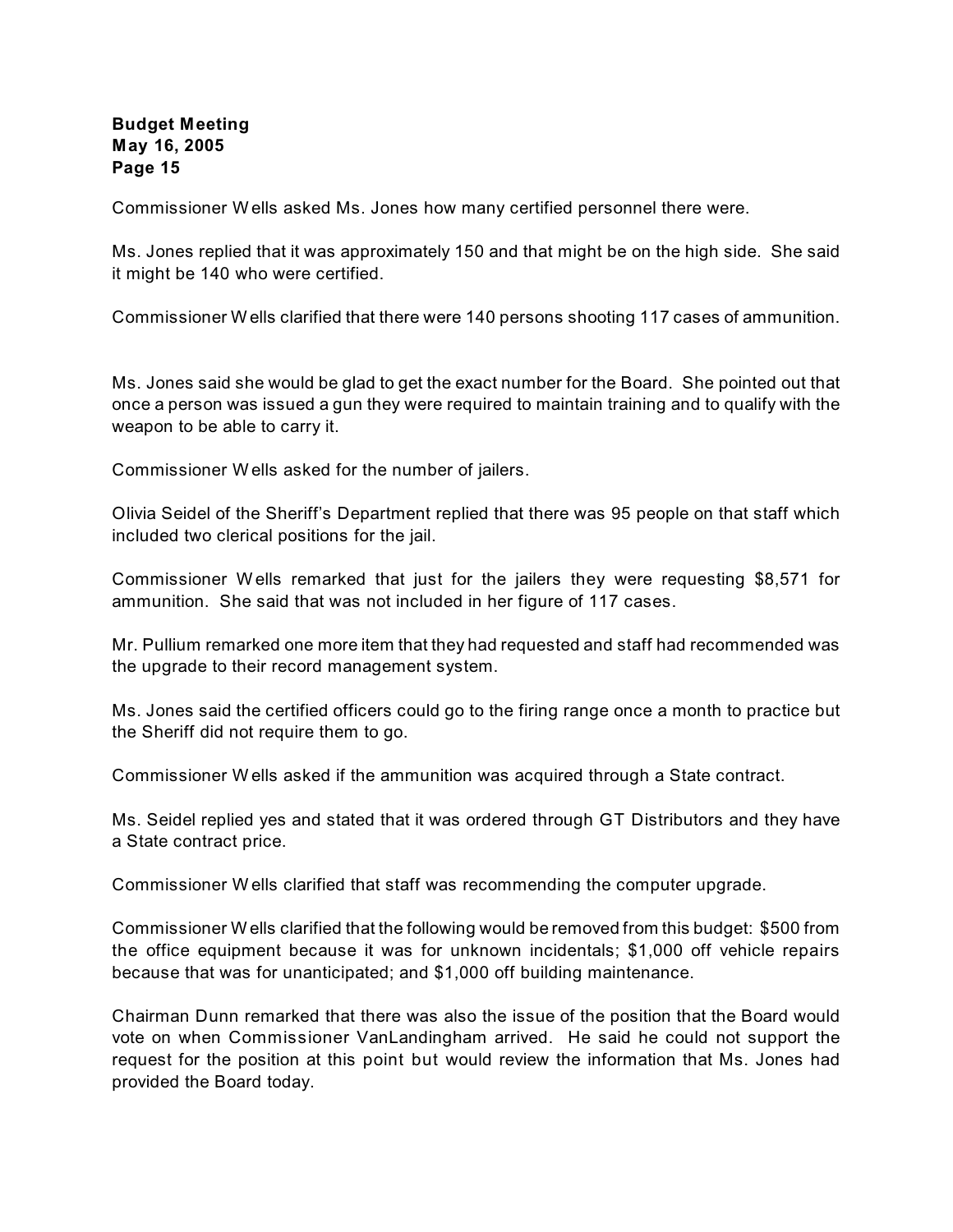Commissioner Wells asked Ms. Jones how many certified personnel there were.

Ms. Jones replied that it was approximately 150 and that might be on the high side. She said it might be 140 who were certified.

Commissioner Wells clarified that there were 140 persons shooting 117 cases of ammunition.

Ms. Jones said she would be glad to get the exact number for the Board. She pointed out that once a person was issued a gun they were required to maintain training and to qualify with the weapon to be able to carry it.

Commissioner Wells asked for the number of jailers.

Olivia Seidel of the Sheriff's Department replied that there was 95 people on that staff which included two clerical positions for the jail.

Commissioner Wells remarked that just for the jailers they were requesting $8,571 for ammunition. She said that was not included in her figure of 117 cases.

Mr. Pullium remarked one more item that they had requested and staff had recommended was the upgrade to their record management system.

Ms. Jones said the certified officers could go to the firing range once a month to practice but the Sheriff did not require them to go.

Commissioner Wells asked if the ammunition was acquired through a State contract.

Ms. Seidel replied yes and stated that it was ordered through GT Distributors and they have a State contract price.

Commissioner Wells clarified that staff was recommending the computer upgrade.

Commissioner Wells clarified that the following would be removed from this budget: $500 from the office equipment because it was for unknown incidentals; $1,000 off vehicle repairs because that was for unanticipated; and $1,000 off building maintenance.

Chairman Dunn remarked that there was also the issue of the position that the Board would vote on when Commissioner VanLandingham arrived. He said he could not support the request for the position at this point but would review the information that Ms. Jones had provided the Board today.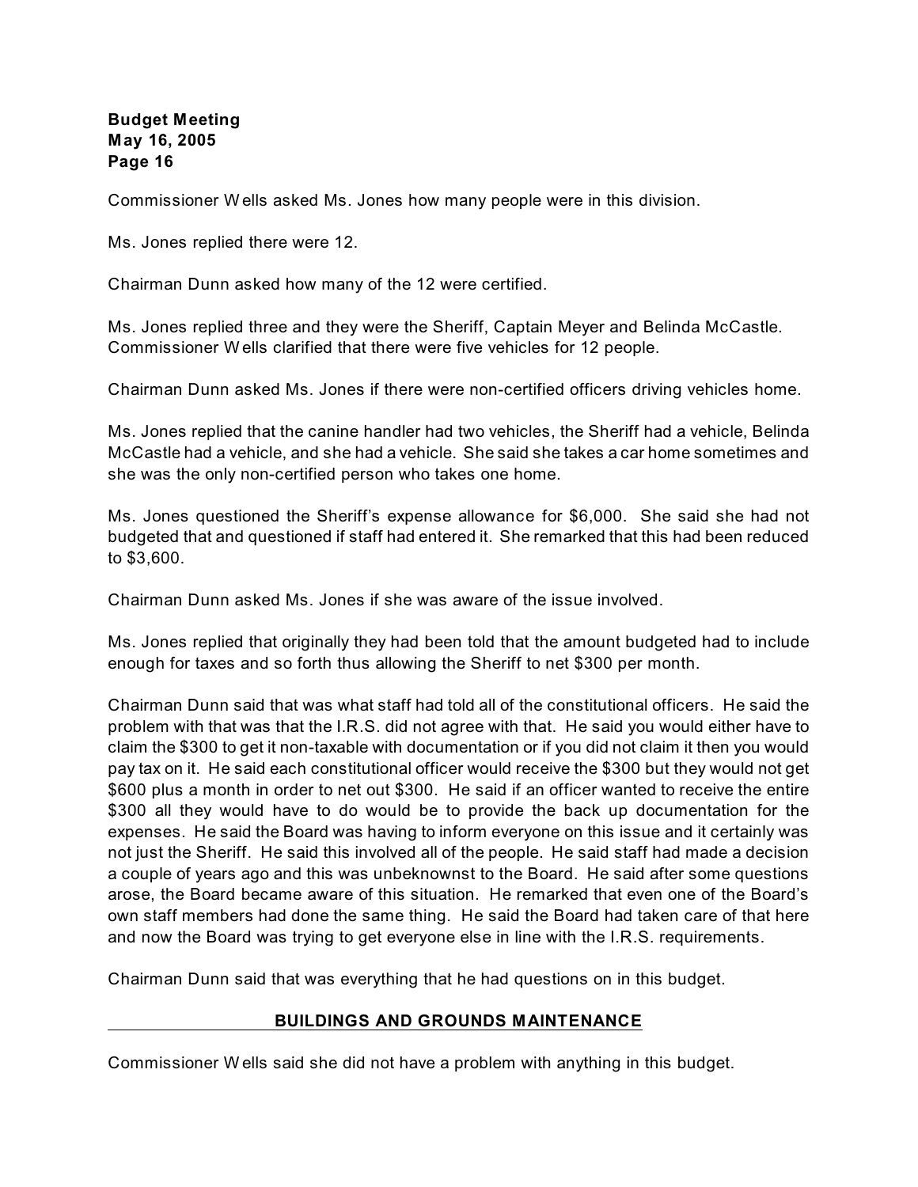Commissioner Wells asked Ms. Jones how many people were in this division.

Ms. Jones replied there were 12.

Chairman Dunn asked how many of the 12 were certified.

Ms. Jones replied three and they were the Sheriff, Captain Meyer and Belinda McCastle. Commissioner Wells clarified that there were five vehicles for 12 people.

Chairman Dunn asked Ms. Jones if there were non-certified officers driving vehicles home.

Ms. Jones replied that the canine handler had two vehicles, the Sheriff had a vehicle, Belinda McCastle had a vehicle, and she had a vehicle. She said she takes a car home sometimes and she was the only non-certified person who takes one home.

Ms. Jones questioned the Sheriff's expense allowance for $6,000. She said she had not budgeted that and questioned if staff had entered it. She remarked that this had been reduced to $3,600.

Chairman Dunn asked Ms. Jones if she was aware of the issue involved.

Ms. Jones replied that originally they had been told that the amount budgeted had to include enough for taxes and so forth thus allowing the Sheriff to net $300 per month.

Chairman Dunn said that was what staff had told all of the constitutional officers. He said the problem with that was that the I.R.S. did not agree with that. He said you would either have to claim the $300 to get it non-taxable with documentation or if you did not claim it then you would pay tax on it. He said each constitutional officer would receive the $300 but they would not get $600 plus a month in order to net out $300. He said if an officer wanted to receive the entire $300 all they would have to do would be to provide the back up documentation for the expenses. He said the Board was having to inform everyone on this issue and it certainly was not just the Sheriff. He said this involved all of the people. He said staff had made a decision a couple of years ago and this was unbeknownst to the Board. He said after some questions arose, the Board became aware of this situation. He remarked that even one of the Board's own staff members had done the same thing. He said the Board had taken care of that here and now the Board was trying to get everyone else in line with the I.R.S. requirements.

Chairman Dunn said that was everything that he had questions on in this budget.

## BUILDINGS AND GROUNDS MAINTENANCE

Commissioner Wells said she did not have a problem with anything in this budget.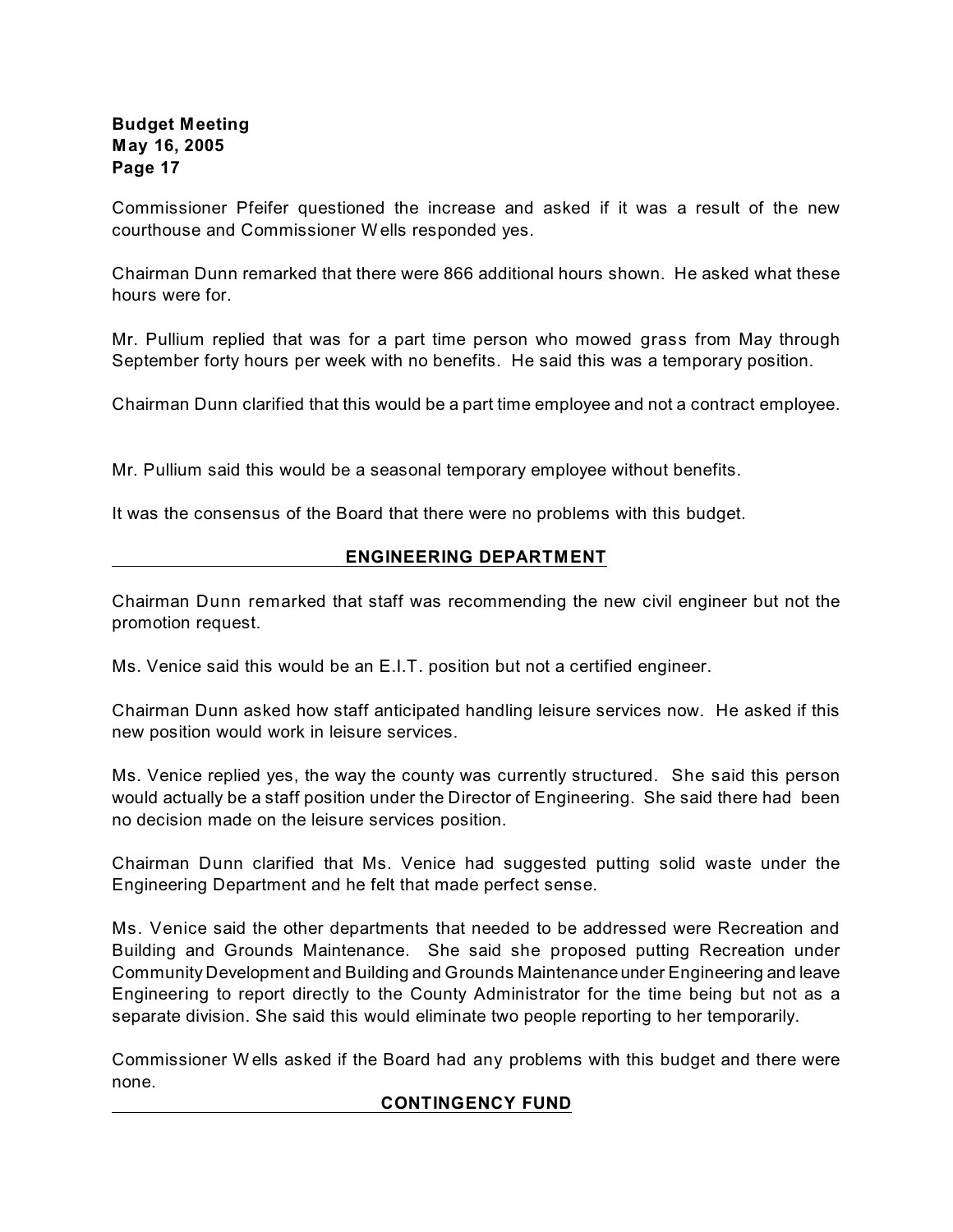Commissioner Pfeifer questioned the increase and asked if it was a result of the new courthouse and Commissioner Wells responded yes.

Chairman Dunn remarked that there were 866 additional hours shown. He asked what these hours were for.

Mr. Pullium replied that was for a part time person who mowed grass from May through September forty hours per week with no benefits. He said this was a temporary position.

Chairman Dunn clarified that this would be a part time employee and not a contract employee.

Mr. Pullium said this would be a seasonal temporary employee without benefits.

It was the consensus of the Board that there were no problems with this budget.

## ENGINEERING DEPARTMENT

Chairman Dunn remarked that staff was recommending the new civil engineer but not the promotion request.

Ms. Venice said this would be an E.I.T. position but not a certified engineer.

Chairman Dunn asked how staff anticipated handling leisure services now. He asked if this new position would work in leisure services.

Ms. Venice replied yes, the way the county was currently structured. She said this person would actually be a staff position under the Director of Engineering. She said there had been no decision made on the leisure services position.

Chairman Dunn clarified that Ms. Venice had suggested putting solid waste under the Engineering Department and he felt that made perfect sense.

Ms. Venice said the other departments that needed to be addressed were Recreation and Building and Grounds Maintenance. She said she proposed putting Recreation under Community Development and Building and Grounds Maintenance under Engineering and leave Engineering to report directly to the County Administrator for the time being but not as a separate division. She said this would eliminate two people reporting to her temporarily.

Commissioner Wells asked if the Board had any problems with this budget and there were none.

## CONTINGENCY FUND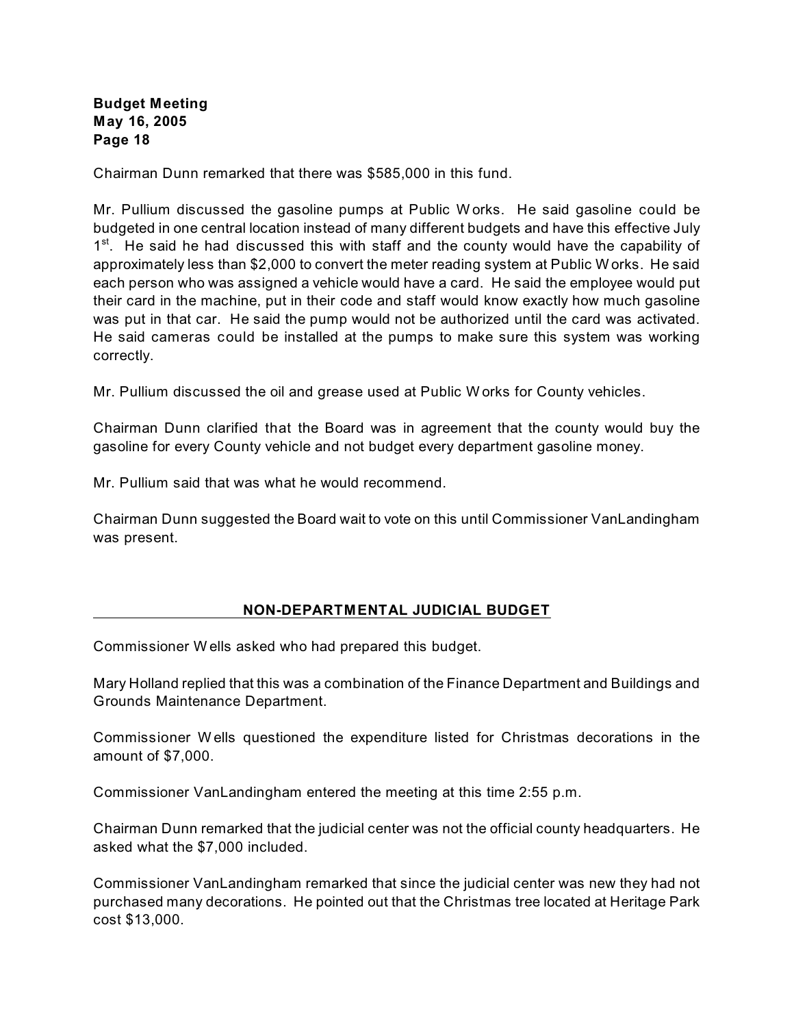Chairman Dunn remarked that there was $585,000 in this fund.

Mr. Pullium discussed the gasoline pumps at Public Works. He said gasoline could be budgeted in one central location instead of many different budgets and have this effective July 1st. He said he had discussed this with staff and the county would have the capability of approximately less than $2,000 to convert the meter reading system at Public Works. He said each person who was assigned a vehicle would have a card. He said the employee would put their card in the machine, put in their code and staff would know exactly how much gasoline was put in that car. He said the pump would not be authorized until the card was activated. He said cameras could be installed at the pumps to make sure this system was working correctly.

Mr. Pullium discussed the oil and grease used at Public Works for County vehicles.

Chairman Dunn clarified that the Board was in agreement that the county would buy the gasoline for every County vehicle and not budget every department gasoline money.

Mr. Pullium said that was what he would recommend.

Chairman Dunn suggested the Board wait to vote on this until Commissioner VanLandingham was present.

## NON-DEPARTMENTAL JUDICIAL BUDGET

Commissioner Wells asked who had prepared this budget.

Mary Holland replied that this was a combination of the Finance Department and Buildings and Grounds Maintenance Department.

Commissioner Wells questioned the expenditure listed for Christmas decorations in the amount of $7,000.

Commissioner VanLandingham entered the meeting at this time 2:55 p.m.

Chairman Dunn remarked that the judicial center was not the official county headquarters. He asked what the $7,000 included.

Commissioner VanLandingham remarked that since the judicial center was new they had not purchased many decorations. He pointed out that the Christmas tree located at Heritage Park cost $13,000.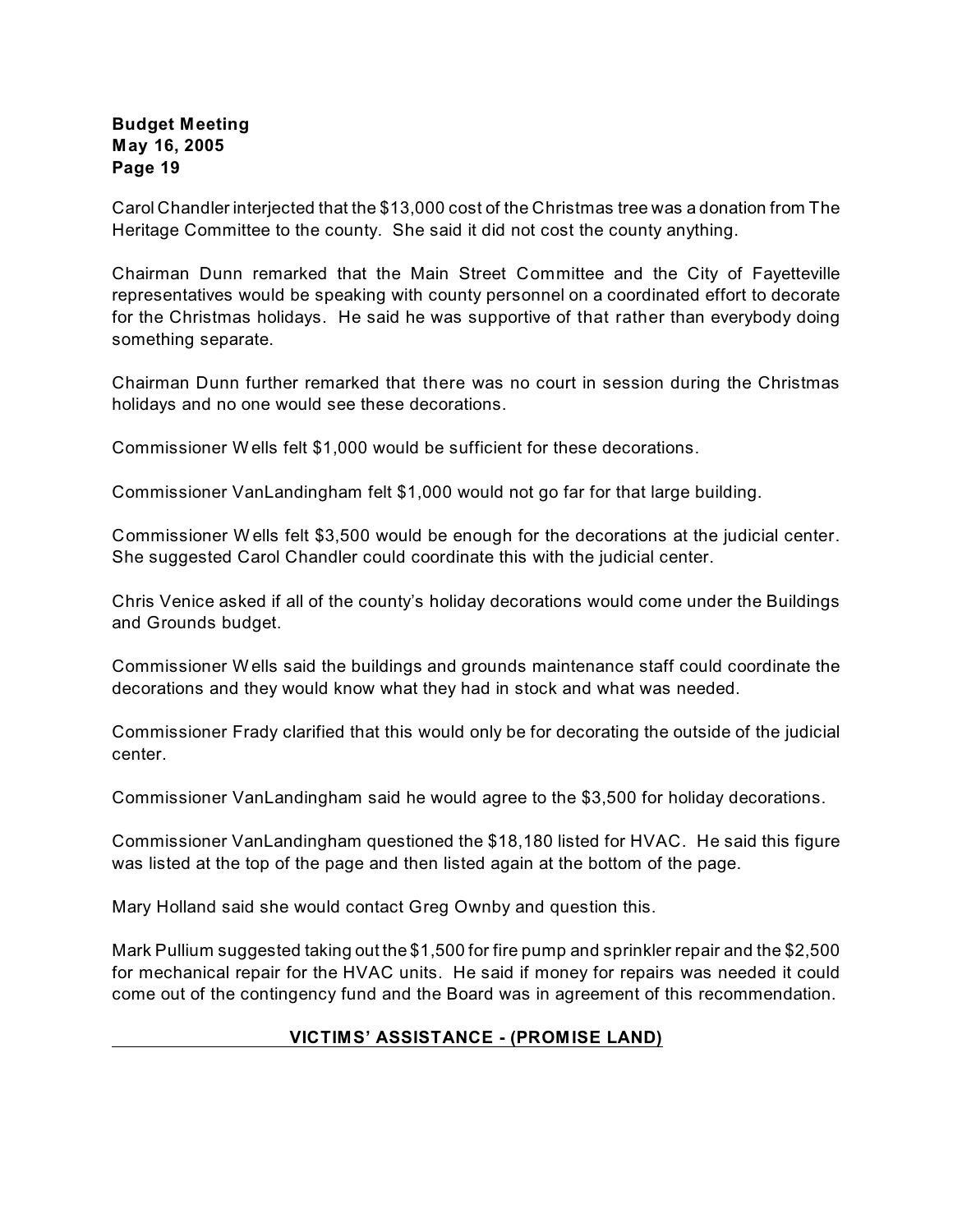Carol Chandler interjected that the $13,000 cost of the Christmas tree was a donation from The Heritage Committee to the county. She said it did not cost the county anything.

Chairman Dunn remarked that the Main Street Committee and the City of Fayetteville representatives would be speaking with county personnel on a coordinated effort to decorate for the Christmas holidays. He said he was supportive of that rather than everybody doing something separate.

Chairman Dunn further remarked that there was no court in session during the Christmas holidays and no one would see these decorations.

Commissioner Wells felt $1,000 would be sufficient for these decorations.

Commissioner VanLandingham felt $1,000 would not go far for that large building.

Commissioner Wells felt $3,500 would be enough for the decorations at the judicial center. She suggested Carol Chandler could coordinate this with the judicial center.

Chris Venice asked if all of the county's holiday decorations would come under the Buildings and Grounds budget.

Commissioner Wells said the buildings and grounds maintenance staff could coordinate the decorations and they would know what they had in stock and what was needed.

Commissioner Frady clarified that this would only be for decorating the outside of the judicial center.

Commissioner VanLandingham said he would agree to the $3,500 for holiday decorations.

Commissioner VanLandingham questioned the $18,180 listed for HVAC. He said this figure was listed at the top of the page and then listed again at the bottom of the page.

Mary Holland said she would contact Greg Ownby and question this.

Mark Pullium suggested taking out the $1,500 for fire pump and sprinkler repair and the $2,500 for mechanical repair for the HVAC units. He said if money for repairs was needed it could come out of the contingency fund and the Board was in agreement of this recommendation.

## VICTIMS' ASSISTANCE - (PROMISE LAND)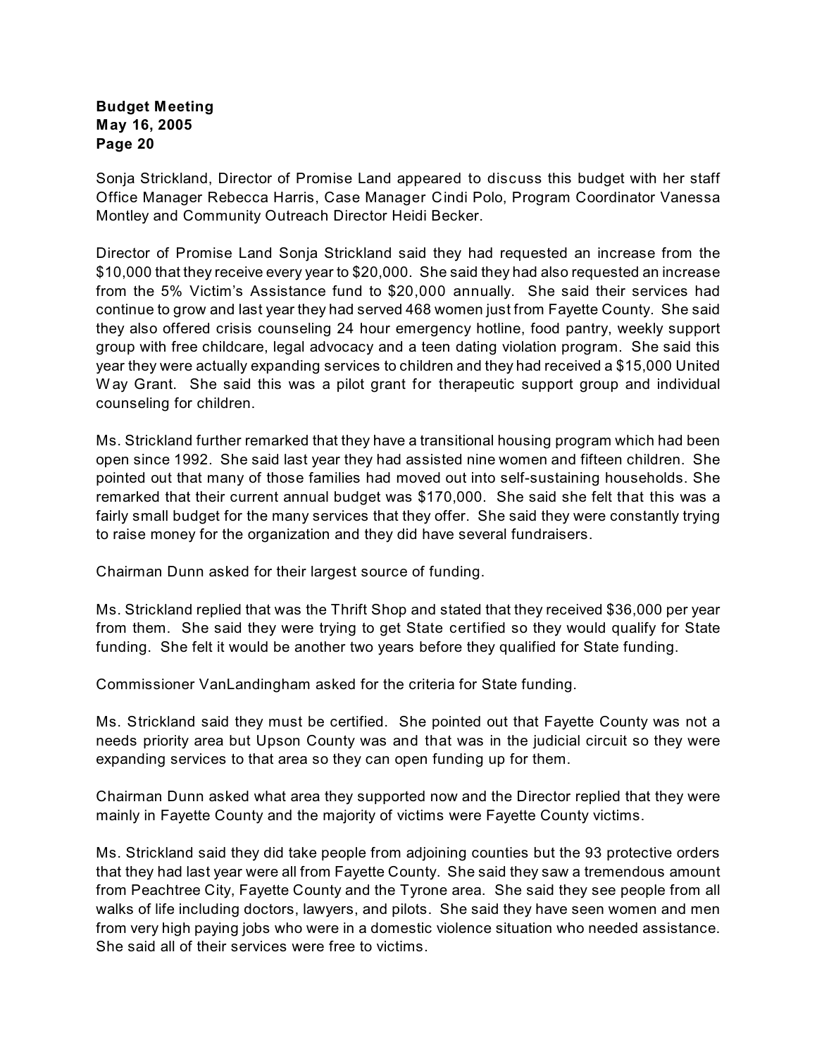Sonja Strickland, Director of Promise Land appeared to discuss this budget with her staff Office Manager Rebecca Harris, Case Manager Cindi Polo, Program Coordinator Vanessa Montley and Community Outreach Director Heidi Becker.

Director of Promise Land Sonja Strickland said they had requested an increase from the $10,000 that they receive every year to $20,000. She said they had also requested an increase from the 5% Victim's Assistance fund to $20,000 annually. She said their services had continue to grow and last year they had served 468 women just from Fayette County. She said they also offered crisis counseling 24 hour emergency hotline, food pantry, weekly support group with free childcare, legal advocacy and a teen dating violation program. She said this year they were actually expanding services to children and they had received a $15,000 United Way Grant. She said this was a pilot grant for therapeutic support group and individual counseling for children.

Ms. Strickland further remarked that they have a transitional housing program which had been open since 1992. She said last year they had assisted nine women and fifteen children. She pointed out that many of those families had moved out into self-sustaining households. She remarked that their current annual budget was $170,000. She said she felt that this was a fairly small budget for the many services that they offer. She said they were constantly trying to raise money for the organization and they did have several fundraisers.

Chairman Dunn asked for their largest source of funding.

Ms. Strickland replied that was the Thrift Shop and stated that they received $36,000 per year from them. She said they were trying to get State certified so they would qualify for State funding. She felt it would be another two years before they qualified for State funding.

Commissioner VanLandingham asked for the criteria for State funding.

Ms. Strickland said they must be certified. She pointed out that Fayette County was not a needs priority area but Upson County was and that was in the judicial circuit so they were expanding services to that area so they can open funding up for them.

Chairman Dunn asked what area they supported now and the Director replied that they were mainly in Fayette County and the majority of victims were Fayette County victims.

Ms. Strickland said they did take people from adjoining counties but the 93 protective orders that they had last year were all from Fayette County. She said they saw a tremendous amount from Peachtree City, Fayette County and the Tyrone area. She said they see people from all walks of life including doctors, lawyers, and pilots. She said they have seen women and men from very high paying jobs who were in a domestic violence situation who needed assistance. She said all of their services were free to victims.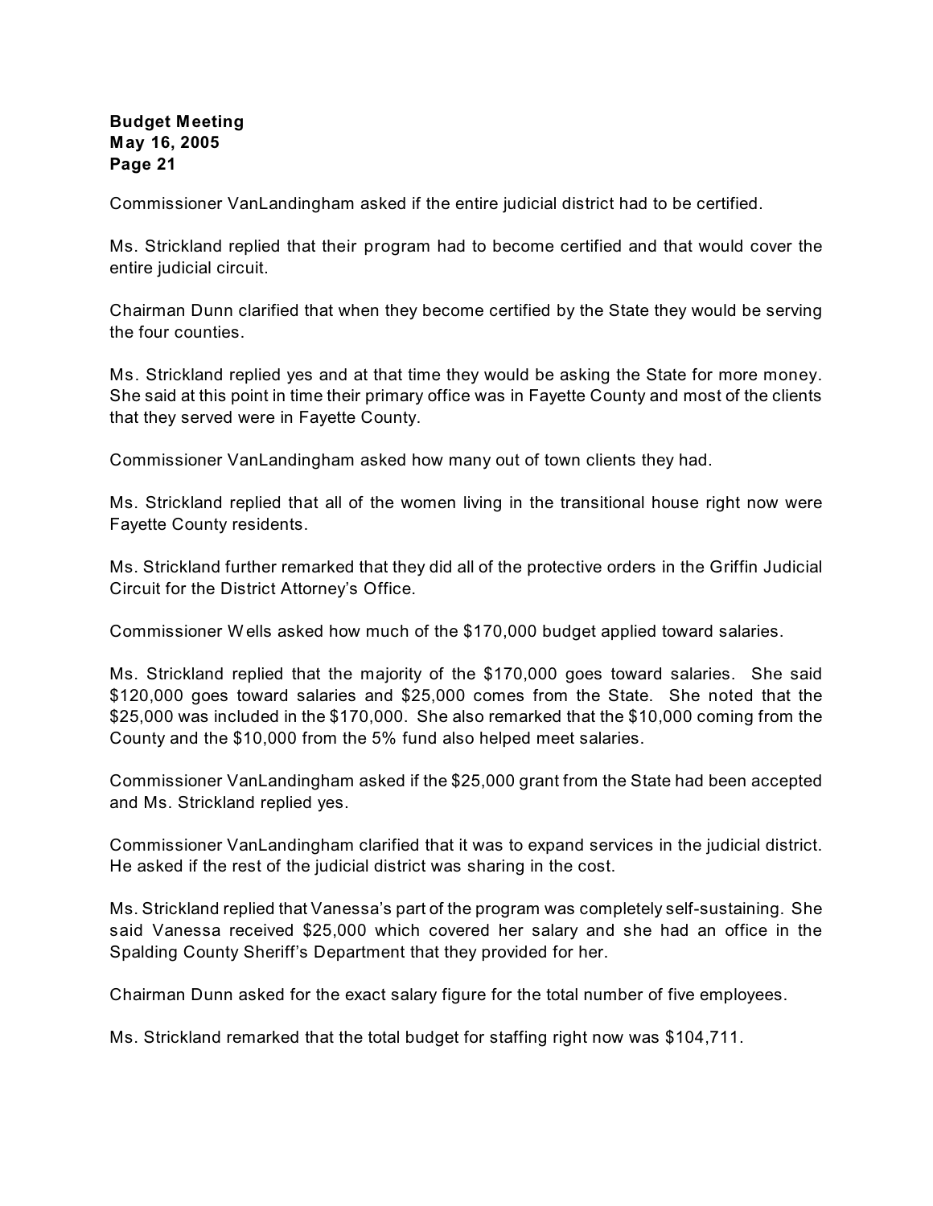Commissioner VanLandingham asked if the entire judicial district had to be certified.

Ms. Strickland replied that their program had to become certified and that would cover the entire judicial circuit.

Chairman Dunn clarified that when they become certified by the State they would be serving the four counties.

Ms. Strickland replied yes and at that time they would be asking the State for more money. She said at this point in time their primary office was in Fayette County and most of the clients that they served were in Fayette County.

Commissioner VanLandingham asked how many out of town clients they had.

Ms. Strickland replied that all of the women living in the transitional house right now were Fayette County residents.

Ms. Strickland further remarked that they did all of the protective orders in the Griffin Judicial Circuit for the District Attorney's Office.

Commissioner Wells asked how much of the $170,000 budget applied toward salaries.

Ms. Strickland replied that the majority of the $170,000 goes toward salaries. She said $120,000 goes toward salaries and $25,000 comes from the State. She noted that the $25,000 was included in the $170,000. She also remarked that the $10,000 coming from the County and the $10,000 from the 5% fund also helped meet salaries.

Commissioner VanLandingham asked if the $25,000 grant from the State had been accepted and Ms. Strickland replied yes.

Commissioner VanLandingham clarified that it was to expand services in the judicial district. He asked if the rest of the judicial district was sharing in the cost.

Ms. Strickland replied that Vanessa's part of the program was completely self-sustaining. She said Vanessa received $25,000 which covered her salary and she had an office in the Spalding County Sheriff's Department that they provided for her.

Chairman Dunn asked for the exact salary figure for the total number of five employees.

Ms. Strickland remarked that the total budget for staffing right now was $104,711.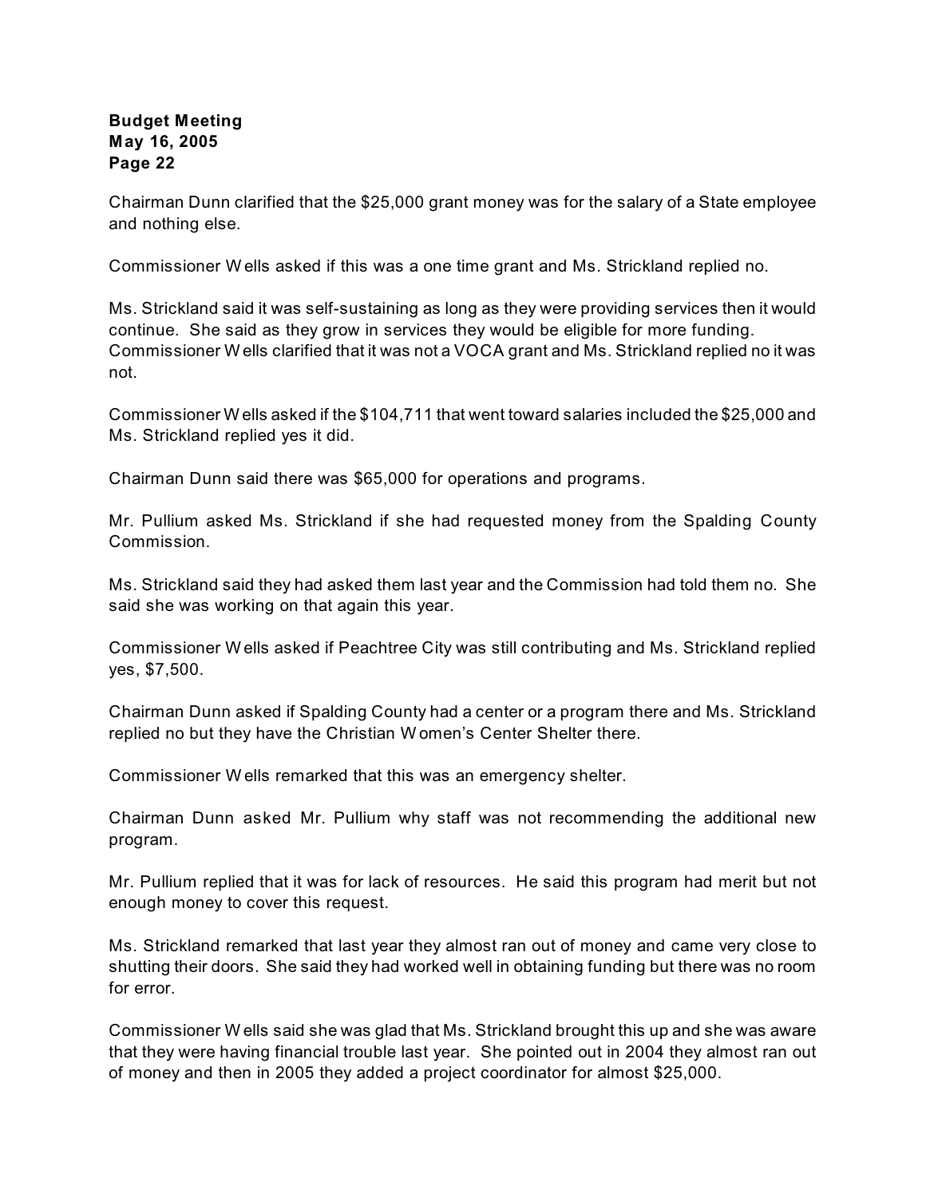Chairman Dunn clarified that the $25,000 grant money was for the salary of a State employee and nothing else.

Commissioner Wells asked if this was a one time grant and Ms. Strickland replied no.

Ms. Strickland said it was self-sustaining as long as they were providing services then it would continue. She said as they grow in services they would be eligible for more funding. Commissioner Wells clarified that it was not a VOCA grant and Ms. Strickland replied no it was not.

Commissioner Wells asked if the $104,711 that went toward salaries included the $25,000 and Ms. Strickland replied yes it did.

Chairman Dunn said there was $65,000 for operations and programs.

Mr. Pullium asked Ms. Strickland if she had requested money from the Spalding County Commission.

Ms. Strickland said they had asked them last year and the Commission had told them no. She said she was working on that again this year.

Commissioner Wells asked if Peachtree City was still contributing and Ms. Strickland replied yes, $7,500.

Chairman Dunn asked if Spalding County had a center or a program there and Ms. Strickland replied no but they have the Christian Women's Center Shelter there.

Commissioner Wells remarked that this was an emergency shelter.

Chairman Dunn asked Mr. Pullium why staff was not recommending the additional new program.

Mr. Pullium replied that it was for lack of resources. He said this program had merit but not enough money to cover this request.

Ms. Strickland remarked that last year they almost ran out of money and came very close to shutting their doors. She said they had worked well in obtaining funding but there was no room for error.

Commissioner Wells said she was glad that Ms. Strickland brought this up and she was aware that they were having financial trouble last year. She pointed out in 2004 they almost ran out of money and then in 2005 they added a project coordinator for almost $25,000.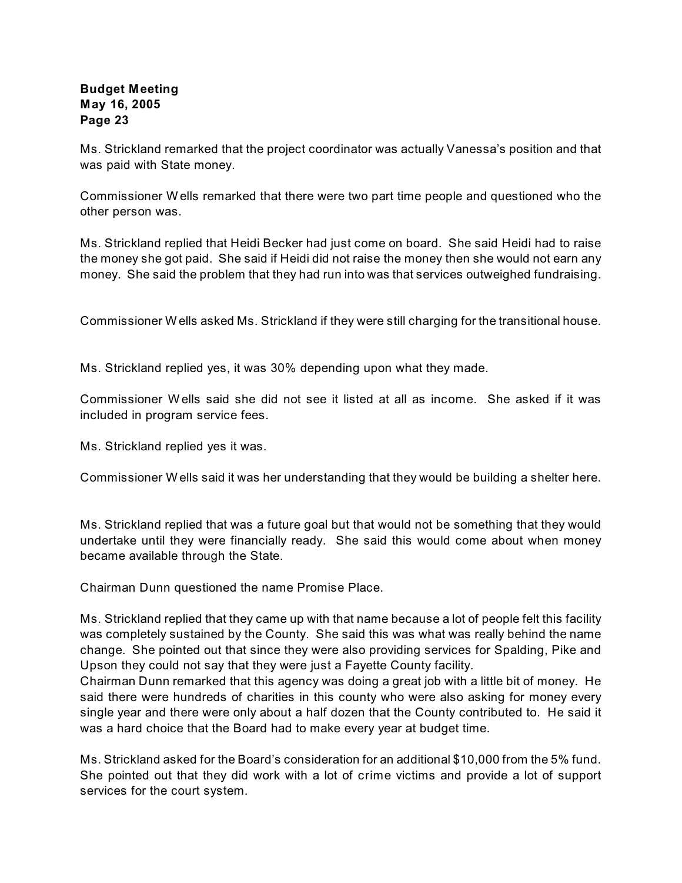Ms. Strickland remarked that the project coordinator was actually Vanessa's position and that was paid with State money.

Commissioner Wells remarked that there were two part time people and questioned who the other person was.

Ms. Strickland replied that Heidi Becker had just come on board. She said Heidi had to raise the money she got paid. She said if Heidi did not raise the money then she would not earn any money. She said the problem that they had run into was that services outweighed fundraising.

Commissioner Wells asked Ms. Strickland if they were still charging for the transitional house.

Ms. Strickland replied yes, it was 30% depending upon what they made.

Commissioner Wells said she did not see it listed at all as income. She asked if it was included in program service fees.

Ms. Strickland replied yes it was.

Commissioner Wells said it was her understanding that they would be building a shelter here.

Ms. Strickland replied that was a future goal but that would not be something that they would undertake until they were financially ready. She said this would come about when money became available through the State.

Chairman Dunn questioned the name Promise Place.

Ms. Strickland replied that they came up with that name because a lot of people felt this facility was completely sustained by the County. She said this was what was really behind the name change. She pointed out that since they were also providing services for Spalding, Pike and Upson they could not say that they were just a Fayette County facility.

Chairman Dunn remarked that this agency was doing a great job with a little bit of money. He said there were hundreds of charities in this county who were also asking for money every single year and there were only about a half dozen that the County contributed to. He said it was a hard choice that the Board had to make every year at budget time.

Ms. Strickland asked for the Board's consideration for an additional $10,000 from the 5% fund. She pointed out that they did work with a lot of crime victims and provide a lot of support services for the court system.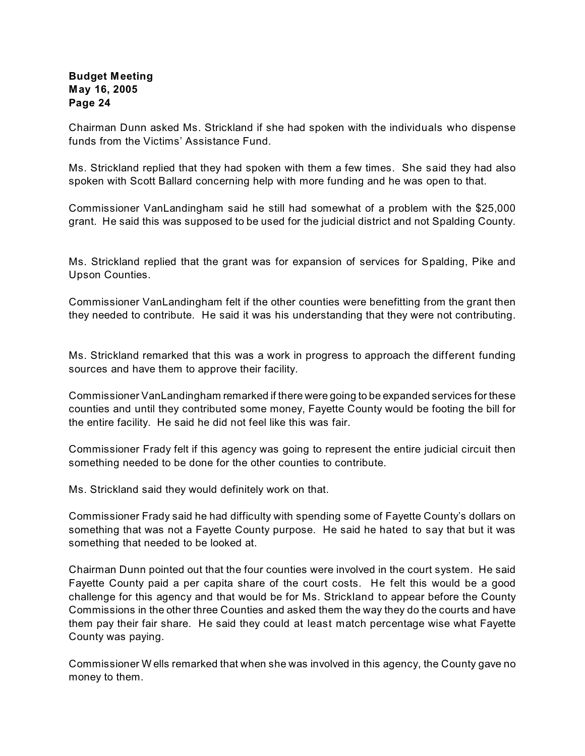Chairman Dunn asked Ms. Strickland if she had spoken with the individuals who dispense funds from the Victims' Assistance Fund.

Ms. Strickland replied that they had spoken with them a few times. She said they had also spoken with Scott Ballard concerning help with more funding and he was open to that.

Commissioner VanLandingham said he still had somewhat of a problem with the $25,000 grant. He said this was supposed to be used for the judicial district and not Spalding County.

Ms. Strickland replied that the grant was for expansion of services for Spalding, Pike and Upson Counties.

Commissioner VanLandingham felt if the other counties were benefitting from the grant then they needed to contribute. He said it was his understanding that they were not contributing.

Ms. Strickland remarked that this was a work in progress to approach the different funding sources and have them to approve their facility.

Commissioner VanLandingham remarked if there were going to be expanded services for these counties and until they contributed some money, Fayette County would be footing the bill for the entire facility. He said he did not feel like this was fair.

Commissioner Frady felt if this agency was going to represent the entire judicial circuit then something needed to be done for the other counties to contribute.

Ms. Strickland said they would definitely work on that.

Commissioner Frady said he had difficulty with spending some of Fayette County's dollars on something that was not a Fayette County purpose. He said he hated to say that but it was something that needed to be looked at.

Chairman Dunn pointed out that the four counties were involved in the court system. He said Fayette County paid a per capita share of the court costs. He felt this would be a good challenge for this agency and that would be for Ms. Strickland to appear before the County Commissions in the other three Counties and asked them the way they do the courts and have them pay their fair share. He said they could at least match percentage wise what Fayette County was paying.

Commissioner Wells remarked that when she was involved in this agency, the County gave no money to them.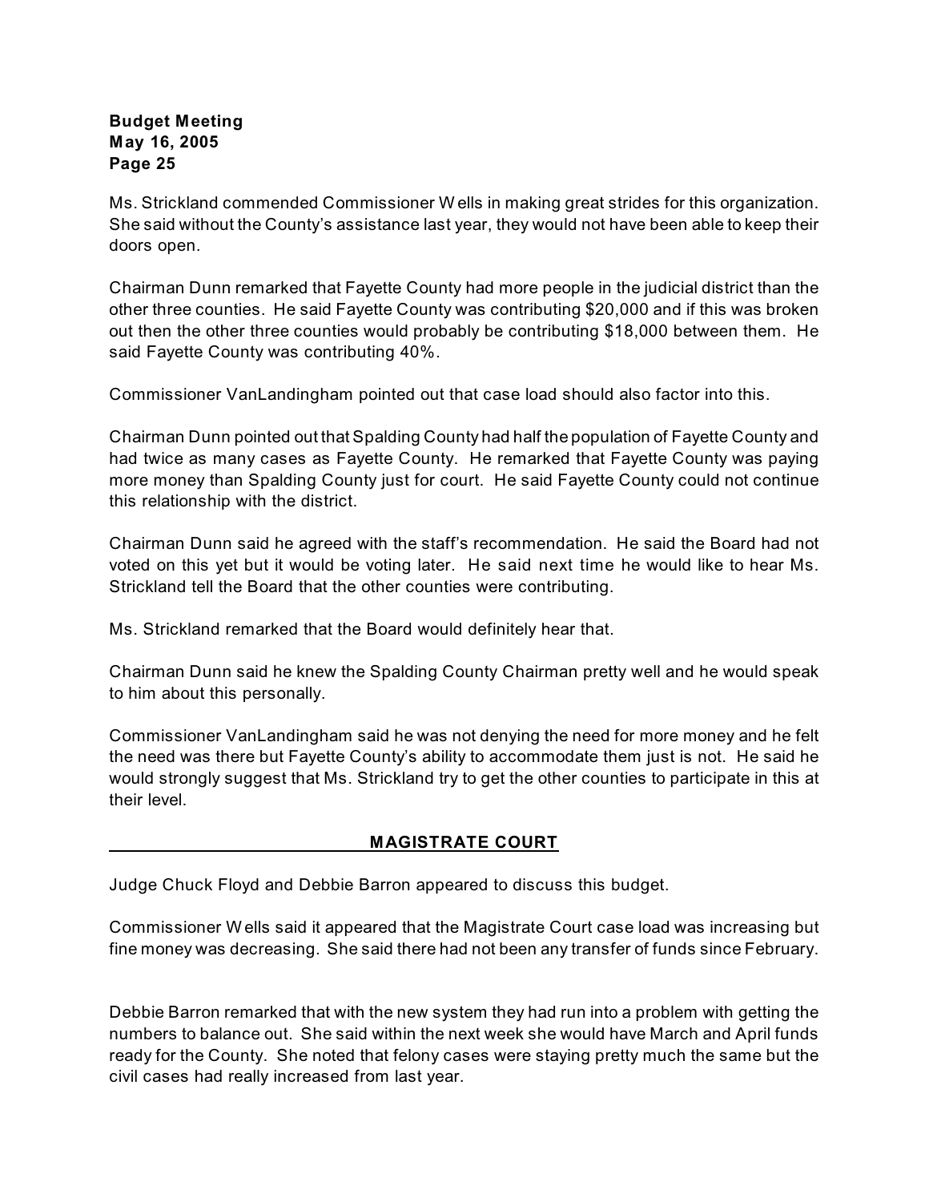Ms. Strickland commended Commissioner Wells in making great strides for this organization. She said without the County's assistance last year, they would not have been able to keep their doors open.

Chairman Dunn remarked that Fayette County had more people in the judicial district than the other three counties. He said Fayette County was contributing $20,000 and if this was broken out then the other three counties would probably be contributing $18,000 between them. He said Fayette County was contributing 40%.

Commissioner VanLandingham pointed out that case load should also factor into this.

Chairman Dunn pointed out that Spalding County had half the population of Fayette County and had twice as many cases as Fayette County. He remarked that Fayette County was paying more money than Spalding County just for court. He said Fayette County could not continue this relationship with the district.

Chairman Dunn said he agreed with the staff's recommendation. He said the Board had not voted on this yet but it would be voting later. He said next time he would like to hear Ms. Strickland tell the Board that the other counties were contributing.

Ms. Strickland remarked that the Board would definitely hear that.

Chairman Dunn said he knew the Spalding County Chairman pretty well and he would speak to him about this personally.

Commissioner VanLandingham said he was not denying the need for more money and he felt the need was there but Fayette County's ability to accommodate them just is not. He said he would strongly suggest that Ms. Strickland try to get the other counties to participate in this at their level.

## MAGISTRATE COURT

Judge Chuck Floyd and Debbie Barron appeared to discuss this budget.

Commissioner Wells said it appeared that the Magistrate Court case load was increasing but fine money was decreasing. She said there had not been any transfer of funds since February.

Debbie Barron remarked that with the new system they had run into a problem with getting the numbers to balance out. She said within the next week she would have March and April funds ready for the County. She noted that felony cases were staying pretty much the same but the civil cases had really increased from last year.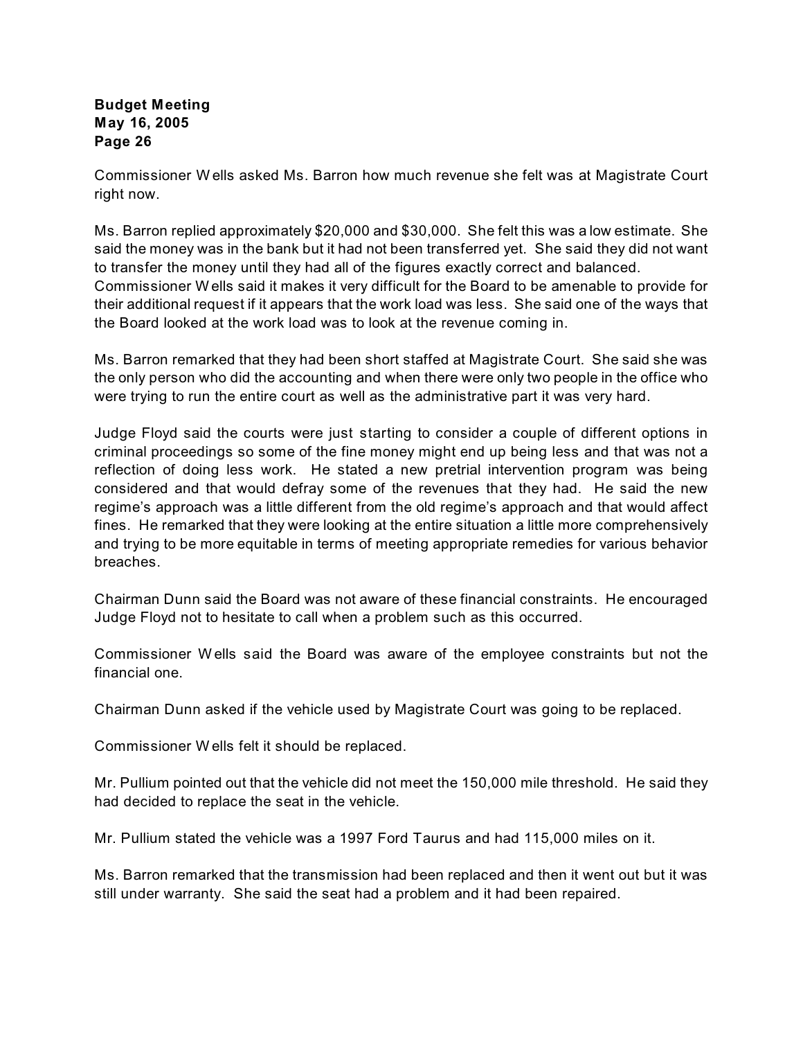Commissioner Wells asked Ms. Barron how much revenue she felt was at Magistrate Court right now.

Ms. Barron replied approximately $20,000 and $30,000. She felt this was a low estimate. She said the money was in the bank but it had not been transferred yet. She said they did not want to transfer the money until they had all of the figures exactly correct and balanced. Commissioner Wells said it makes it very difficult for the Board to be amenable to provide for their additional request if it appears that the work load was less. She said one of the ways that the Board looked at the work load was to look at the revenue coming in.

Ms. Barron remarked that they had been short staffed at Magistrate Court. She said she was the only person who did the accounting and when there were only two people in the office who were trying to run the entire court as well as the administrative part it was very hard.

Judge Floyd said the courts were just starting to consider a couple of different options in criminal proceedings so some of the fine money might end up being less and that was not a reflection of doing less work. He stated a new pretrial intervention program was being considered and that would defray some of the revenues that they had. He said the new regime's approach was a little different from the old regime's approach and that would affect fines. He remarked that they were looking at the entire situation a little more comprehensively and trying to be more equitable in terms of meeting appropriate remedies for various behavior breaches.

Chairman Dunn said the Board was not aware of these financial constraints. He encouraged Judge Floyd not to hesitate to call when a problem such as this occurred.

Commissioner Wells said the Board was aware of the employee constraints but not the financial one.

Chairman Dunn asked if the vehicle used by Magistrate Court was going to be replaced.

Commissioner Wells felt it should be replaced.

Mr. Pullium pointed out that the vehicle did not meet the 150,000 mile threshold. He said they had decided to replace the seat in the vehicle.

Mr. Pullium stated the vehicle was a 1997 Ford Taurus and had 115,000 miles on it.

Ms. Barron remarked that the transmission had been replaced and then it went out but it was still under warranty. She said the seat had a problem and it had been repaired.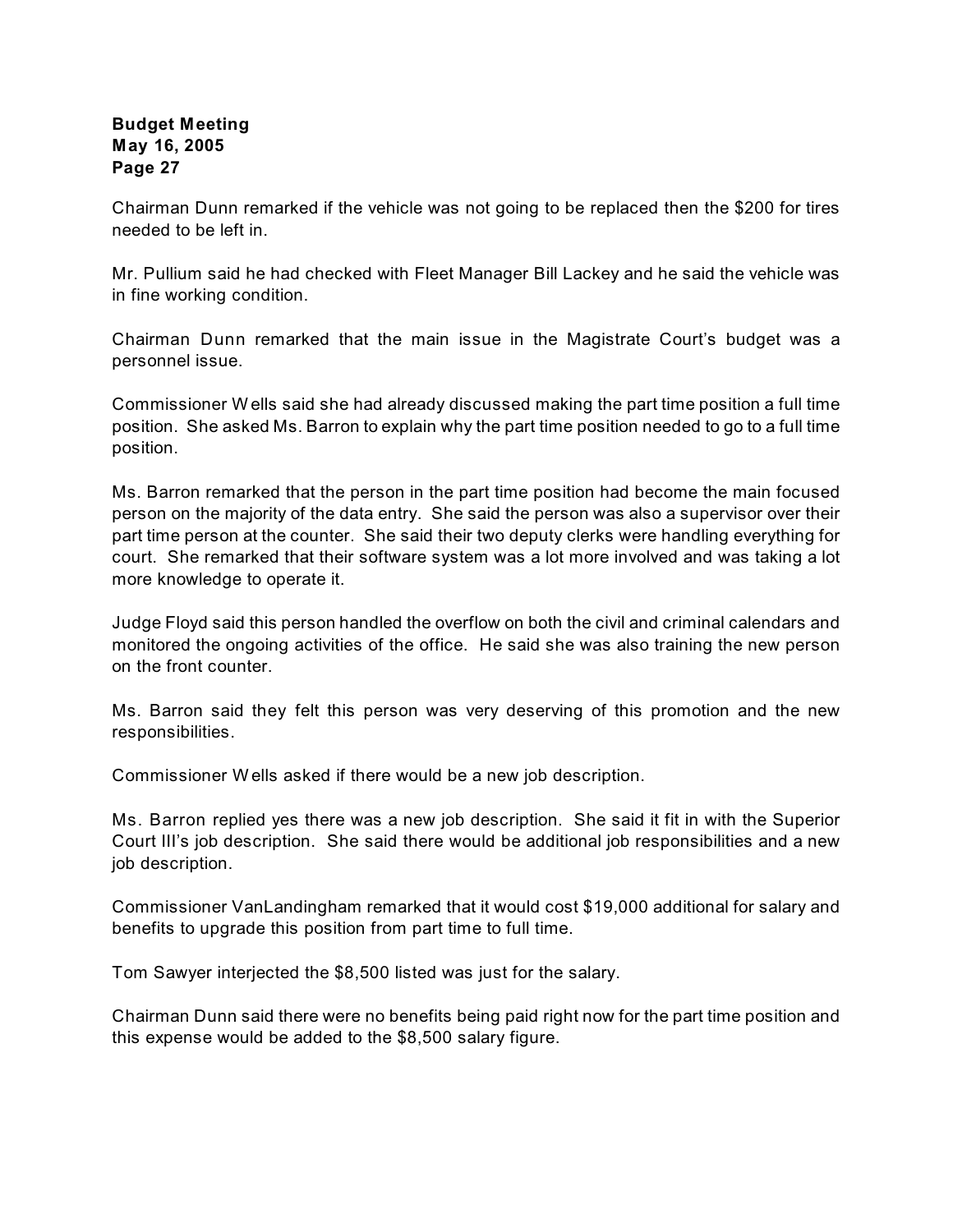Chairman Dunn remarked if the vehicle was not going to be replaced then the $200 for tires needed to be left in.

Mr. Pullium said he had checked with Fleet Manager Bill Lackey and he said the vehicle was in fine working condition.

Chairman Dunn remarked that the main issue in the Magistrate Court's budget was a personnel issue.

Commissioner Wells said she had already discussed making the part time position a full time position. She asked Ms. Barron to explain why the part time position needed to go to a full time position.

Ms. Barron remarked that the person in the part time position had become the main focused person on the majority of the data entry. She said the person was also a supervisor over their part time person at the counter. She said their two deputy clerks were handling everything for court. She remarked that their software system was a lot more involved and was taking a lot more knowledge to operate it.

Judge Floyd said this person handled the overflow on both the civil and criminal calendars and monitored the ongoing activities of the office. He said she was also training the new person on the front counter.

Ms. Barron said they felt this person was very deserving of this promotion and the new responsibilities.

Commissioner Wells asked if there would be a new job description.

Ms. Barron replied yes there was a new job description. She said it fit in with the Superior Court III's job description. She said there would be additional job responsibilities and a new job description.

Commissioner VanLandingham remarked that it would cost $19,000 additional for salary and benefits to upgrade this position from part time to full time.

Tom Sawyer interjected the $8,500 listed was just for the salary.

Chairman Dunn said there were no benefits being paid right now for the part time position and this expense would be added to the $8,500 salary figure.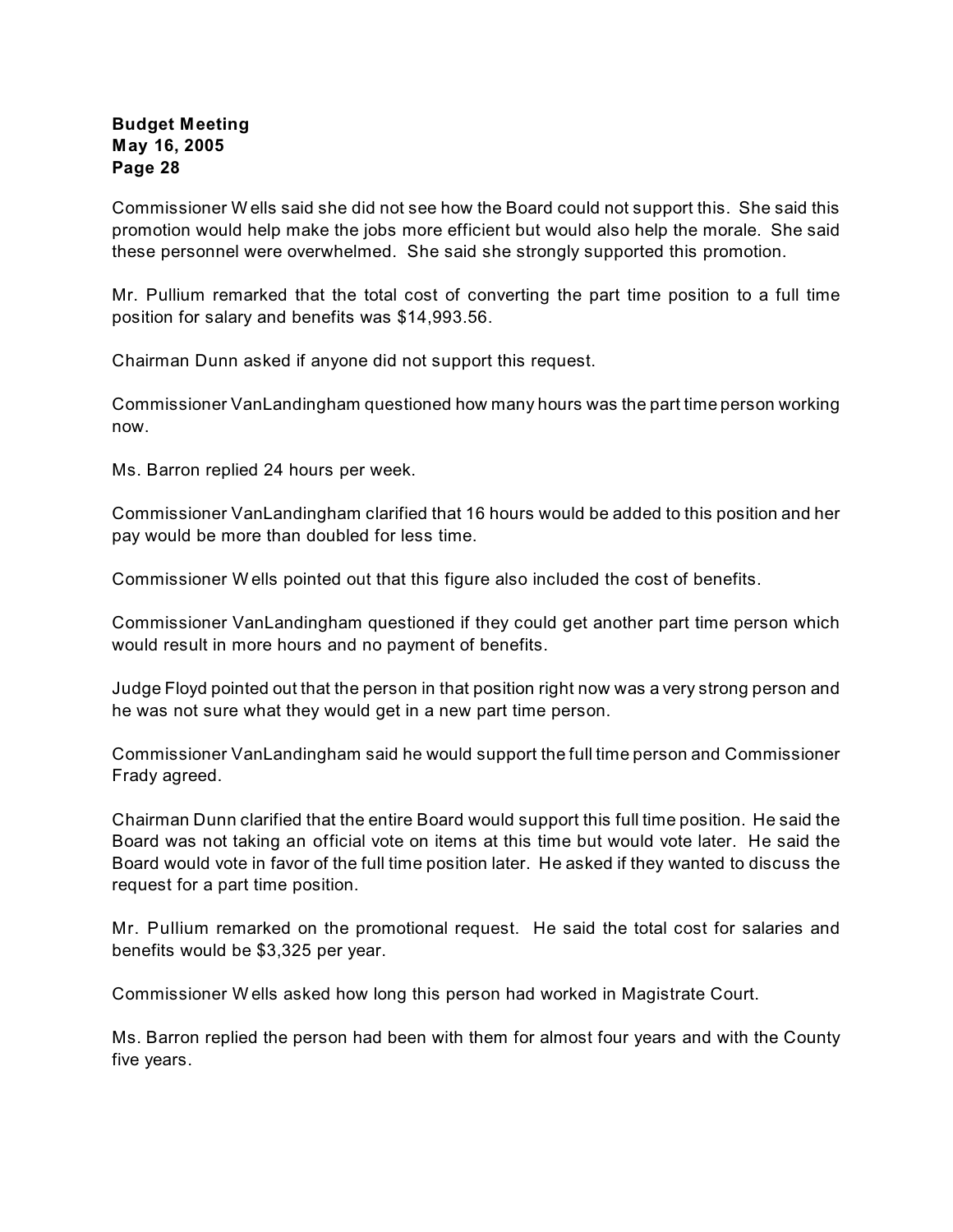Commissioner Wells said she did not see how the Board could not support this. She said this promotion would help make the jobs more efficient but would also help the morale. She said these personnel were overwhelmed. She said she strongly supported this promotion.

Mr. Pullium remarked that the total cost of converting the part time position to a full time position for salary and benefits was $14,993.56.

Chairman Dunn asked if anyone did not support this request.

Commissioner VanLandingham questioned how many hours was the part time person working now.

Ms. Barron replied 24 hours per week.

Commissioner VanLandingham clarified that 16 hours would be added to this position and her pay would be more than doubled for less time.

Commissioner Wells pointed out that this figure also included the cost of benefits.

Commissioner VanLandingham questioned if they could get another part time person which would result in more hours and no payment of benefits.

Judge Floyd pointed out that the person in that position right now was a very strong person and he was not sure what they would get in a new part time person.

Commissioner VanLandingham said he would support the full time person and Commissioner Frady agreed.

Chairman Dunn clarified that the entire Board would support this full time position. He said the Board was not taking an official vote on items at this time but would vote later. He said the Board would vote in favor of the full time position later. He asked if they wanted to discuss the request for a part time position.

Mr. Pullium remarked on the promotional request. He said the total cost for salaries and benefits would be $3,325 per year.

Commissioner Wells asked how long this person had worked in Magistrate Court.

Ms. Barron replied the person had been with them for almost four years and with the County five years.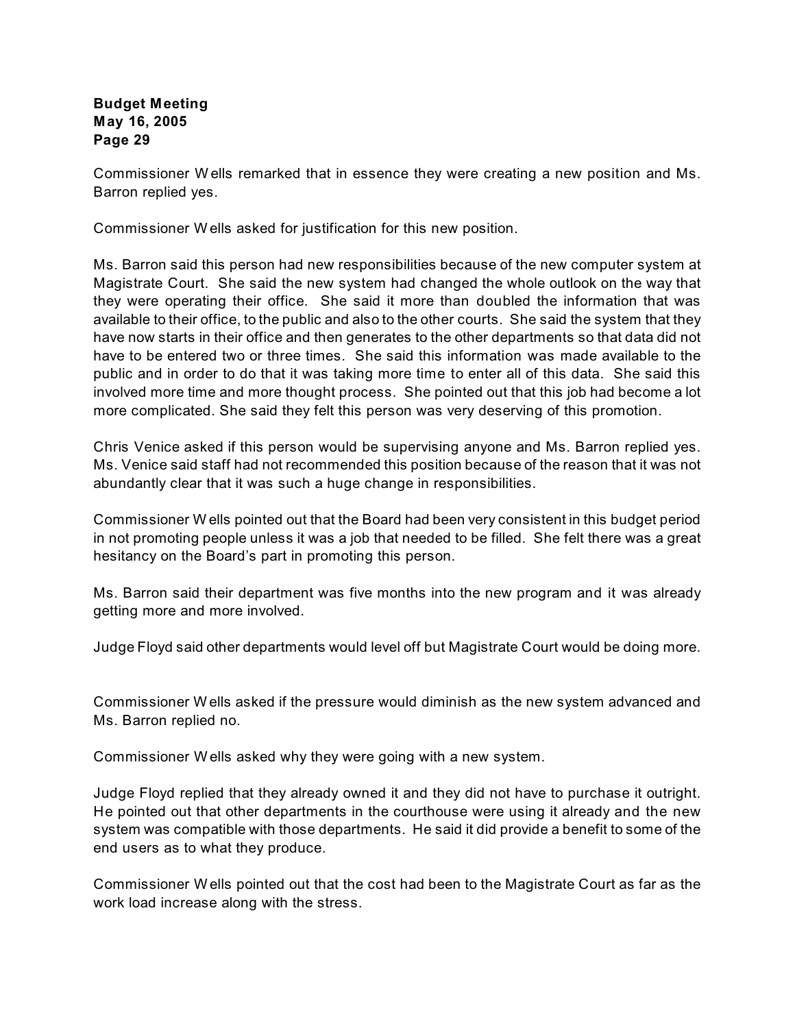Commissioner Wells remarked that in essence they were creating a new position and Ms. Barron replied yes.

Commissioner Wells asked for justification for this new position.

Ms. Barron said this person had new responsibilities because of the new computer system at Magistrate Court. She said the new system had changed the whole outlook on the way that they were operating their office. She said it more than doubled the information that was available to their office, to the public and also to the other courts. She said the system that they have now starts in their office and then generates to the other departments so that data did not have to be entered two or three times. She said this information was made available to the public and in order to do that it was taking more time to enter all of this data. She said this involved more time and more thought process. She pointed out that this job had become a lot more complicated. She said they felt this person was very deserving of this promotion.

Chris Venice asked if this person would be supervising anyone and Ms. Barron replied yes. Ms. Venice said staff had not recommended this position because of the reason that it was not abundantly clear that it was such a huge change in responsibilities.

Commissioner Wells pointed out that the Board had been very consistent in this budget period in not promoting people unless it was a job that needed to be filled. She felt there was a great hesitancy on the Board's part in promoting this person.

Ms. Barron said their department was five months into the new program and it was already getting more and more involved.

Judge Floyd said other departments would level off but Magistrate Court would be doing more.

Commissioner Wells asked if the pressure would diminish as the new system advanced and Ms. Barron replied no.

Commissioner Wells asked why they were going with a new system.

Judge Floyd replied that they already owned it and they did not have to purchase it outright. He pointed out that other departments in the courthouse were using it already and the new system was compatible with those departments. He said it did provide a benefit to some of the end users as to what they produce.

Commissioner Wells pointed out that the cost had been to the Magistrate Court as far as the work load increase along with the stress.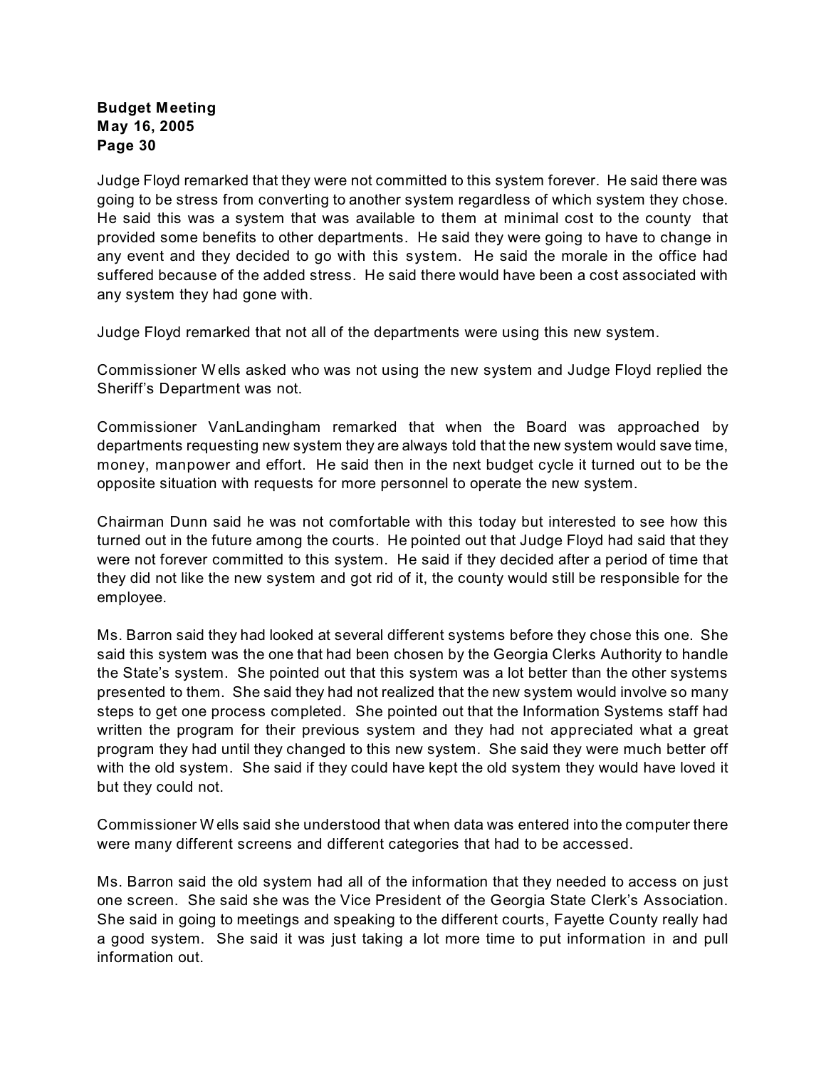Judge Floyd remarked that they were not committed to this system forever. He said there was going to be stress from converting to another system regardless of which system they chose. He said this was a system that was available to them at minimal cost to the county that provided some benefits to other departments. He said they were going to have to change in any event and they decided to go with this system. He said the morale in the office had suffered because of the added stress. He said there would have been a cost associated with any system they had gone with.

Judge Floyd remarked that not all of the departments were using this new system.

Commissioner Wells asked who was not using the new system and Judge Floyd replied the Sheriff's Department was not.

Commissioner VanLandingham remarked that when the Board was approached by departments requesting new system they are always told that the new system would save time, money, manpower and effort. He said then in the next budget cycle it turned out to be the opposite situation with requests for more personnel to operate the new system.

Chairman Dunn said he was not comfortable with this today but interested to see how this turned out in the future among the courts. He pointed out that Judge Floyd had said that they were not forever committed to this system. He said if they decided after a period of time that they did not like the new system and got rid of it, the county would still be responsible for the employee.

Ms. Barron said they had looked at several different systems before they chose this one. She said this system was the one that had been chosen by the Georgia Clerks Authority to handle the State's system. She pointed out that this system was a lot better than the other systems presented to them. She said they had not realized that the new system would involve so many steps to get one process completed. She pointed out that the Information Systems staff had written the program for their previous system and they had not appreciated what a great program they had until they changed to this new system. She said they were much better off with the old system. She said if they could have kept the old system they would have loved it but they could not.

Commissioner Wells said she understood that when data was entered into the computer there were many different screens and different categories that had to be accessed.

Ms. Barron said the old system had all of the information that they needed to access on just one screen. She said she was the Vice President of the Georgia State Clerk's Association. She said in going to meetings and speaking to the different courts, Fayette County really had a good system. She said it was just taking a lot more time to put information in and pull information out.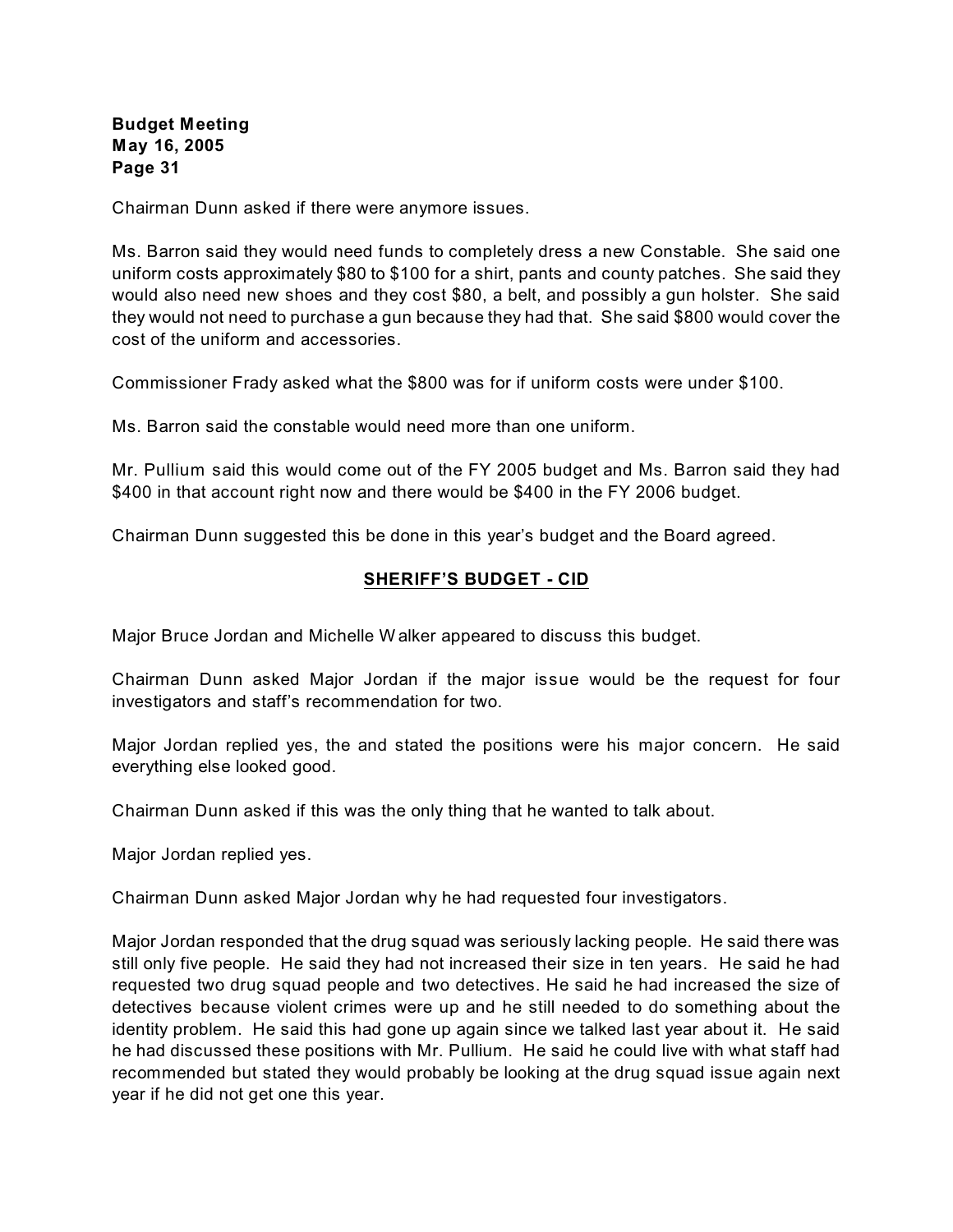Chairman Dunn asked if there were anymore issues.

Ms. Barron said they would need funds to completely dress a new Constable. She said one uniform costs approximately $80 to $100 for a shirt, pants and county patches. She said they would also need new shoes and they cost $80, a belt, and possibly a gun holster. She said they would not need to purchase a gun because they had that. She said $800 would cover the cost of the uniform and accessories.

Commissioner Frady asked what the $800 was for if uniform costs were under $100.

Ms. Barron said the constable would need more than one uniform.

Mr. Pullium said this would come out of the FY 2005 budget and Ms. Barron said they had $400 in that account right now and there would be $400 in the FY 2006 budget.

Chairman Dunn suggested this be done in this year's budget and the Board agreed.

## SHERIFF'S BUDGET - CID

Major Bruce Jordan and Michelle Walker appeared to discuss this budget.

Chairman Dunn asked Major Jordan if the major issue would be the request for four investigators and staff's recommendation for two.

Major Jordan replied yes, the and stated the positions were his major concern. He said everything else looked good.

Chairman Dunn asked if this was the only thing that he wanted to talk about.

Major Jordan replied yes.

Chairman Dunn asked Major Jordan why he had requested four investigators.

Major Jordan responded that the drug squad was seriously lacking people. He said there was still only five people. He said they had not increased their size in ten years. He said he had requested two drug squad people and two detectives. He said he had increased the size of detectives because violent crimes were up and he still needed to do something about the identity problem. He said this had gone up again since we talked last year about it. He said he had discussed these positions with Mr. Pullium. He said he could live with what staff had recommended but stated they would probably be looking at the drug squad issue again next year if he did not get one this year.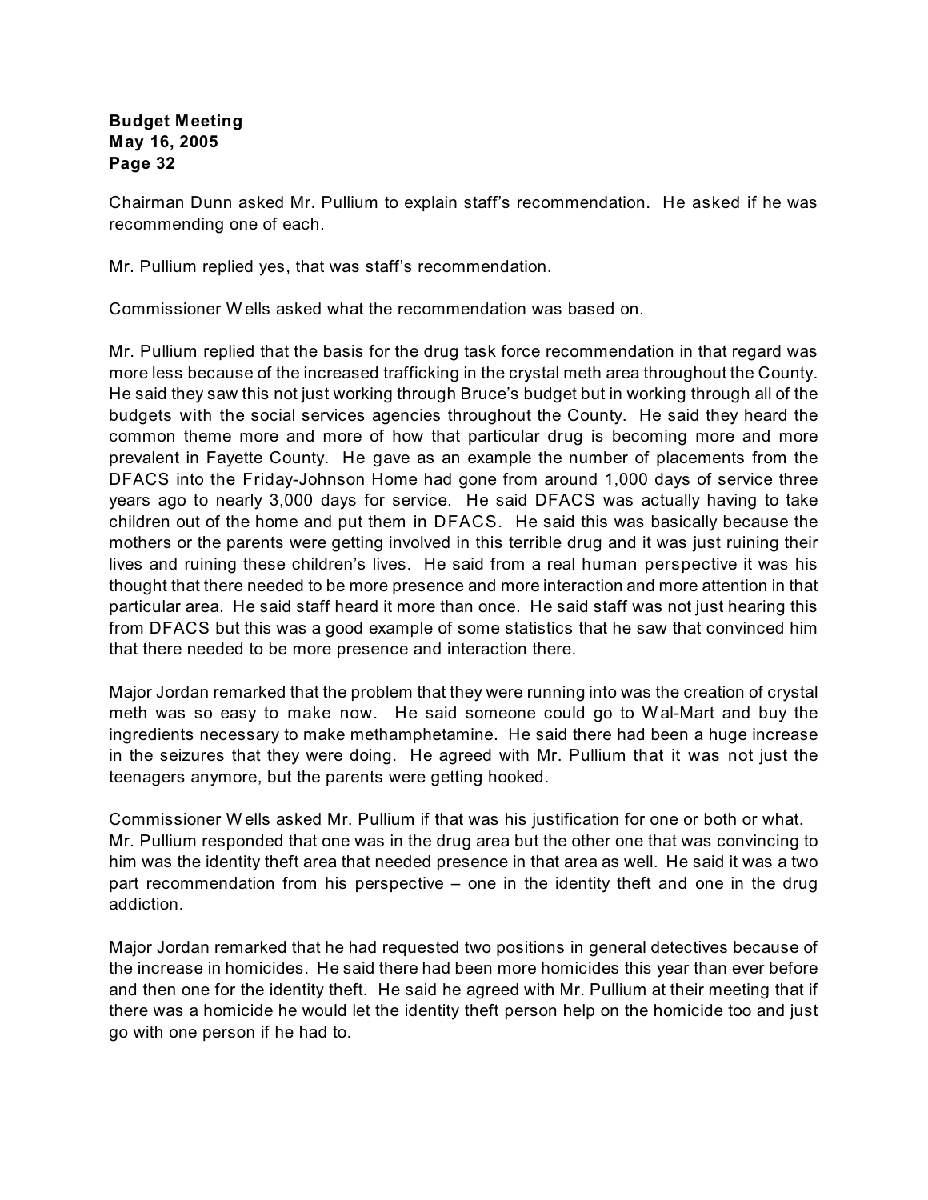Chairman Dunn asked Mr. Pullium to explain staff's recommendation. He asked if he was recommending one of each.

Mr. Pullium replied yes, that was staff's recommendation.

Commissioner Wells asked what the recommendation was based on.

Mr. Pullium replied that the basis for the drug task force recommendation in that regard was more less because of the increased trafficking in the crystal meth area throughout the County. He said they saw this not just working through Bruce's budget but in working through all of the budgets with the social services agencies throughout the County. He said they heard the common theme more and more of how that particular drug is becoming more and more prevalent in Fayette County. He gave as an example the number of placements from the DFACS into the Friday-Johnson Home had gone from around 1,000 days of service three years ago to nearly 3,000 days for service. He said DFACS was actually having to take children out of the home and put them in DFACS. He said this was basically because the mothers or the parents were getting involved in this terrible drug and it was just ruining their lives and ruining these children's lives. He said from a real human perspective it was his thought that there needed to be more presence and more interaction and more attention in that particular area. He said staff heard it more than once. He said staff was not just hearing this from DFACS but this was a good example of some statistics that he saw that convinced him that there needed to be more presence and interaction there.

Major Jordan remarked that the problem that they were running into was the creation of crystal meth was so easy to make now. He said someone could go to Wal-Mart and buy the ingredients necessary to make methamphetamine. He said there had been a huge increase in the seizures that they were doing. He agreed with Mr. Pullium that it was not just the teenagers anymore, but the parents were getting hooked.

Commissioner Wells asked Mr. Pullium if that was his justification for one or both or what. Mr. Pullium responded that one was in the drug area but the other one that was convincing to him was the identity theft area that needed presence in that area as well. He said it was a two part recommendation from his perspective – one in the identity theft and one in the drug addiction.

Major Jordan remarked that he had requested two positions in general detectives because of the increase in homicides. He said there had been more homicides this year than ever before and then one for the identity theft. He said he agreed with Mr. Pullium at their meeting that if there was a homicide he would let the identity theft person help on the homicide too and just go with one person if he had to.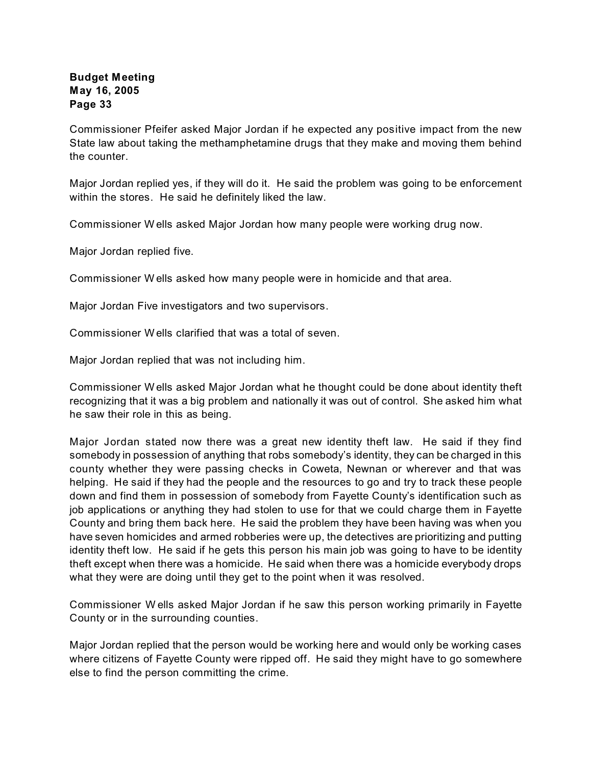Commissioner Pfeifer asked Major Jordan if he expected any positive impact from the new State law about taking the methamphetamine drugs that they make and moving them behind the counter.

Major Jordan replied yes, if they will do it. He said the problem was going to be enforcement within the stores. He said he definitely liked the law.

Commissioner Wells asked Major Jordan how many people were working drug now.

Major Jordan replied five.

Commissioner Wells asked how many people were in homicide and that area.

Major Jordan Five investigators and two supervisors.

Commissioner Wells clarified that was a total of seven.

Major Jordan replied that was not including him.

Commissioner Wells asked Major Jordan what he thought could be done about identity theft recognizing that it was a big problem and nationally it was out of control. She asked him what he saw their role in this as being.

Major Jordan stated now there was a great new identity theft law. He said if they find somebody in possession of anything that robs somebody's identity, they can be charged in this county whether they were passing checks in Coweta, Newnan or wherever and that was helping. He said if they had the people and the resources to go and try to track these people down and find them in possession of somebody from Fayette County's identification such as job applications or anything they had stolen to use for that we could charge them in Fayette County and bring them back here. He said the problem they have been having was when you have seven homicides and armed robberies were up, the detectives are prioritizing and putting identity theft low. He said if he gets this person his main job was going to have to be identity theft except when there was a homicide. He said when there was a homicide everybody drops what they were are doing until they get to the point when it was resolved.

Commissioner Wells asked Major Jordan if he saw this person working primarily in Fayette County or in the surrounding counties.

Major Jordan replied that the person would be working here and would only be working cases where citizens of Fayette County were ripped off. He said they might have to go somewhere else to find the person committing the crime.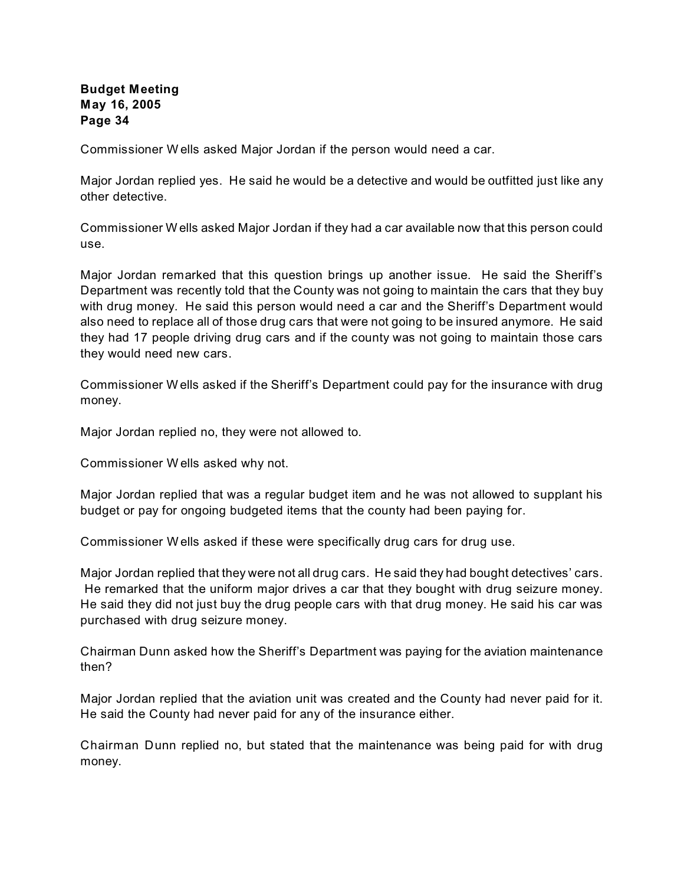Commissioner Wells asked Major Jordan if the person would need a car.

Major Jordan replied yes. He said he would be a detective and would be outfitted just like any other detective.

Commissioner Wells asked Major Jordan if they had a car available now that this person could use.

Major Jordan remarked that this question brings up another issue. He said the Sheriff's Department was recently told that the County was not going to maintain the cars that they buy with drug money. He said this person would need a car and the Sheriff's Department would also need to replace all of those drug cars that were not going to be insured anymore. He said they had 17 people driving drug cars and if the county was not going to maintain those cars they would need new cars.

Commissioner Wells asked if the Sheriff's Department could pay for the insurance with drug money.

Major Jordan replied no, they were not allowed to.

Commissioner Wells asked why not.

Major Jordan replied that was a regular budget item and he was not allowed to supplant his budget or pay for ongoing budgeted items that the county had been paying for.

Commissioner Wells asked if these were specifically drug cars for drug use.

Major Jordan replied that they were not all drug cars. He said they had bought detectives' cars. He remarked that the uniform major drives a car that they bought with drug seizure money. He said they did not just buy the drug people cars with that drug money. He said his car was purchased with drug seizure money.

Chairman Dunn asked how the Sheriff's Department was paying for the aviation maintenance then?

Major Jordan replied that the aviation unit was created and the County had never paid for it. He said the County had never paid for any of the insurance either.

Chairman Dunn replied no, but stated that the maintenance was being paid for with drug money.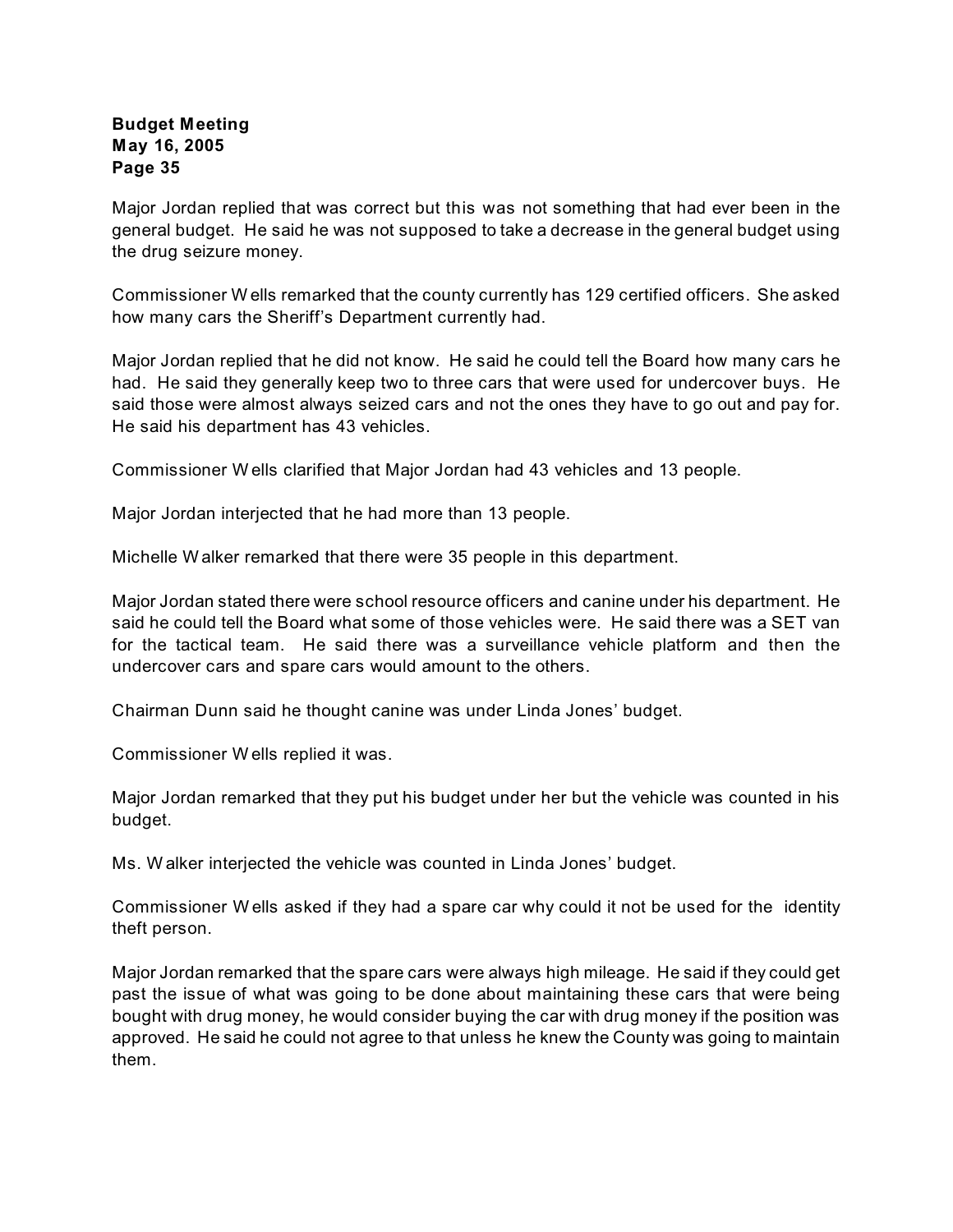Major Jordan replied that was correct but this was not something that had ever been in the general budget. He said he was not supposed to take a decrease in the general budget using the drug seizure money.

Commissioner Wells remarked that the county currently has 129 certified officers. She asked how many cars the Sheriff's Department currently had.

Major Jordan replied that he did not know. He said he could tell the Board how many cars he had. He said they generally keep two to three cars that were used for undercover buys. He said those were almost always seized cars and not the ones they have to go out and pay for. He said his department has 43 vehicles.

Commissioner Wells clarified that Major Jordan had 43 vehicles and 13 people.

Major Jordan interjected that he had more than 13 people.

Michelle Walker remarked that there were 35 people in this department.

Major Jordan stated there were school resource officers and canine under his department. He said he could tell the Board what some of those vehicles were. He said there was a SET van for the tactical team. He said there was a surveillance vehicle platform and then the undercover cars and spare cars would amount to the others.

Chairman Dunn said he thought canine was under Linda Jones' budget.

Commissioner Wells replied it was.

Major Jordan remarked that they put his budget under her but the vehicle was counted in his budget.

Ms. Walker interjected the vehicle was counted in Linda Jones' budget.

Commissioner Wells asked if they had a spare car why could it not be used for the identity theft person.

Major Jordan remarked that the spare cars were always high mileage. He said if they could get past the issue of what was going to be done about maintaining these cars that were being bought with drug money, he would consider buying the car with drug money if the position was approved. He said he could not agree to that unless he knew the County was going to maintain them.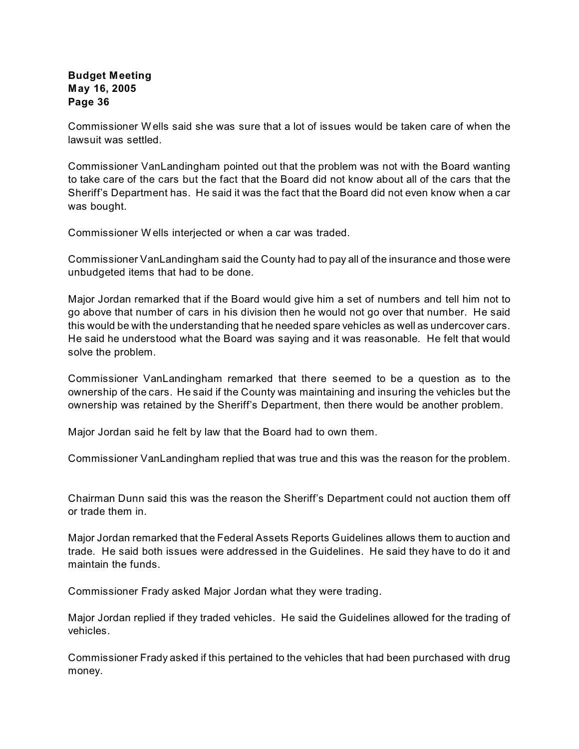Commissioner Wells said she was sure that a lot of issues would be taken care of when the lawsuit was settled.

Commissioner VanLandingham pointed out that the problem was not with the Board wanting to take care of the cars but the fact that the Board did not know about all of the cars that the Sheriff's Department has. He said it was the fact that the Board did not even know when a car was bought.

Commissioner Wells interjected or when a car was traded.

Commissioner VanLandingham said the County had to pay all of the insurance and those were unbudgeted items that had to be done.

Major Jordan remarked that if the Board would give him a set of numbers and tell him not to go above that number of cars in his division then he would not go over that number. He said this would be with the understanding that he needed spare vehicles as well as undercover cars. He said he understood what the Board was saying and it was reasonable. He felt that would solve the problem.

Commissioner VanLandingham remarked that there seemed to be a question as to the ownership of the cars. He said if the County was maintaining and insuring the vehicles but the ownership was retained by the Sheriff's Department, then there would be another problem.

Major Jordan said he felt by law that the Board had to own them.

Commissioner VanLandingham replied that was true and this was the reason for the problem.

Chairman Dunn said this was the reason the Sheriff's Department could not auction them off or trade them in.

Major Jordan remarked that the Federal Assets Reports Guidelines allows them to auction and trade. He said both issues were addressed in the Guidelines. He said they have to do it and maintain the funds.

Commissioner Frady asked Major Jordan what they were trading.

Major Jordan replied if they traded vehicles. He said the Guidelines allowed for the trading of vehicles.

Commissioner Frady asked if this pertained to the vehicles that had been purchased with drug money.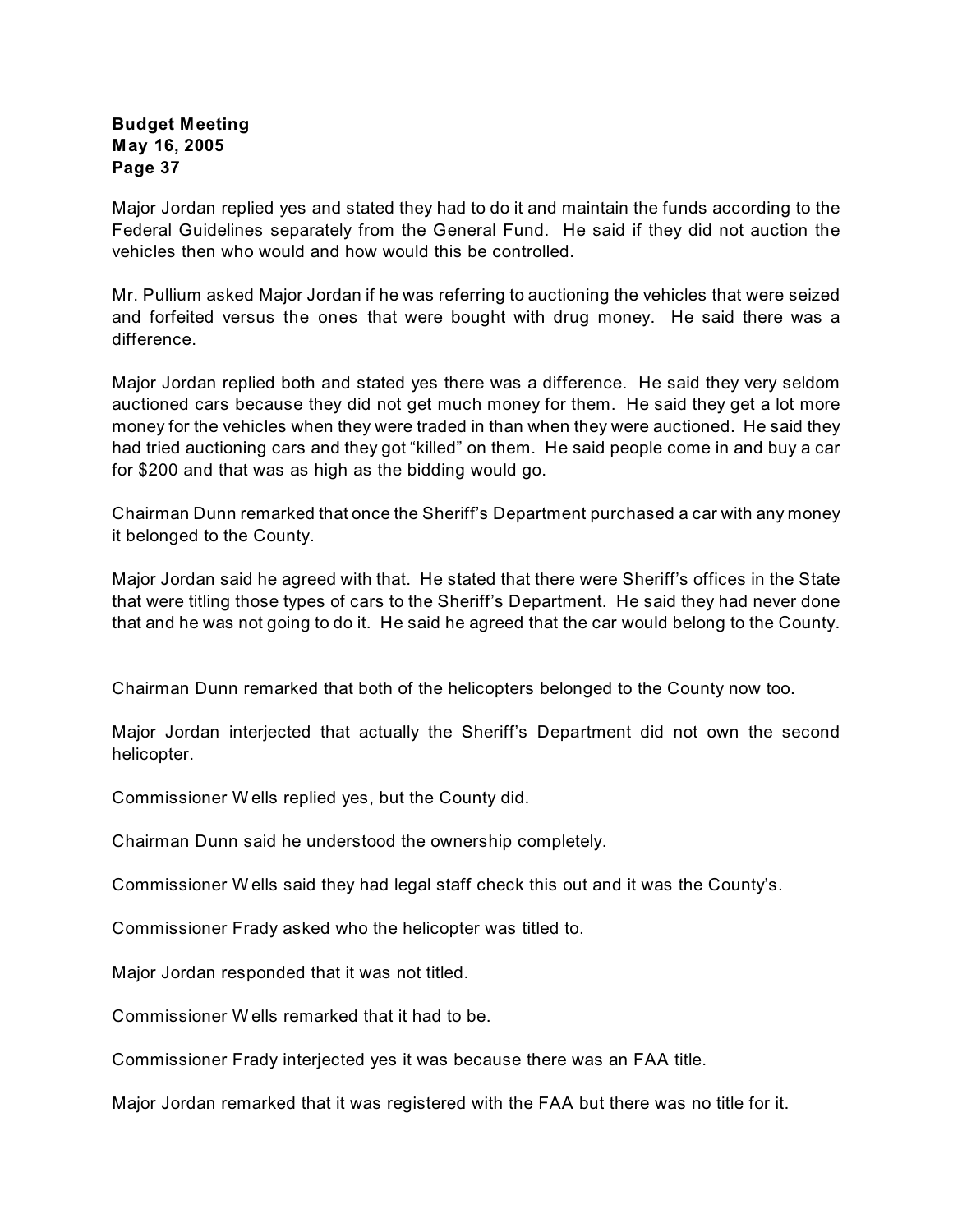Major Jordan replied yes and stated they had to do it and maintain the funds according to the Federal Guidelines separately from the General Fund. He said if they did not auction the vehicles then who would and how would this be controlled.

Mr. Pullium asked Major Jordan if he was referring to auctioning the vehicles that were seized and forfeited versus the ones that were bought with drug money. He said there was a difference.

Major Jordan replied both and stated yes there was a difference. He said they very seldom auctioned cars because they did not get much money for them. He said they get a lot more money for the vehicles when they were traded in than when they were auctioned. He said they had tried auctioning cars and they got "killed" on them. He said people come in and buy a car for $200 and that was as high as the bidding would go.

Chairman Dunn remarked that once the Sheriff's Department purchased a car with any money it belonged to the County.

Major Jordan said he agreed with that. He stated that there were Sheriff's offices in the State that were titling those types of cars to the Sheriff's Department. He said they had never done that and he was not going to do it. He said he agreed that the car would belong to the County.

Chairman Dunn remarked that both of the helicopters belonged to the County now too.

Major Jordan interjected that actually the Sheriff's Department did not own the second helicopter.

Commissioner Wells replied yes, but the County did.

Chairman Dunn said he understood the ownership completely.

Commissioner Wells said they had legal staff check this out and it was the County's.

Commissioner Frady asked who the helicopter was titled to.

Major Jordan responded that it was not titled.

Commissioner Wells remarked that it had to be.

Commissioner Frady interjected yes it was because there was an FAA title.

Major Jordan remarked that it was registered with the FAA but there was no title for it.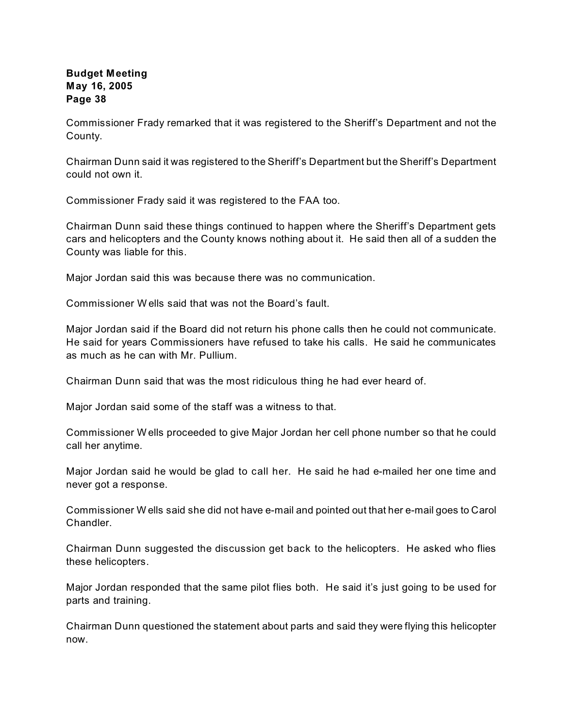Commissioner Frady remarked that it was registered to the Sheriff's Department and not the County.

Chairman Dunn said it was registered to the Sheriff's Department but the Sheriff's Department could not own it.

Commissioner Frady said it was registered to the FAA too.

Chairman Dunn said these things continued to happen where the Sheriff's Department gets cars and helicopters and the County knows nothing about it. He said then all of a sudden the County was liable for this.

Major Jordan said this was because there was no communication.

Commissioner Wells said that was not the Board's fault.

Major Jordan said if the Board did not return his phone calls then he could not communicate. He said for years Commissioners have refused to take his calls. He said he communicates as much as he can with Mr. Pullium.

Chairman Dunn said that was the most ridiculous thing he had ever heard of.

Major Jordan said some of the staff was a witness to that.

Commissioner Wells proceeded to give Major Jordan her cell phone number so that he could call her anytime.

Major Jordan said he would be glad to call her. He said he had e-mailed her one time and never got a response.

Commissioner Wells said she did not have e-mail and pointed out that her e-mail goes to Carol Chandler.

Chairman Dunn suggested the discussion get back to the helicopters. He asked who flies these helicopters.

Major Jordan responded that the same pilot flies both. He said it's just going to be used for parts and training.

Chairman Dunn questioned the statement about parts and said they were flying this helicopter now.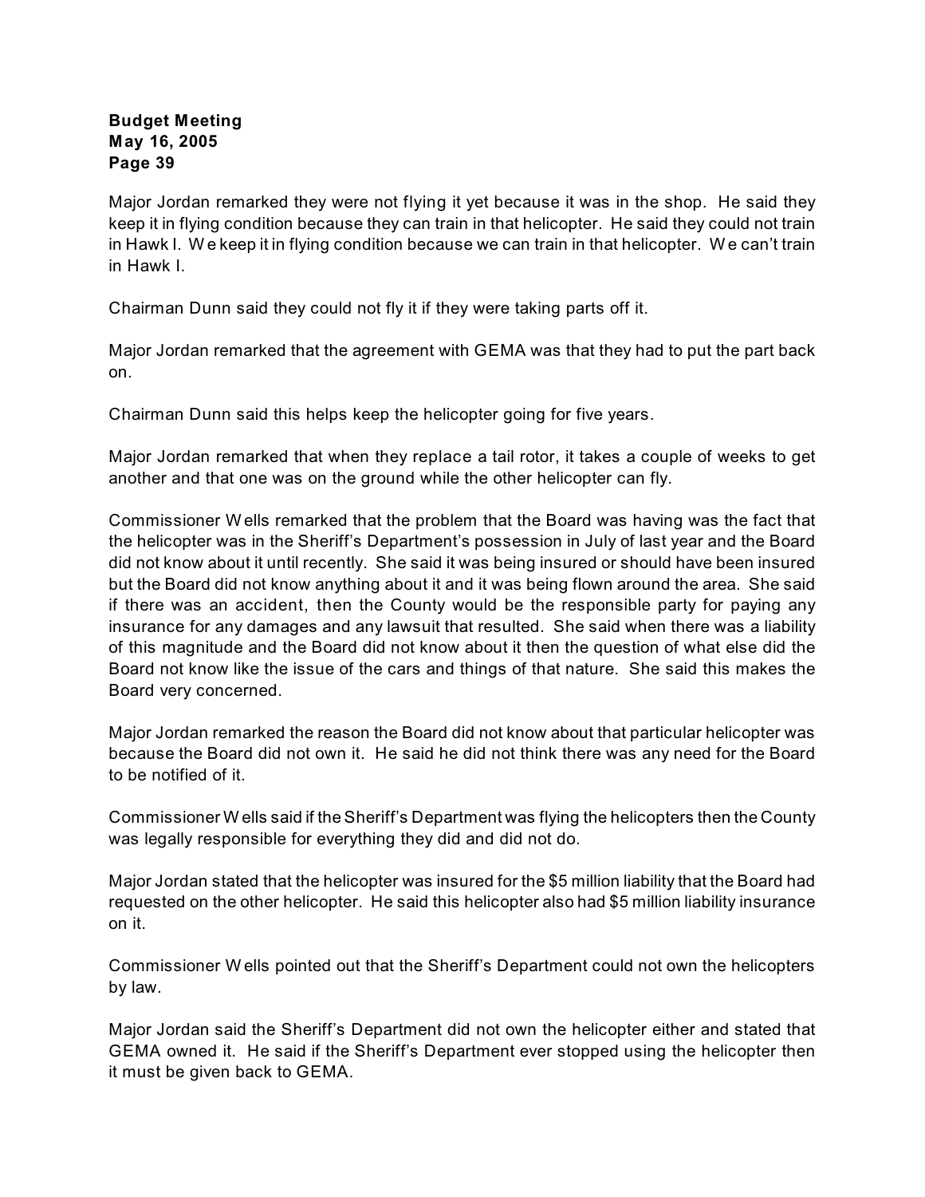Major Jordan remarked they were not flying it yet because it was in the shop. He said they keep it in flying condition because they can train in that helicopter. He said they could not train in Hawk I. We keep it in flying condition because we can train in that helicopter. We can't train in Hawk I.

Chairman Dunn said they could not fly it if they were taking parts off it.

Major Jordan remarked that the agreement with GEMA was that they had to put the part back on.

Chairman Dunn said this helps keep the helicopter going for five years.

Major Jordan remarked that when they replace a tail rotor, it takes a couple of weeks to get another and that one was on the ground while the other helicopter can fly.

Commissioner Wells remarked that the problem that the Board was having was the fact that the helicopter was in the Sheriff's Department's possession in July of last year and the Board did not know about it until recently. She said it was being insured or should have been insured but the Board did not know anything about it and it was being flown around the area. She said if there was an accident, then the County would be the responsible party for paying any insurance for any damages and any lawsuit that resulted. She said when there was a liability of this magnitude and the Board did not know about it then the question of what else did the Board not know like the issue of the cars and things of that nature. She said this makes the Board very concerned.

Major Jordan remarked the reason the Board did not know about that particular helicopter was because the Board did not own it. He said he did not think there was any need for the Board to be notified of it.

Commissioner Wells said if the Sheriff's Department was flying the helicopters then the County was legally responsible for everything they did and did not do.

Major Jordan stated that the helicopter was insured for the $5 million liability that the Board had requested on the other helicopter. He said this helicopter also had $5 million liability insurance on it.

Commissioner Wells pointed out that the Sheriff's Department could not own the helicopters by law.

Major Jordan said the Sheriff's Department did not own the helicopter either and stated that GEMA owned it. He said if the Sheriff's Department ever stopped using the helicopter then it must be given back to GEMA.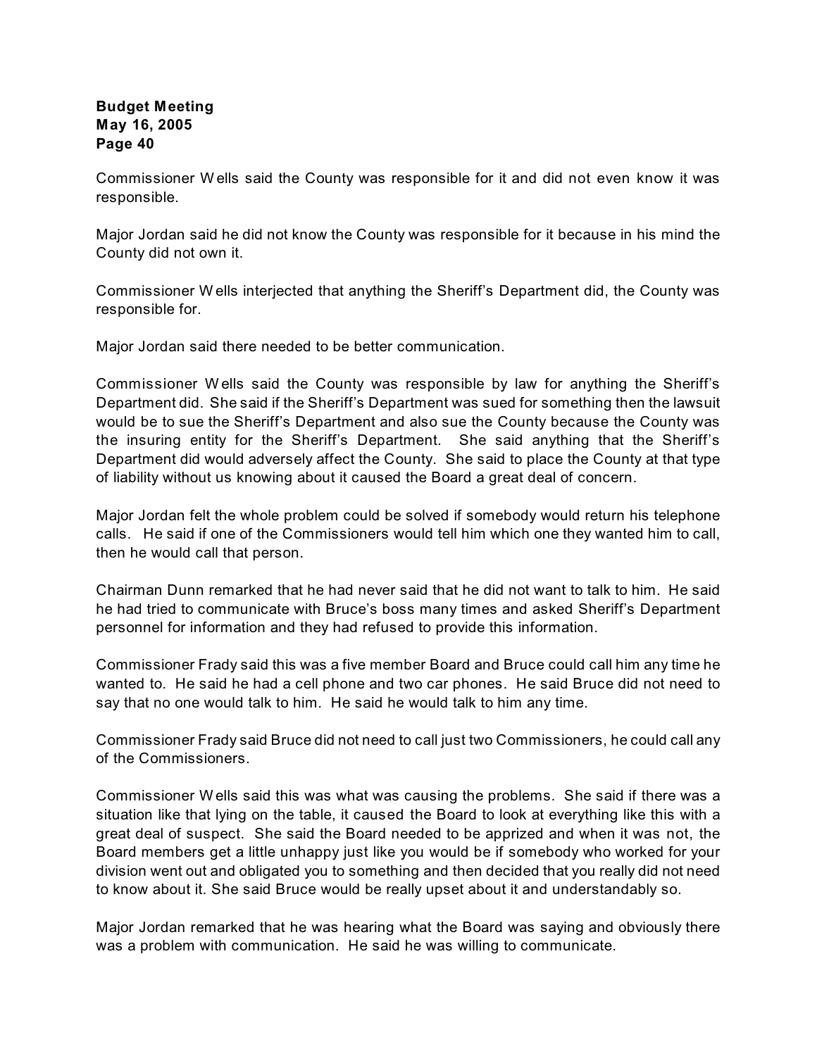Commissioner Wells said the County was responsible for it and did not even know it was responsible.

Major Jordan said he did not know the County was responsible for it because in his mind the County did not own it.

Commissioner Wells interjected that anything the Sheriff's Department did, the County was responsible for.

Major Jordan said there needed to be better communication.

Commissioner Wells said the County was responsible by law for anything the Sheriff's Department did. She said if the Sheriff's Department was sued for something then the lawsuit would be to sue the Sheriff's Department and also sue the County because the County was the insuring entity for the Sheriff's Department. She said anything that the Sheriff's Department did would adversely affect the County. She said to place the County at that type of liability without us knowing about it caused the Board a great deal of concern.

Major Jordan felt the whole problem could be solved if somebody would return his telephone calls. He said if one of the Commissioners would tell him which one they wanted him to call, then he would call that person.

Chairman Dunn remarked that he had never said that he did not want to talk to him. He said he had tried to communicate with Bruce's boss many times and asked Sheriff's Department personnel for information and they had refused to provide this information.

Commissioner Frady said this was a five member Board and Bruce could call him any time he wanted to. He said he had a cell phone and two car phones. He said Bruce did not need to say that no one would talk to him. He said he would talk to him any time.

Commissioner Frady said Bruce did not need to call just two Commissioners, he could call any of the Commissioners.

Commissioner Wells said this was what was causing the problems. She said if there was a situation like that lying on the table, it caused the Board to look at everything like this with a great deal of suspect. She said the Board needed to be apprized and when it was not, the Board members get a little unhappy just like you would be if somebody who worked for your division went out and obligated you to something and then decided that you really did not need to know about it. She said Bruce would be really upset about it and understandably so.

Major Jordan remarked that he was hearing what the Board was saying and obviously there was a problem with communication. He said he was willing to communicate.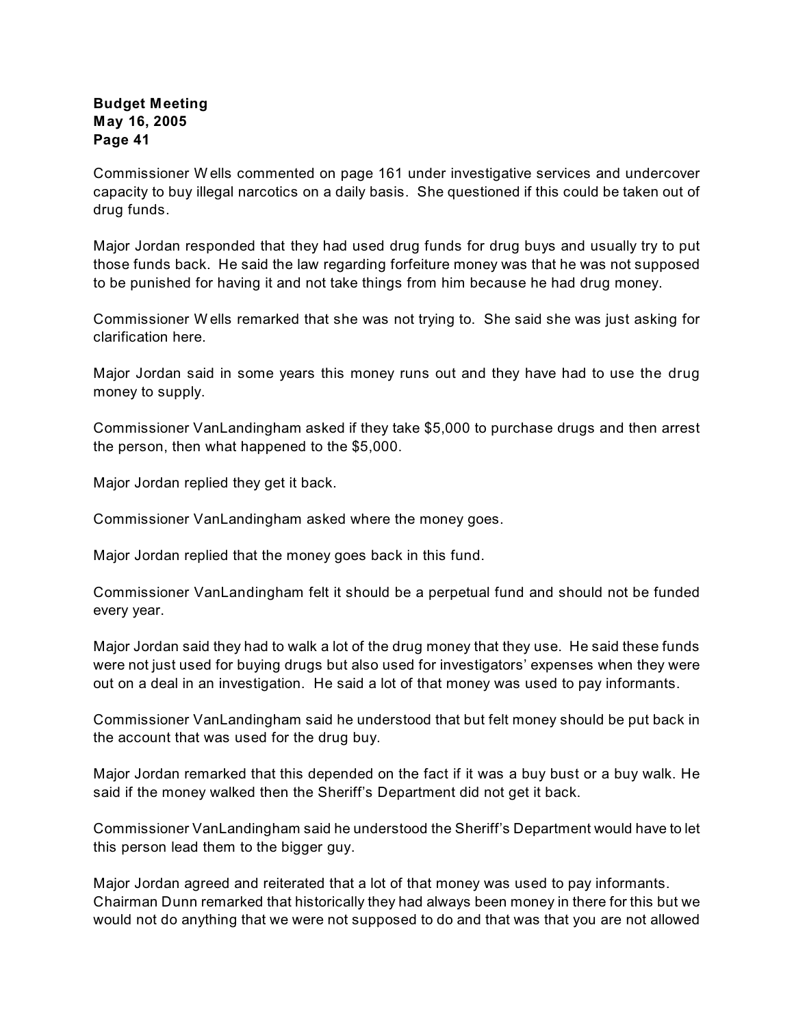Commissioner Wells commented on page 161 under investigative services and undercover capacity to buy illegal narcotics on a daily basis. She questioned if this could be taken out of drug funds.

Major Jordan responded that they had used drug funds for drug buys and usually try to put those funds back. He said the law regarding forfeiture money was that he was not supposed to be punished for having it and not take things from him because he had drug money.

Commissioner Wells remarked that she was not trying to. She said she was just asking for clarification here.

Major Jordan said in some years this money runs out and they have had to use the drug money to supply.

Commissioner VanLandingham asked if they take $5,000 to purchase drugs and then arrest the person, then what happened to the $5,000.

Major Jordan replied they get it back.

Commissioner VanLandingham asked where the money goes.

Major Jordan replied that the money goes back in this fund.

Commissioner VanLandingham felt it should be a perpetual fund and should not be funded every year.

Major Jordan said they had to walk a lot of the drug money that they use. He said these funds were not just used for buying drugs but also used for investigators' expenses when they were out on a deal in an investigation. He said a lot of that money was used to pay informants.

Commissioner VanLandingham said he understood that but felt money should be put back in the account that was used for the drug buy.

Major Jordan remarked that this depended on the fact if it was a buy bust or a buy walk. He said if the money walked then the Sheriff's Department did not get it back.

Commissioner VanLandingham said he understood the Sheriff's Department would have to let this person lead them to the bigger guy.

Major Jordan agreed and reiterated that a lot of that money was used to pay informants.
Chairman Dunn remarked that historically they had always been money in there for this but we would not do anything that we were not supposed to do and that was that you are not allowed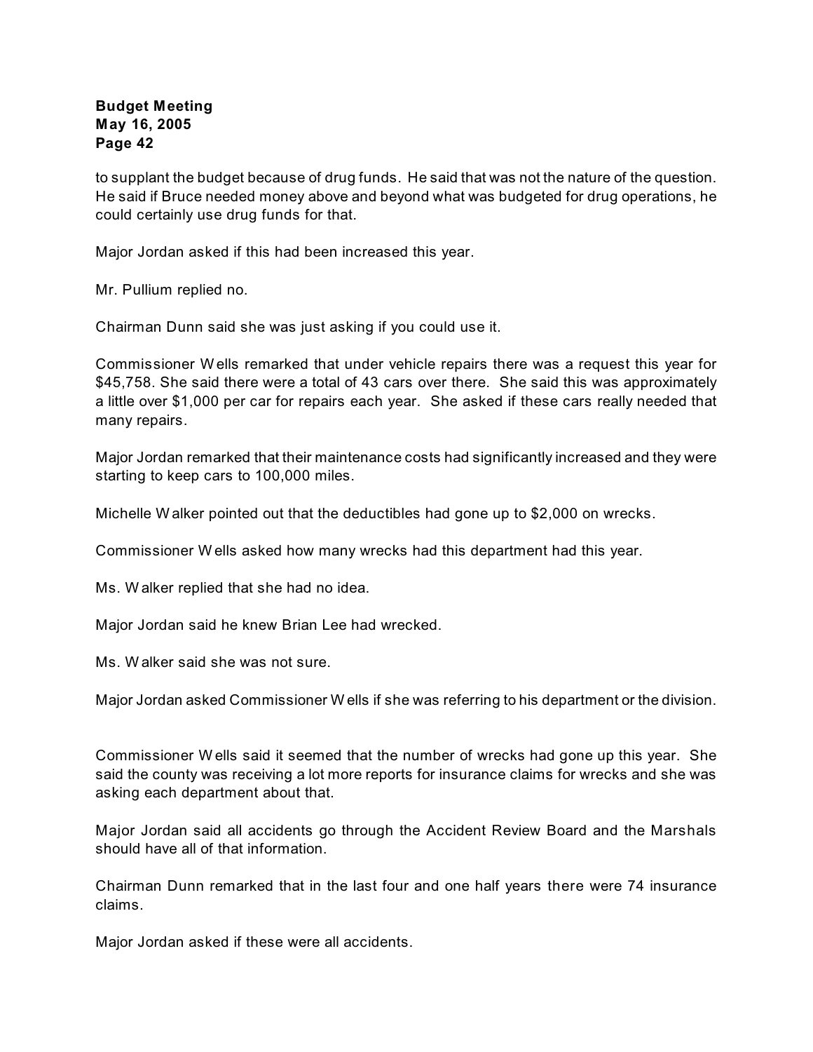to supplant the budget because of drug funds. He said that was not the nature of the question. He said if Bruce needed money above and beyond what was budgeted for drug operations, he could certainly use drug funds for that.

Major Jordan asked if this had been increased this year.

Mr. Pullium replied no.

Chairman Dunn said she was just asking if you could use it.

Commissioner Wells remarked that under vehicle repairs there was a request this year for $45,758. She said there were a total of 43 cars over there. She said this was approximately a little over $1,000 per car for repairs each year. She asked if these cars really needed that many repairs.

Major Jordan remarked that their maintenance costs had significantly increased and they were starting to keep cars to 100,000 miles.

Michelle Walker pointed out that the deductibles had gone up to $2,000 on wrecks.

Commissioner Wells asked how many wrecks had this department had this year.

Ms. Walker replied that she had no idea.

Major Jordan said he knew Brian Lee had wrecked.

Ms. Walker said she was not sure.

Major Jordan asked Commissioner Wells if she was referring to his department or the division.

Commissioner Wells said it seemed that the number of wrecks had gone up this year. She said the county was receiving a lot more reports for insurance claims for wrecks and she was asking each department about that.

Major Jordan said all accidents go through the Accident Review Board and the Marshals should have all of that information.

Chairman Dunn remarked that in the last four and one half years there were 74 insurance claims.

Major Jordan asked if these were all accidents.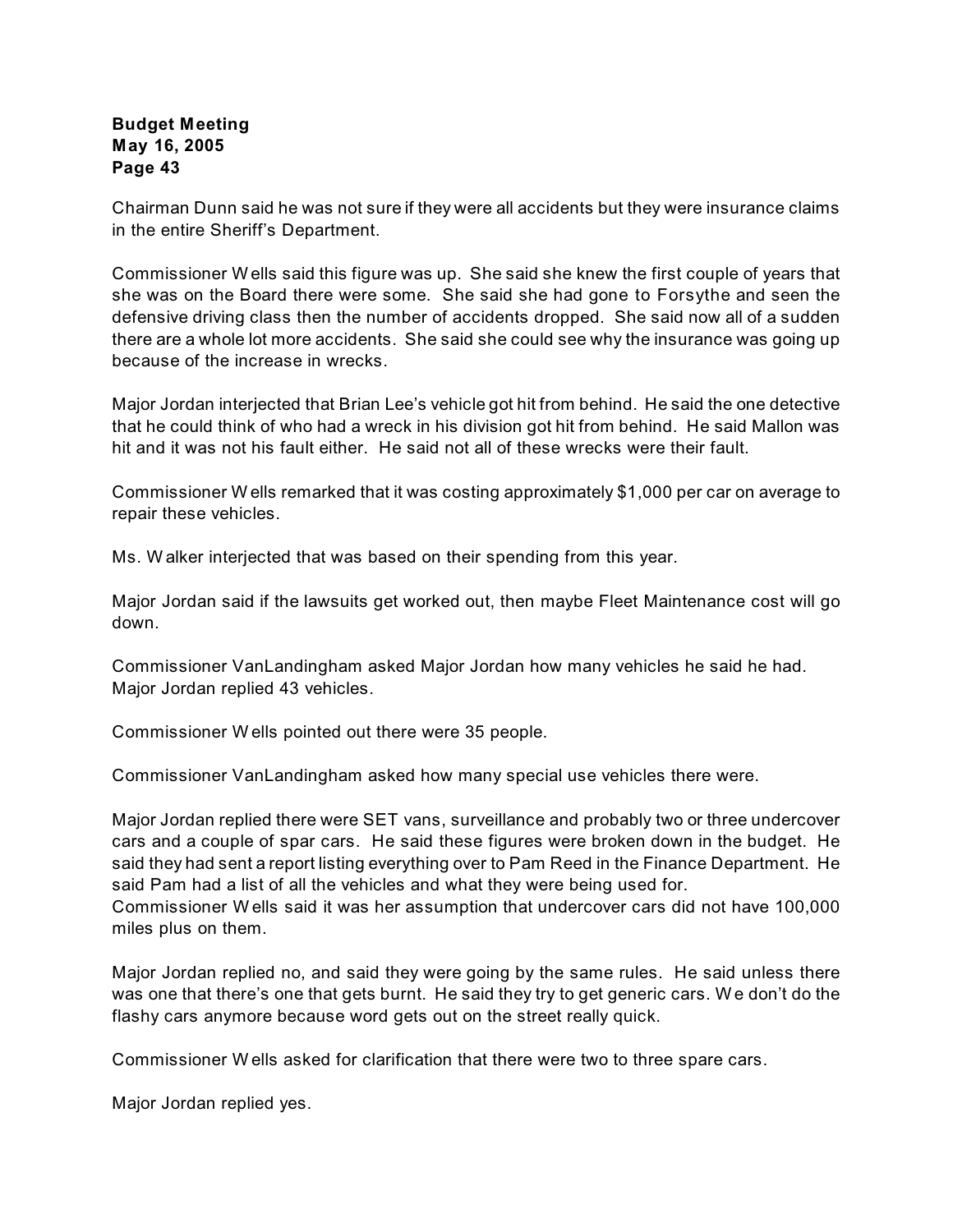Chairman Dunn said he was not sure if they were all accidents but they were insurance claims in the entire Sheriff's Department.

Commissioner Wells said this figure was up. She said she knew the first couple of years that she was on the Board there were some. She said she had gone to Forsythe and seen the defensive driving class then the number of accidents dropped. She said now all of a sudden there are a whole lot more accidents. She said she could see why the insurance was going up because of the increase in wrecks.

Major Jordan interjected that Brian Lee's vehicle got hit from behind. He said the one detective that he could think of who had a wreck in his division got hit from behind. He said Mallon was hit and it was not his fault either. He said not all of these wrecks were their fault.

Commissioner Wells remarked that it was costing approximately $1,000 per car on average to repair these vehicles.

Ms. Walker interjected that was based on their spending from this year.

Major Jordan said if the lawsuits get worked out, then maybe Fleet Maintenance cost will go down.

Commissioner VanLandingham asked Major Jordan how many vehicles he said he had. Major Jordan replied 43 vehicles.

Commissioner Wells pointed out there were 35 people.

Commissioner VanLandingham asked how many special use vehicles there were.

Major Jordan replied there were SET vans, surveillance and probably two or three undercover cars and a couple of spar cars. He said these figures were broken down in the budget. He said they had sent a report listing everything over to Pam Reed in the Finance Department. He said Pam had a list of all the vehicles and what they were being used for.
Commissioner Wells said it was her assumption that undercover cars did not have 100,000 miles plus on them.

Major Jordan replied no, and said they were going by the same rules. He said unless there was one that there's one that gets burnt. He said they try to get generic cars. We don't do the flashy cars anymore because word gets out on the street really quick.

Commissioner Wells asked for clarification that there were two to three spare cars.

Major Jordan replied yes.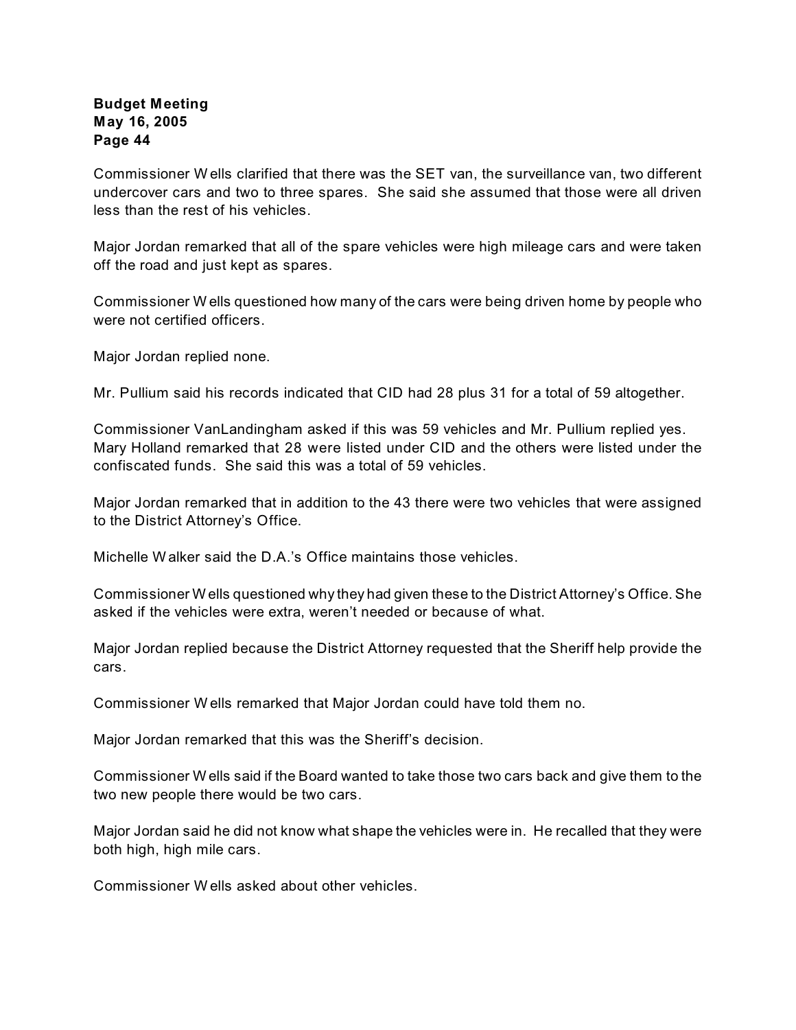Commissioner Wells clarified that there was the SET van, the surveillance van, two different undercover cars and two to three spares. She said she assumed that those were all driven less than the rest of his vehicles.

Major Jordan remarked that all of the spare vehicles were high mileage cars and were taken off the road and just kept as spares.

Commissioner Wells questioned how many of the cars were being driven home by people who were not certified officers.

Major Jordan replied none.

Mr. Pullium said his records indicated that CID had 28 plus 31 for a total of 59 altogether.

Commissioner VanLandingham asked if this was 59 vehicles and Mr. Pullium replied yes. Mary Holland remarked that 28 were listed under CID and the others were listed under the confiscated funds. She said this was a total of 59 vehicles.

Major Jordan remarked that in addition to the 43 there were two vehicles that were assigned to the District Attorney's Office.

Michelle Walker said the D.A.'s Office maintains those vehicles.

Commissioner Wells questioned why they had given these to the District Attorney's Office. She asked if the vehicles were extra, weren't needed or because of what.

Major Jordan replied because the District Attorney requested that the Sheriff help provide the cars.

Commissioner Wells remarked that Major Jordan could have told them no.

Major Jordan remarked that this was the Sheriff's decision.

Commissioner Wells said if the Board wanted to take those two cars back and give them to the two new people there would be two cars.

Major Jordan said he did not know what shape the vehicles were in. He recalled that they were both high, high mile cars.

Commissioner Wells asked about other vehicles.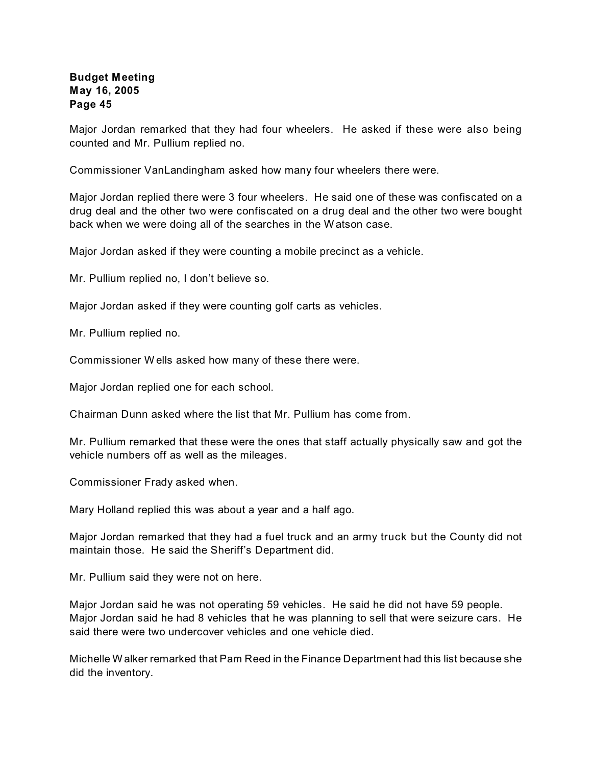Major Jordan remarked that they had four wheelers. He asked if these were also being counted and Mr. Pullium replied no.

Commissioner VanLandingham asked how many four wheelers there were.

Major Jordan replied there were 3 four wheelers. He said one of these was confiscated on a drug deal and the other two were confiscated on a drug deal and the other two were bought back when we were doing all of the searches in the Watson case.

Major Jordan asked if they were counting a mobile precinct as a vehicle.

Mr. Pullium replied no, I don't believe so.

Major Jordan asked if they were counting golf carts as vehicles.

Mr. Pullium replied no.

Commissioner Wells asked how many of these there were.

Major Jordan replied one for each school.

Chairman Dunn asked where the list that Mr. Pullium has come from.

Mr. Pullium remarked that these were the ones that staff actually physically saw and got the vehicle numbers off as well as the mileages.

Commissioner Frady asked when.

Mary Holland replied this was about a year and a half ago.

Major Jordan remarked that they had a fuel truck and an army truck but the County did not maintain those. He said the Sheriff's Department did.

Mr. Pullium said they were not on here.

Major Jordan said he was not operating 59 vehicles. He said he did not have 59 people. Major Jordan said he had 8 vehicles that he was planning to sell that were seizure cars. He said there were two undercover vehicles and one vehicle died.

Michelle Walker remarked that Pam Reed in the Finance Department had this list because she did the inventory.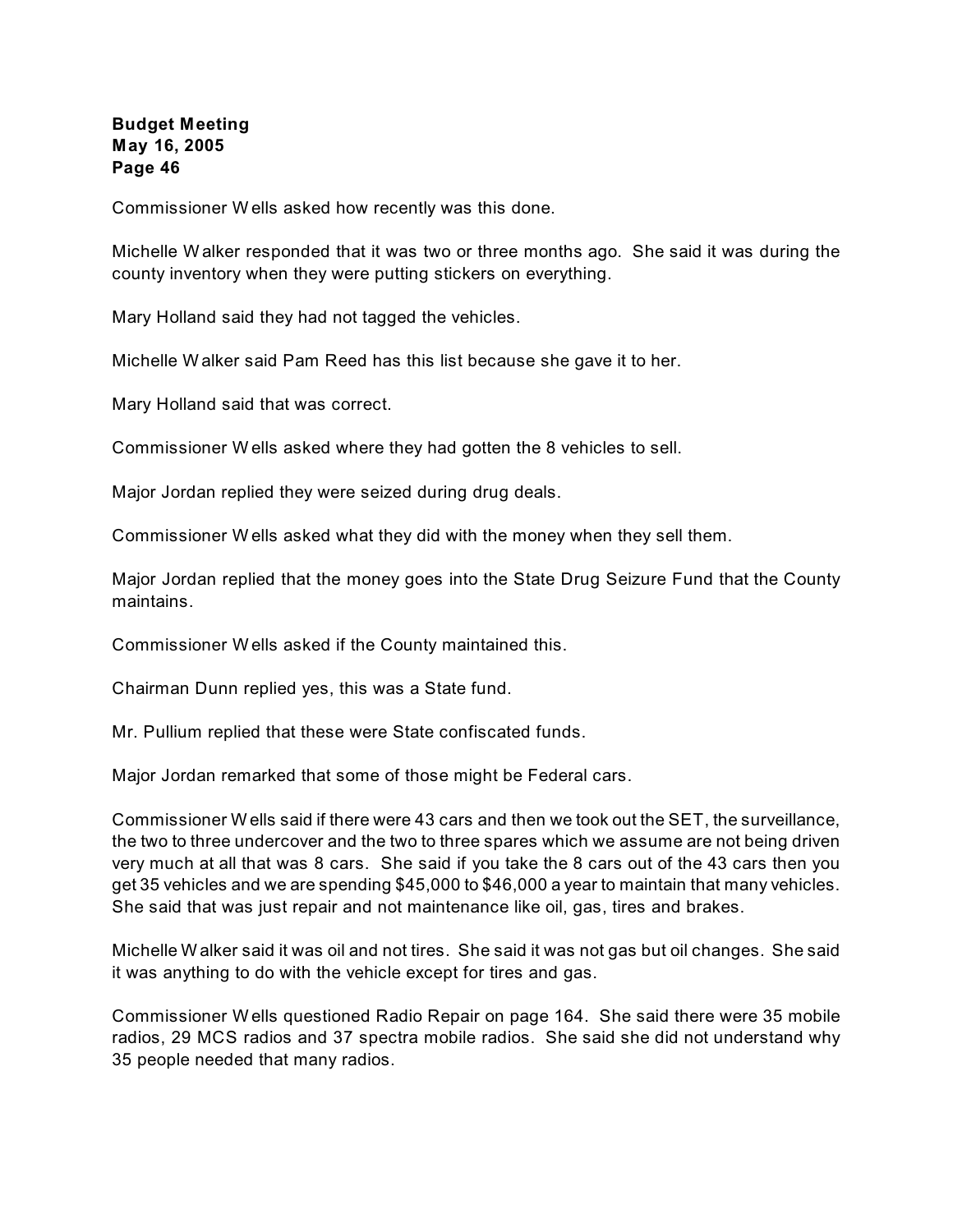Commissioner Wells asked how recently was this done.

Michelle Walker responded that it was two or three months ago. She said it was during the county inventory when they were putting stickers on everything.

Mary Holland said they had not tagged the vehicles.

Michelle Walker said Pam Reed has this list because she gave it to her.

Mary Holland said that was correct.

Commissioner Wells asked where they had gotten the 8 vehicles to sell.

Major Jordan replied they were seized during drug deals.

Commissioner Wells asked what they did with the money when they sell them.

Major Jordan replied that the money goes into the State Drug Seizure Fund that the County maintains.

Commissioner Wells asked if the County maintained this.

Chairman Dunn replied yes, this was a State fund.

Mr. Pullium replied that these were State confiscated funds.

Major Jordan remarked that some of those might be Federal cars.

Commissioner Wells said if there were 43 cars and then we took out the SET, the surveillance, the two to three undercover and the two to three spares which we assume are not being driven very much at all that was 8 cars. She said if you take the 8 cars out of the 43 cars then you get 35 vehicles and we are spending $45,000 to $46,000 a year to maintain that many vehicles. She said that was just repair and not maintenance like oil, gas, tires and brakes.

Michelle Walker said it was oil and not tires. She said it was not gas but oil changes. She said it was anything to do with the vehicle except for tires and gas.

Commissioner Wells questioned Radio Repair on page 164. She said there were 35 mobile radios, 29 MCS radios and 37 spectra mobile radios. She said she did not understand why 35 people needed that many radios.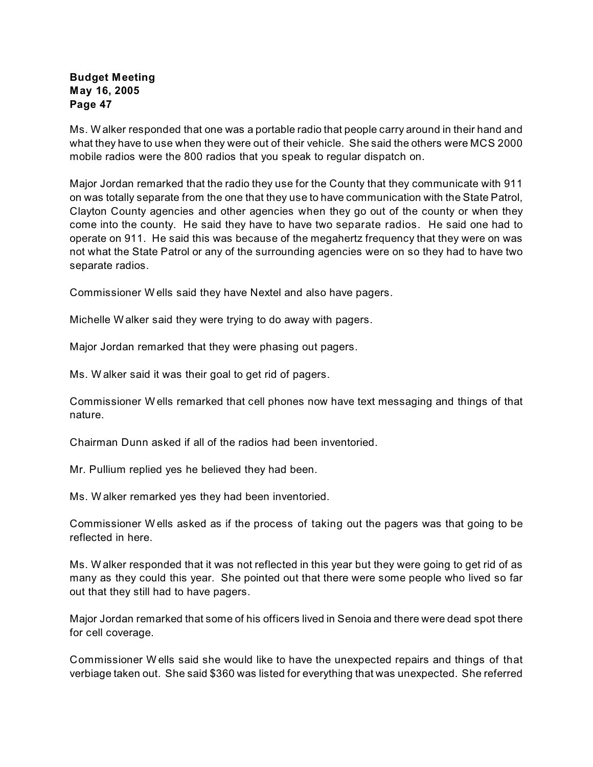Ms. Walker responded that one was a portable radio that people carry around in their hand and what they have to use when they were out of their vehicle. She said the others were MCS 2000 mobile radios were the 800 radios that you speak to regular dispatch on.

Major Jordan remarked that the radio they use for the County that they communicate with 911 on was totally separate from the one that they use to have communication with the State Patrol, Clayton County agencies and other agencies when they go out of the county or when they come into the county. He said they have to have two separate radios. He said one had to operate on 911. He said this was because of the megahertz frequency that they were on was not what the State Patrol or any of the surrounding agencies were on so they had to have two separate radios.

Commissioner Wells said they have Nextel and also have pagers.

Michelle Walker said they were trying to do away with pagers.

Major Jordan remarked that they were phasing out pagers.

Ms. Walker said it was their goal to get rid of pagers.

Commissioner Wells remarked that cell phones now have text messaging and things of that nature.

Chairman Dunn asked if all of the radios had been inventoried.

Mr. Pullium replied yes he believed they had been.

Ms. Walker remarked yes they had been inventoried.

Commissioner Wells asked as if the process of taking out the pagers was that going to be reflected in here.

Ms. Walker responded that it was not reflected in this year but they were going to get rid of as many as they could this year. She pointed out that there were some people who lived so far out that they still had to have pagers.

Major Jordan remarked that some of his officers lived in Senoia and there were dead spot there for cell coverage.

Commissioner Wells said she would like to have the unexpected repairs and things of that verbiage taken out. She said $360 was listed for everything that was unexpected. She referred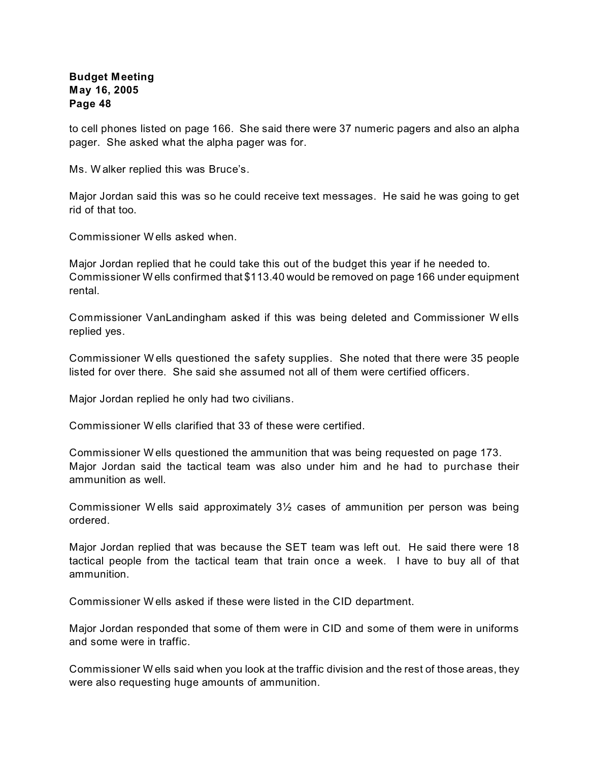to cell phones listed on page 166. She said there were 37 numeric pagers and also an alpha pager. She asked what the alpha pager was for.

Ms. Walker replied this was Bruce's.

Major Jordan said this was so he could receive text messages. He said he was going to get rid of that too.

Commissioner Wells asked when.

Major Jordan replied that he could take this out of the budget this year if he needed to. Commissioner Wells confirmed that $113.40 would be removed on page 166 under equipment rental.

Commissioner VanLandingham asked if this was being deleted and Commissioner Wells replied yes.

Commissioner Wells questioned the safety supplies. She noted that there were 35 people listed for over there. She said she assumed not all of them were certified officers.

Major Jordan replied he only had two civilians.

Commissioner Wells clarified that 33 of these were certified.

Commissioner Wells questioned the ammunition that was being requested on page 173. Major Jordan said the tactical team was also under him and he had to purchase their ammunition as well.

Commissioner Wells said approximately 3½ cases of ammunition per person was being ordered.

Major Jordan replied that was because the SET team was left out. He said there were 18 tactical people from the tactical team that train once a week. I have to buy all of that ammunition.

Commissioner Wells asked if these were listed in the CID department.

Major Jordan responded that some of them were in CID and some of them were in uniforms and some were in traffic.

Commissioner Wells said when you look at the traffic division and the rest of those areas, they were also requesting huge amounts of ammunition.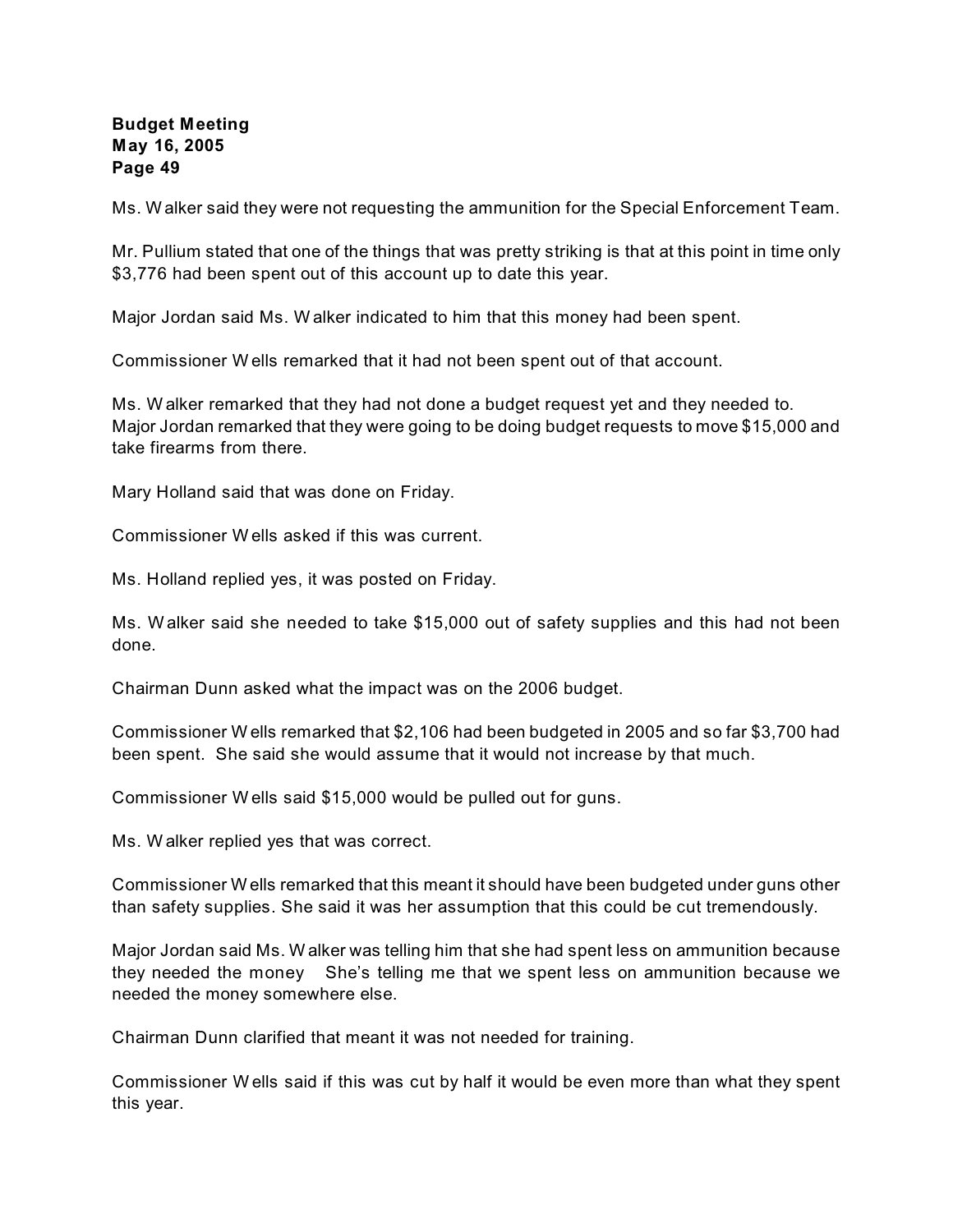Ms. Walker said they were not requesting the ammunition for the Special Enforcement Team.

Mr. Pullium stated that one of the things that was pretty striking is that at this point in time only $3,776 had been spent out of this account up to date this year.

Major Jordan said Ms. Walker indicated to him that this money had been spent.

Commissioner Wells remarked that it had not been spent out of that account.

Ms. Walker remarked that they had not done a budget request yet and they needed to. Major Jordan remarked that they were going to be doing budget requests to move $15,000 and take firearms from there.

Mary Holland said that was done on Friday.

Commissioner Wells asked if this was current.

Ms. Holland replied yes, it was posted on Friday.

Ms. Walker said she needed to take $15,000 out of safety supplies and this had not been done.

Chairman Dunn asked what the impact was on the 2006 budget.

Commissioner Wells remarked that $2,106 had been budgeted in 2005 and so far $3,700 had been spent. She said she would assume that it would not increase by that much.

Commissioner Wells said $15,000 would be pulled out for guns.

Ms. Walker replied yes that was correct.

Commissioner Wells remarked that this meant it should have been budgeted under guns other than safety supplies. She said it was her assumption that this could be cut tremendously.

Major Jordan said Ms. Walker was telling him that she had spent less on ammunition because they needed the money She's telling me that we spent less on ammunition because we needed the money somewhere else.

Chairman Dunn clarified that meant it was not needed for training.

Commissioner Wells said if this was cut by half it would be even more than what they spent this year.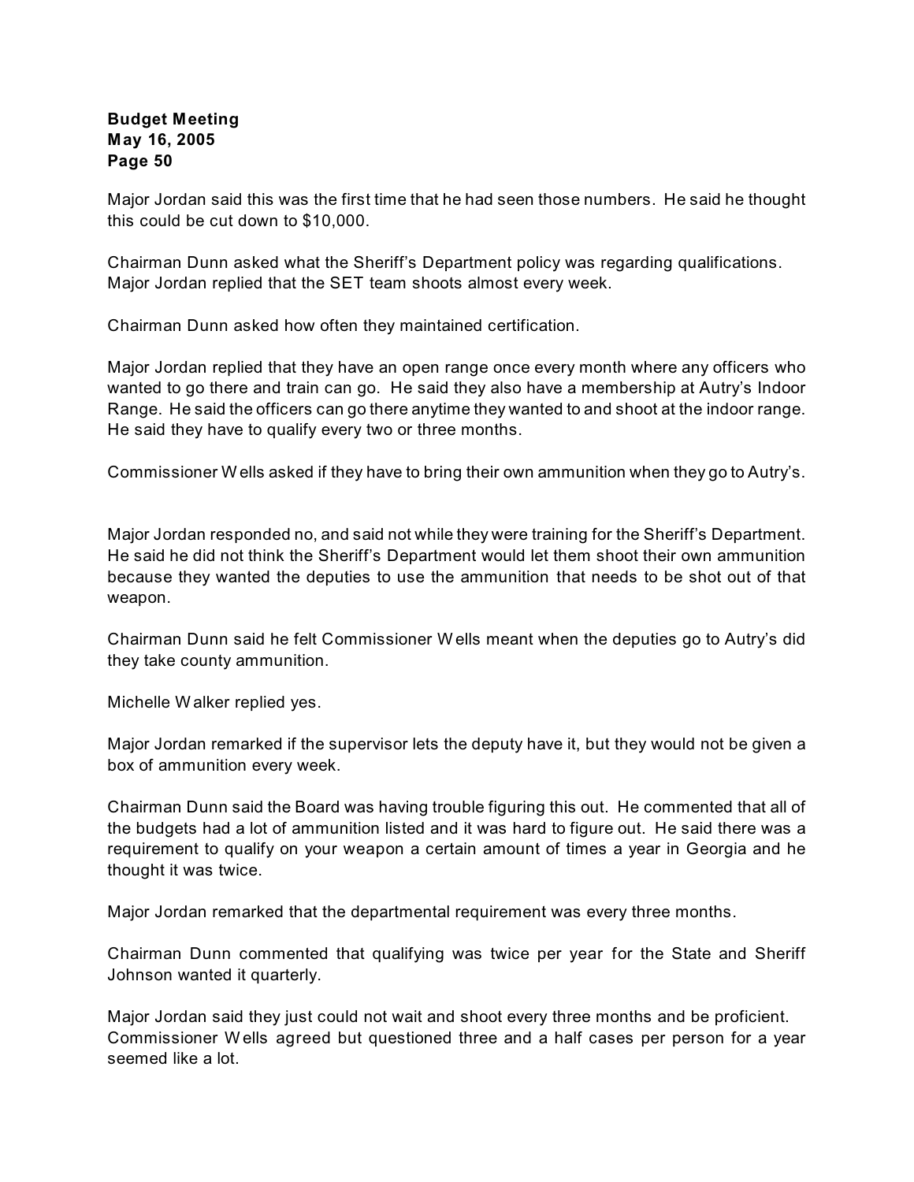Major Jordan said this was the first time that he had seen those numbers. He said he thought this could be cut down to $10,000.

Chairman Dunn asked what the Sheriff's Department policy was regarding qualifications. Major Jordan replied that the SET team shoots almost every week.

Chairman Dunn asked how often they maintained certification.

Major Jordan replied that they have an open range once every month where any officers who wanted to go there and train can go. He said they also have a membership at Autry's Indoor Range. He said the officers can go there anytime they wanted to and shoot at the indoor range. He said they have to qualify every two or three months.

Commissioner Wells asked if they have to bring their own ammunition when they go to Autry's.

Major Jordan responded no, and said not while they were training for the Sheriff's Department. He said he did not think the Sheriff's Department would let them shoot their own ammunition because they wanted the deputies to use the ammunition that needs to be shot out of that weapon.

Chairman Dunn said he felt Commissioner Wells meant when the deputies go to Autry's did they take county ammunition.

Michelle Walker replied yes.

Major Jordan remarked if the supervisor lets the deputy have it, but they would not be given a box of ammunition every week.

Chairman Dunn said the Board was having trouble figuring this out. He commented that all of the budgets had a lot of ammunition listed and it was hard to figure out. He said there was a requirement to qualify on your weapon a certain amount of times a year in Georgia and he thought it was twice.

Major Jordan remarked that the departmental requirement was every three months.

Chairman Dunn commented that qualifying was twice per year for the State and Sheriff Johnson wanted it quarterly.

Major Jordan said they just could not wait and shoot every three months and be proficient. Commissioner Wells agreed but questioned three and a half cases per person for a year seemed like a lot.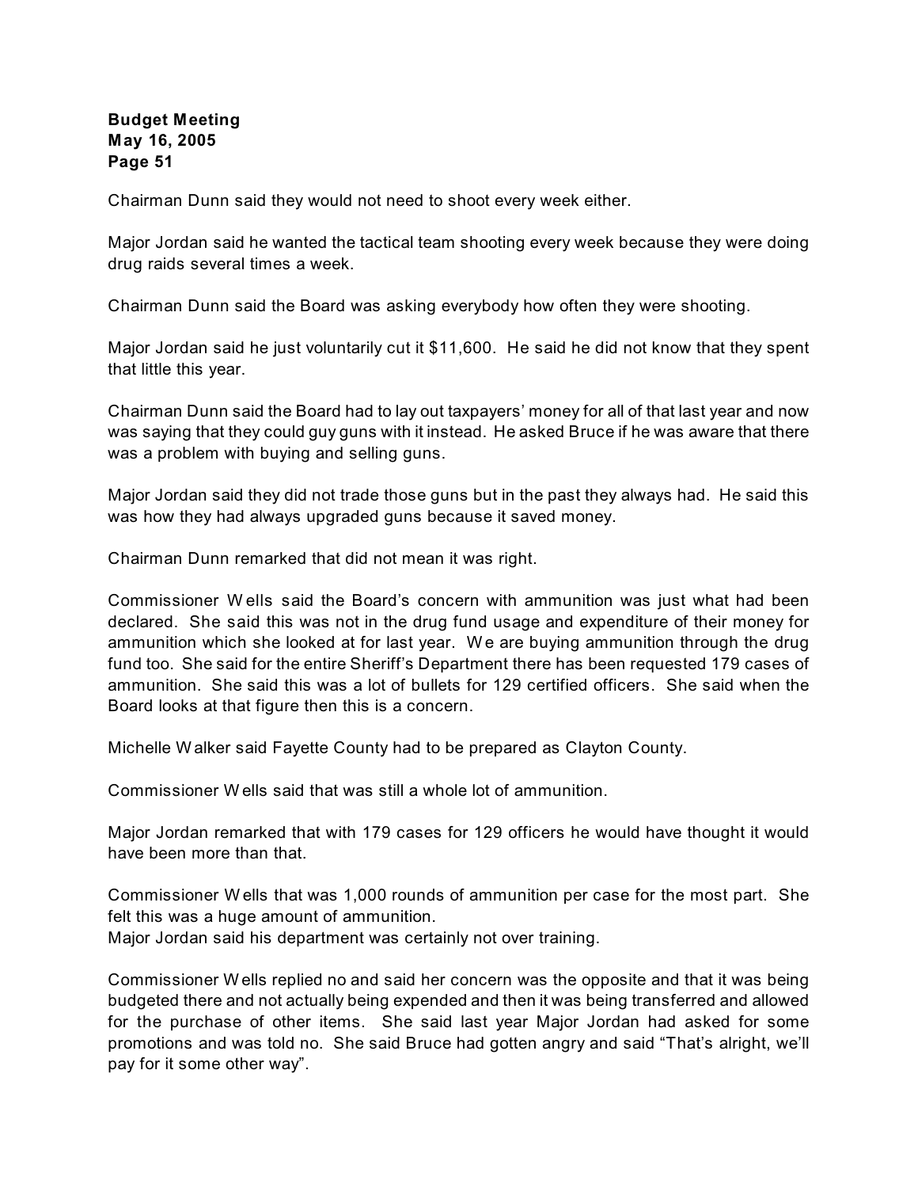Chairman Dunn said they would not need to shoot every week either.

Major Jordan said he wanted the tactical team shooting every week because they were doing drug raids several times a week.

Chairman Dunn said the Board was asking everybody how often they were shooting.

Major Jordan said he just voluntarily cut it $11,600. He said he did not know that they spent that little this year.

Chairman Dunn said the Board had to lay out taxpayers' money for all of that last year and now was saying that they could guy guns with it instead. He asked Bruce if he was aware that there was a problem with buying and selling guns.

Major Jordan said they did not trade those guns but in the past they always had. He said this was how they had always upgraded guns because it saved money.

Chairman Dunn remarked that did not mean it was right.

Commissioner Wells said the Board's concern with ammunition was just what had been declared. She said this was not in the drug fund usage and expenditure of their money for ammunition which she looked at for last year. We are buying ammunition through the drug fund too. She said for the entire Sheriff's Department there has been requested 179 cases of ammunition. She said this was a lot of bullets for 129 certified officers. She said when the Board looks at that figure then this is a concern.

Michelle Walker said Fayette County had to be prepared as Clayton County.

Commissioner Wells said that was still a whole lot of ammunition.

Major Jordan remarked that with 179 cases for 129 officers he would have thought it would have been more than that.

Commissioner Wells that was 1,000 rounds of ammunition per case for the most part. She felt this was a huge amount of ammunition.

Major Jordan said his department was certainly not over training.

Commissioner Wells replied no and said her concern was the opposite and that it was being budgeted there and not actually being expended and then it was being transferred and allowed for the purchase of other items. She said last year Major Jordan had asked for some promotions and was told no. She said Bruce had gotten angry and said "That's alright, we'll pay for it some other way".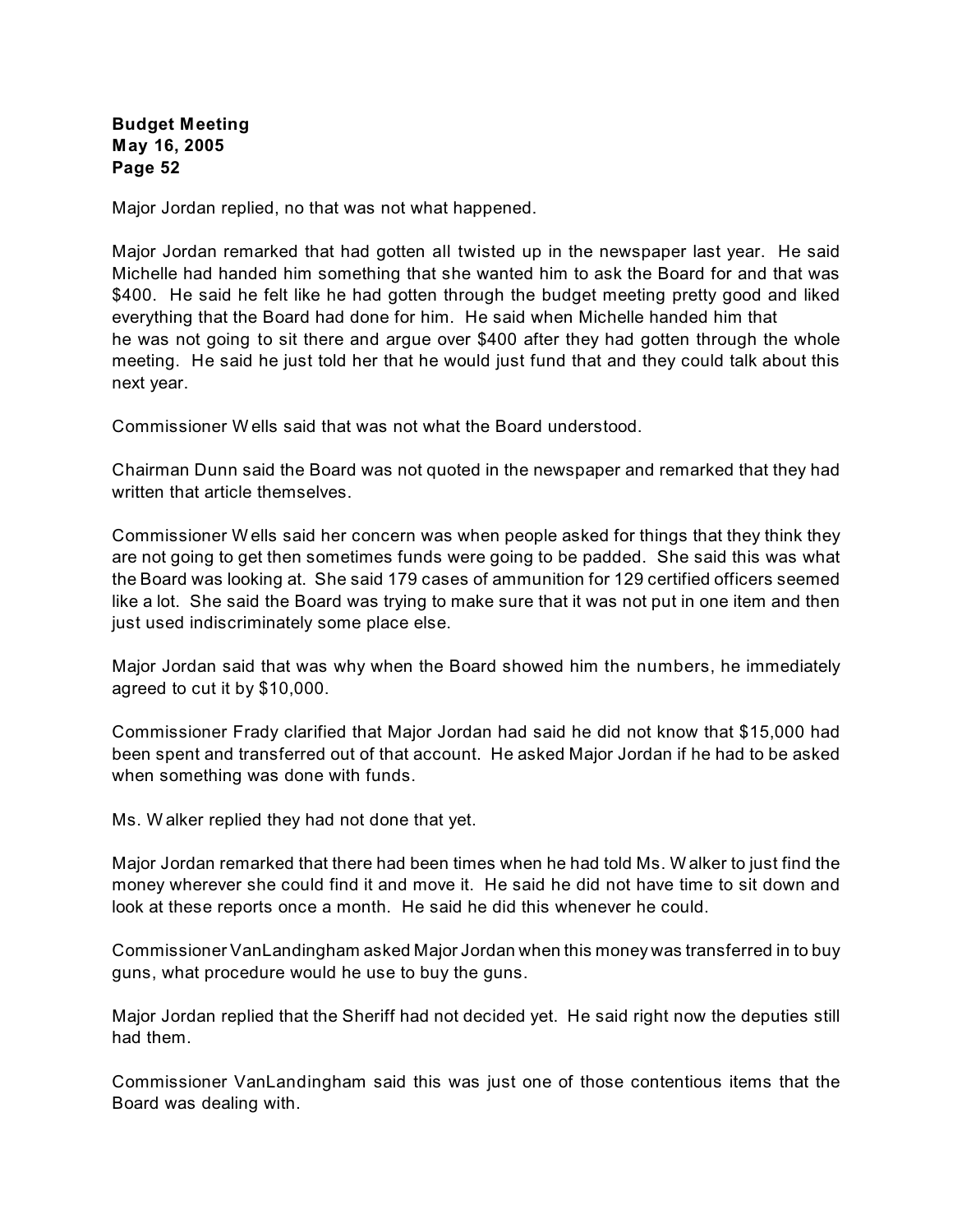Major Jordan replied, no that was not what happened.

Major Jordan remarked that had gotten all twisted up in the newspaper last year. He said Michelle had handed him something that she wanted him to ask the Board for and that was $400. He said he felt like he had gotten through the budget meeting pretty good and liked everything that the Board had done for him. He said when Michelle handed him that he was not going to sit there and argue over $400 after they had gotten through the whole meeting. He said he just told her that he would just fund that and they could talk about this next year.

Commissioner Wells said that was not what the Board understood.

Chairman Dunn said the Board was not quoted in the newspaper and remarked that they had written that article themselves.

Commissioner Wells said her concern was when people asked for things that they think they are not going to get then sometimes funds were going to be padded. She said this was what the Board was looking at. She said 179 cases of ammunition for 129 certified officers seemed like a lot. She said the Board was trying to make sure that it was not put in one item and then just used indiscriminately some place else.

Major Jordan said that was why when the Board showed him the numbers, he immediately agreed to cut it by $10,000.

Commissioner Frady clarified that Major Jordan had said he did not know that $15,000 had been spent and transferred out of that account. He asked Major Jordan if he had to be asked when something was done with funds.

Ms. Walker replied they had not done that yet.

Major Jordan remarked that there had been times when he had told Ms. Walker to just find the money wherever she could find it and move it. He said he did not have time to sit down and look at these reports once a month. He said he did this whenever he could.

Commissioner VanLandingham asked Major Jordan when this money was transferred in to buy guns, what procedure would he use to buy the guns.

Major Jordan replied that the Sheriff had not decided yet. He said right now the deputies still had them.

Commissioner VanLandingham said this was just one of those contentious items that the Board was dealing with.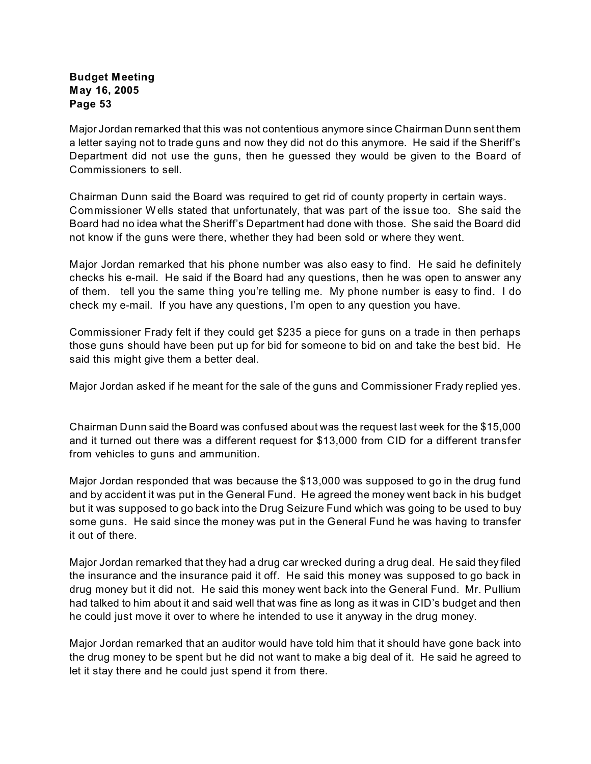Major Jordan remarked that this was not contentious anymore since Chairman Dunn sent them a letter saying not to trade guns and now they did not do this anymore. He said if the Sheriff's Department did not use the guns, then he guessed they would be given to the Board of Commissioners to sell.

Chairman Dunn said the Board was required to get rid of county property in certain ways. Commissioner Wells stated that unfortunately, that was part of the issue too. She said the Board had no idea what the Sheriff's Department had done with those. She said the Board did not know if the guns were there, whether they had been sold or where they went.

Major Jordan remarked that his phone number was also easy to find. He said he definitely checks his e-mail. He said if the Board had any questions, then he was open to answer any of them. tell you the same thing you're telling me. My phone number is easy to find. I do check my e-mail. If you have any questions, I'm open to any question you have.

Commissioner Frady felt if they could get $235 a piece for guns on a trade in then perhaps those guns should have been put up for bid for someone to bid on and take the best bid. He said this might give them a better deal.

Major Jordan asked if he meant for the sale of the guns and Commissioner Frady replied yes.

Chairman Dunn said the Board was confused about was the request last week for the $15,000 and it turned out there was a different request for $13,000 from CID for a different transfer from vehicles to guns and ammunition.

Major Jordan responded that was because the $13,000 was supposed to go in the drug fund and by accident it was put in the General Fund. He agreed the money went back in his budget but it was supposed to go back into the Drug Seizure Fund which was going to be used to buy some guns. He said since the money was put in the General Fund he was having to transfer it out of there.

Major Jordan remarked that they had a drug car wrecked during a drug deal. He said they filed the insurance and the insurance paid it off. He said this money was supposed to go back in drug money but it did not. He said this money went back into the General Fund. Mr. Pullium had talked to him about it and said well that was fine as long as it was in CID's budget and then he could just move it over to where he intended to use it anyway in the drug money.

Major Jordan remarked that an auditor would have told him that it should have gone back into the drug money to be spent but he did not want to make a big deal of it. He said he agreed to let it stay there and he could just spend it from there.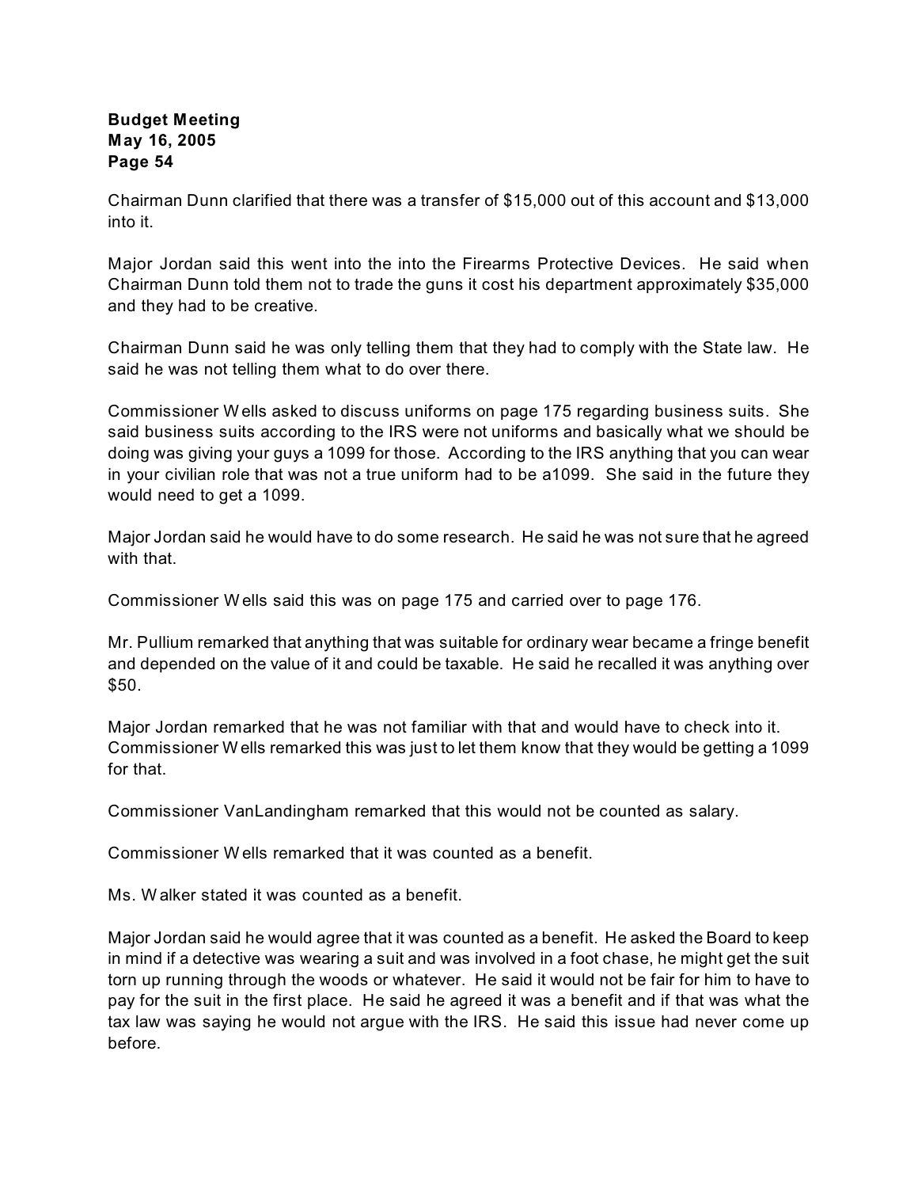Chairman Dunn clarified that there was a transfer of $15,000 out of this account and $13,000 into it.

Major Jordan said this went into the into the Firearms Protective Devices. He said when Chairman Dunn told them not to trade the guns it cost his department approximately $35,000 and they had to be creative.

Chairman Dunn said he was only telling them that they had to comply with the State law. He said he was not telling them what to do over there.

Commissioner Wells asked to discuss uniforms on page 175 regarding business suits. She said business suits according to the IRS were not uniforms and basically what we should be doing was giving your guys a 1099 for those. According to the IRS anything that you can wear in your civilian role that was not a true uniform had to be a1099. She said in the future they would need to get a 1099.

Major Jordan said he would have to do some research. He said he was not sure that he agreed with that.

Commissioner Wells said this was on page 175 and carried over to page 176.

Mr. Pullium remarked that anything that was suitable for ordinary wear became a fringe benefit and depended on the value of it and could be taxable. He said he recalled it was anything over $50.

Major Jordan remarked that he was not familiar with that and would have to check into it. Commissioner Wells remarked this was just to let them know that they would be getting a 1099 for that.

Commissioner VanLandingham remarked that this would not be counted as salary.

Commissioner Wells remarked that it was counted as a benefit.

Ms. Walker stated it was counted as a benefit.

Major Jordan said he would agree that it was counted as a benefit. He asked the Board to keep in mind if a detective was wearing a suit and was involved in a foot chase, he might get the suit torn up running through the woods or whatever. He said it would not be fair for him to have to pay for the suit in the first place. He said he agreed it was a benefit and if that was what the tax law was saying he would not argue with the IRS. He said this issue had never come up before.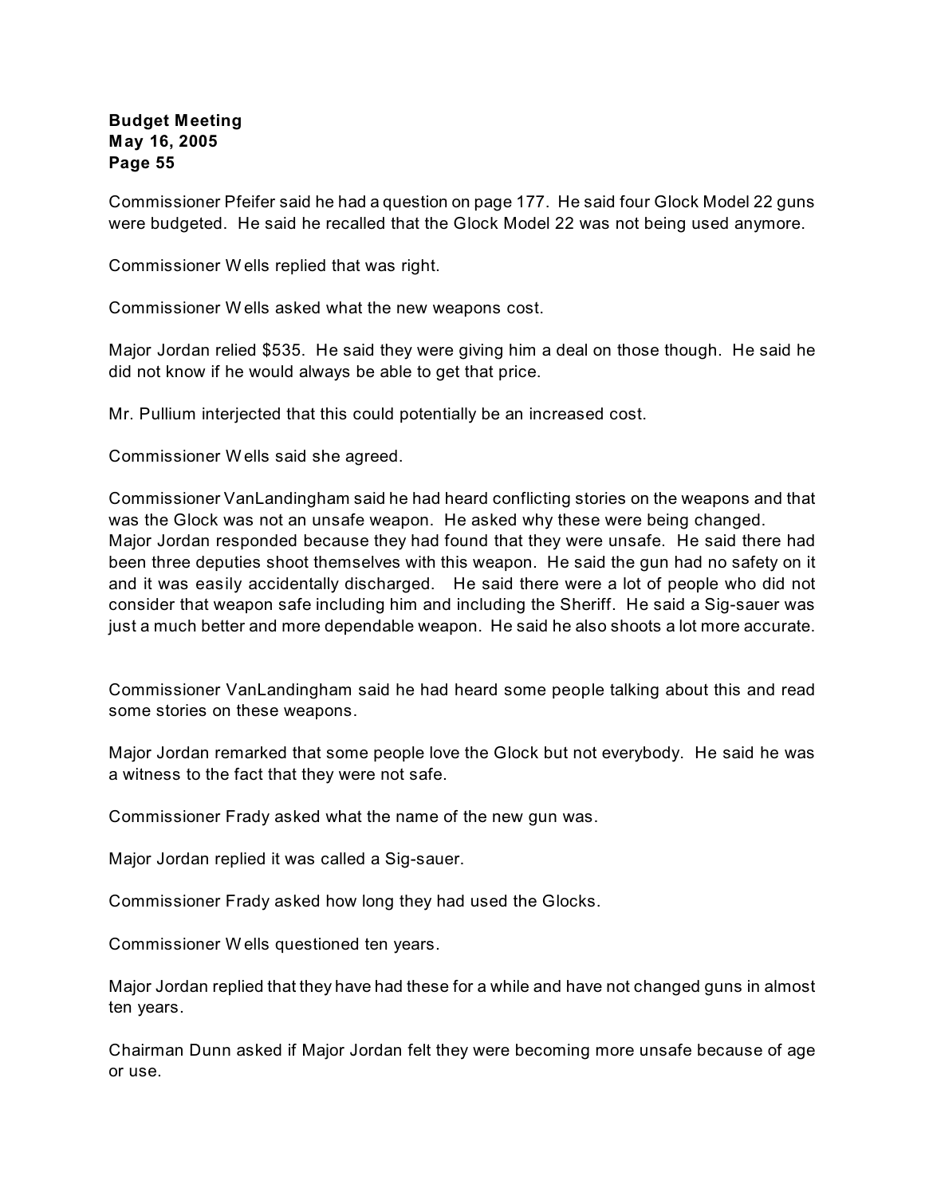**Budget Meeting**
**May 16, 2005**

Commissioner Pfeifer said he had a question on page 177. He said four Glock Model 22 guns were budgeted. He said he recalled that the Glock Model 22 was not being used anymore.

Commissioner Wells replied that was right.

Commissioner Wells asked what the new weapons cost.

Major Jordan relied $535. He said they were giving him a deal on those though. He said he did not know if he would always be able to get that price.

Mr. Pullium interjected that this could potentially be an increased cost.

Commissioner Wells said she agreed.

Commissioner VanLandingham said he had heard conflicting stories on the weapons and that was the Glock was not an unsafe weapon. He asked why these were being changed.
Major Jordan responded because they had found that they were unsafe. He said there had been three deputies shoot themselves with this weapon. He said the gun had no safety on it and it was easily accidentally discharged. He said there were a lot of people who did not consider that weapon safe including him and including the Sheriff. He said a Sig-sauer was just a much better and more dependable weapon. He said he also shoots a lot more accurate.

Commissioner VanLandingham said he had heard some people talking about this and read some stories on these weapons.

Major Jordan remarked that some people love the Glock but not everybody. He said he was a witness to the fact that they were not safe.

Commissioner Frady asked what the name of the new gun was.

Major Jordan replied it was called a Sig-sauer.

Commissioner Frady asked how long they had used the Glocks.

Commissioner Wells questioned ten years.

Major Jordan replied that they have had these for a while and have not changed guns in almost ten years.

Chairman Dunn asked if Major Jordan felt they were becoming more unsafe because of age or use.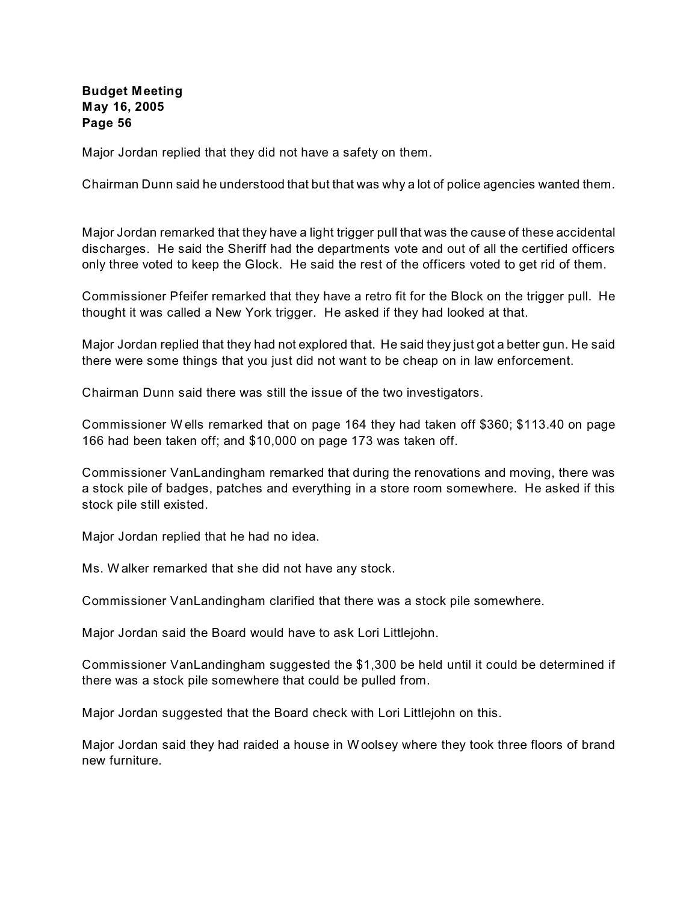Major Jordan replied that they did not have a safety on them.

Chairman Dunn said he understood that but that was why a lot of police agencies wanted them.

Major Jordan remarked that they have a light trigger pull that was the cause of these accidental discharges. He said the Sheriff had the departments vote and out of all the certified officers only three voted to keep the Glock. He said the rest of the officers voted to get rid of them.

Commissioner Pfeifer remarked that they have a retro fit for the Block on the trigger pull. He thought it was called a New York trigger. He asked if they had looked at that.

Major Jordan replied that they had not explored that. He said they just got a better gun. He said there were some things that you just did not want to be cheap on in law enforcement.

Chairman Dunn said there was still the issue of the two investigators.

Commissioner Wells remarked that on page 164 they had taken off $360; $113.40 on page 166 had been taken off; and $10,000 on page 173 was taken off.

Commissioner VanLandingham remarked that during the renovations and moving, there was a stock pile of badges, patches and everything in a store room somewhere. He asked if this stock pile still existed.

Major Jordan replied that he had no idea.

Ms. Walker remarked that she did not have any stock.

Commissioner VanLandingham clarified that there was a stock pile somewhere.

Major Jordan said the Board would have to ask Lori Littlejohn.

Commissioner VanLandingham suggested the $1,300 be held until it could be determined if there was a stock pile somewhere that could be pulled from.

Major Jordan suggested that the Board check with Lori Littlejohn on this.

Major Jordan said they had raided a house in Woolsey where they took three floors of brand new furniture.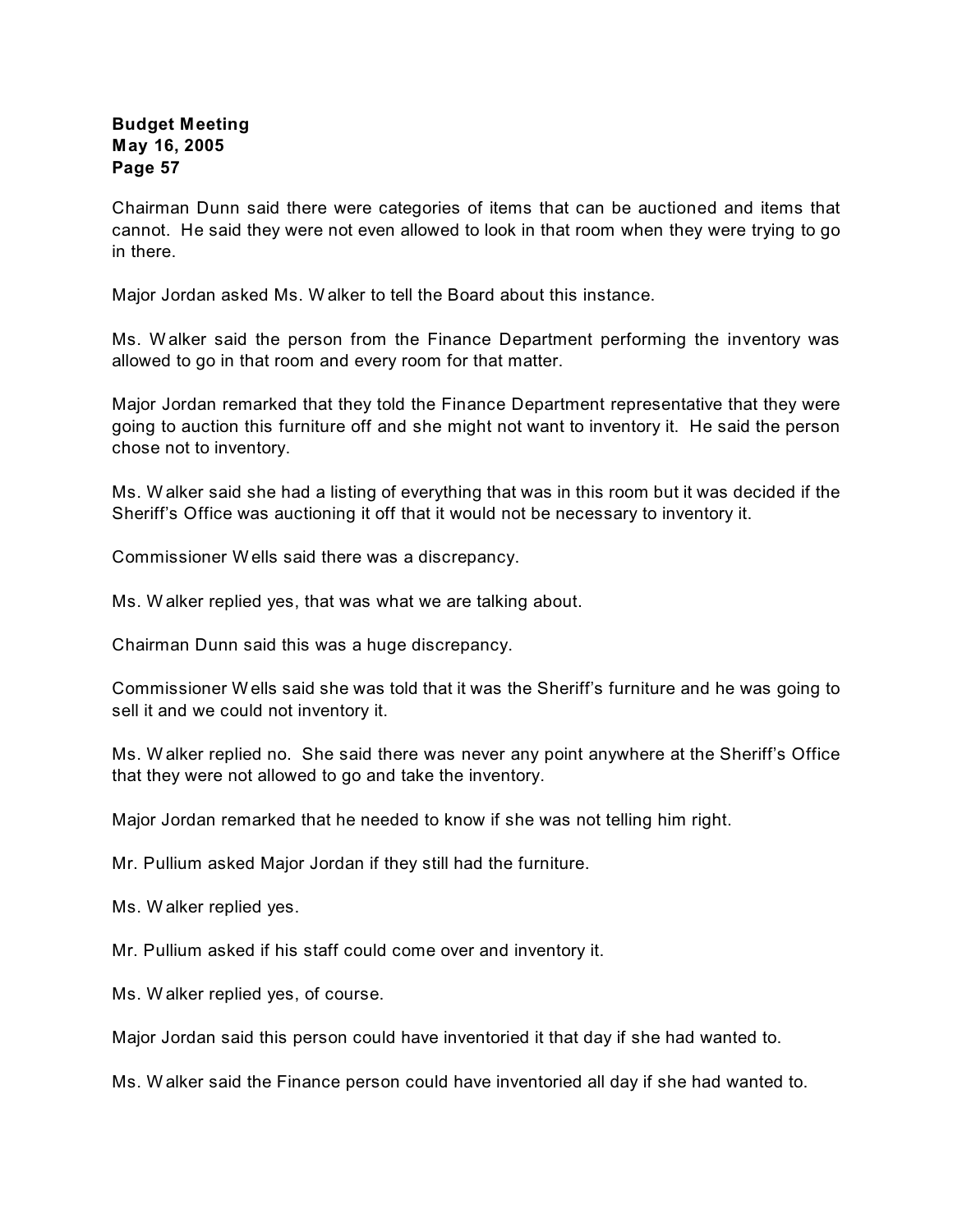Chairman Dunn said there were categories of items that can be auctioned and items that cannot. He said they were not even allowed to look in that room when they were trying to go in there.

Major Jordan asked Ms. Walker to tell the Board about this instance.

Ms. Walker said the person from the Finance Department performing the inventory was allowed to go in that room and every room for that matter.

Major Jordan remarked that they told the Finance Department representative that they were going to auction this furniture off and she might not want to inventory it. He said the person chose not to inventory.

Ms. Walker said she had a listing of everything that was in this room but it was decided if the Sheriff's Office was auctioning it off that it would not be necessary to inventory it.

Commissioner Wells said there was a discrepancy.

Ms. Walker replied yes, that was what we are talking about.

Chairman Dunn said this was a huge discrepancy.

Commissioner Wells said she was told that it was the Sheriff's furniture and he was going to sell it and we could not inventory it.

Ms. Walker replied no. She said there was never any point anywhere at the Sheriff's Office that they were not allowed to go and take the inventory.

Major Jordan remarked that he needed to know if she was not telling him right.

Mr. Pullium asked Major Jordan if they still had the furniture.

Ms. Walker replied yes.

Mr. Pullium asked if his staff could come over and inventory it.

Ms. Walker replied yes, of course.

Major Jordan said this person could have inventoried it that day if she had wanted to.

Ms. Walker said the Finance person could have inventoried all day if she had wanted to.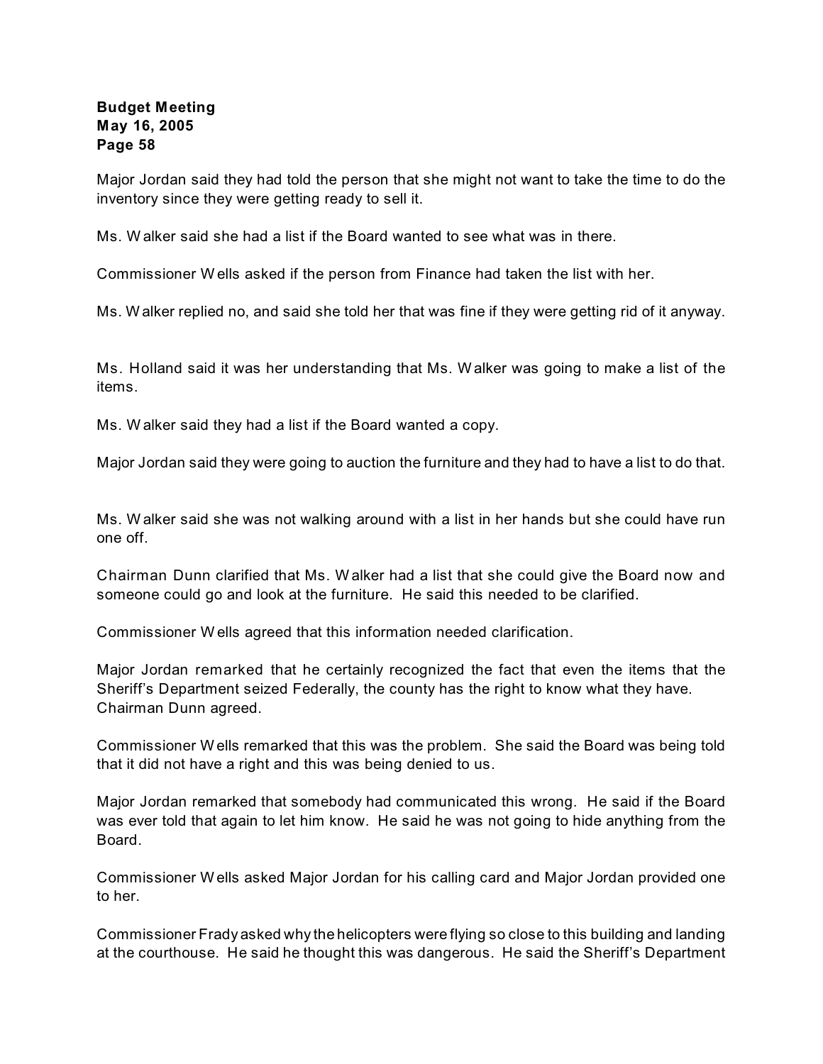Major Jordan said they had told the person that she might not want to take the time to do the inventory since they were getting ready to sell it.

Ms. Walker said she had a list if the Board wanted to see what was in there.

Commissioner Wells asked if the person from Finance had taken the list with her.

Ms. Walker replied no, and said she told her that was fine if they were getting rid of it anyway.

Ms. Holland said it was her understanding that Ms. Walker was going to make a list of the items.

Ms. Walker said they had a list if the Board wanted a copy.

Major Jordan said they were going to auction the furniture and they had to have a list to do that.

Ms. Walker said she was not walking around with a list in her hands but she could have run one off.

Chairman Dunn clarified that Ms. Walker had a list that she could give the Board now and someone could go and look at the furniture. He said this needed to be clarified.

Commissioner Wells agreed that this information needed clarification.

Major Jordan remarked that he certainly recognized the fact that even the items that the Sheriff's Department seized Federally, the county has the right to know what they have. Chairman Dunn agreed.

Commissioner Wells remarked that this was the problem. She said the Board was being told that it did not have a right and this was being denied to us.

Major Jordan remarked that somebody had communicated this wrong. He said if the Board was ever told that again to let him know. He said he was not going to hide anything from the Board.

Commissioner Wells asked Major Jordan for his calling card and Major Jordan provided one to her.

Commissioner Frady asked why the helicopters were flying so close to this building and landing at the courthouse. He said he thought this was dangerous. He said the Sheriff's Department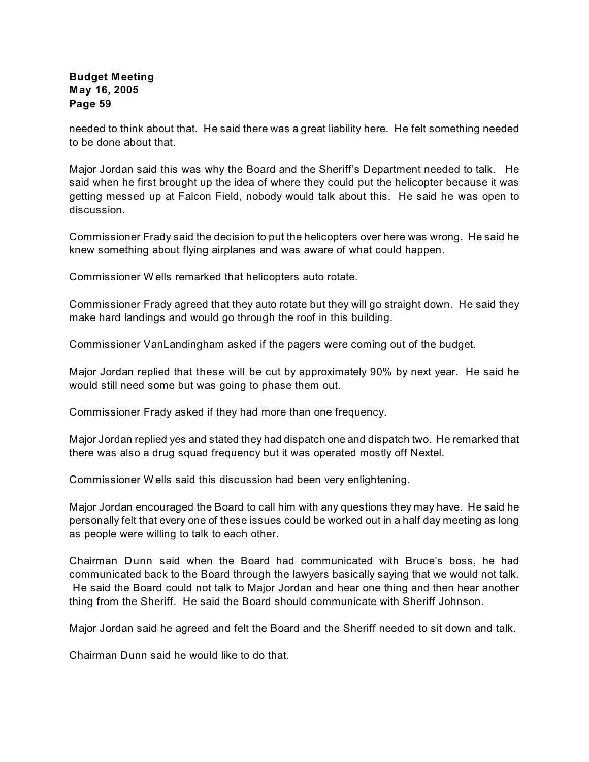needed to think about that. He said there was a great liability here. He felt something needed to be done about that.

Major Jordan said this was why the Board and the Sheriff's Department needed to talk. He said when he first brought up the idea of where they could put the helicopter because it was getting messed up at Falcon Field, nobody would talk about this. He said he was open to discussion.

Commissioner Frady said the decision to put the helicopters over here was wrong. He said he knew something about flying airplanes and was aware of what could happen.

Commissioner Wells remarked that helicopters auto rotate.

Commissioner Frady agreed that they auto rotate but they will go straight down. He said they make hard landings and would go through the roof in this building.

Commissioner VanLandingham asked if the pagers were coming out of the budget.

Major Jordan replied that these will be cut by approximately 90% by next year. He said he would still need some but was going to phase them out.

Commissioner Frady asked if they had more than one frequency.

Major Jordan replied yes and stated they had dispatch one and dispatch two. He remarked that there was also a drug squad frequency but it was operated mostly off Nextel.

Commissioner Wells said this discussion had been very enlightening.

Major Jordan encouraged the Board to call him with any questions they may have. He said he personally felt that every one of these issues could be worked out in a half day meeting as long as people were willing to talk to each other.

Chairman Dunn said when the Board had communicated with Bruce's boss, he had communicated back to the Board through the lawyers basically saying that we would not talk. He said the Board could not talk to Major Jordan and hear one thing and then hear another thing from the Sheriff. He said the Board should communicate with Sheriff Johnson.

Major Jordan said he agreed and felt the Board and the Sheriff needed to sit down and talk.

Chairman Dunn said he would like to do that.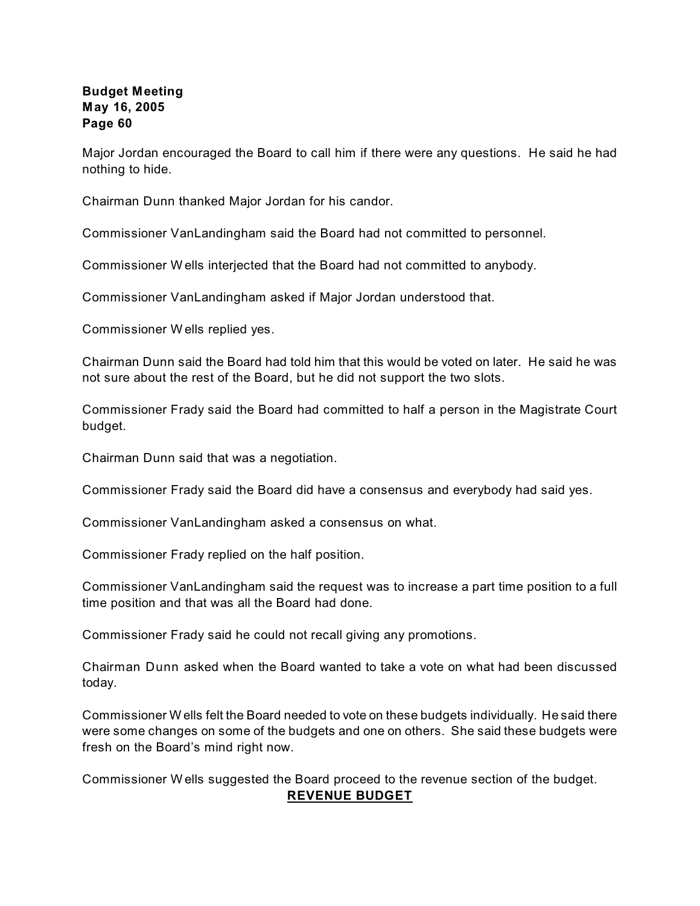Major Jordan encouraged the Board to call him if there were any questions. He said he had nothing to hide.

Chairman Dunn thanked Major Jordan for his candor.

Commissioner VanLandingham said the Board had not committed to personnel.

Commissioner Wells interjected that the Board had not committed to anybody.

Commissioner VanLandingham asked if Major Jordan understood that.

Commissioner Wells replied yes.

Chairman Dunn said the Board had told him that this would be voted on later. He said he was not sure about the rest of the Board, but he did not support the two slots.

Commissioner Frady said the Board had committed to half a person in the Magistrate Court budget.

Chairman Dunn said that was a negotiation.

Commissioner Frady said the Board did have a consensus and everybody had said yes.

Commissioner VanLandingham asked a consensus on what.

Commissioner Frady replied on the half position.

Commissioner VanLandingham said the request was to increase a part time position to a full time position and that was all the Board had done.

Commissioner Frady said he could not recall giving any promotions.

Chairman Dunn asked when the Board wanted to take a vote on what had been discussed today.

Commissioner Wells felt the Board needed to vote on these budgets individually. He said there were some changes on some of the budgets and one on others. She said these budgets were fresh on the Board's mind right now.

Commissioner Wells suggested the Board proceed to the revenue section of the budget.

## **REVENUE BUDGET**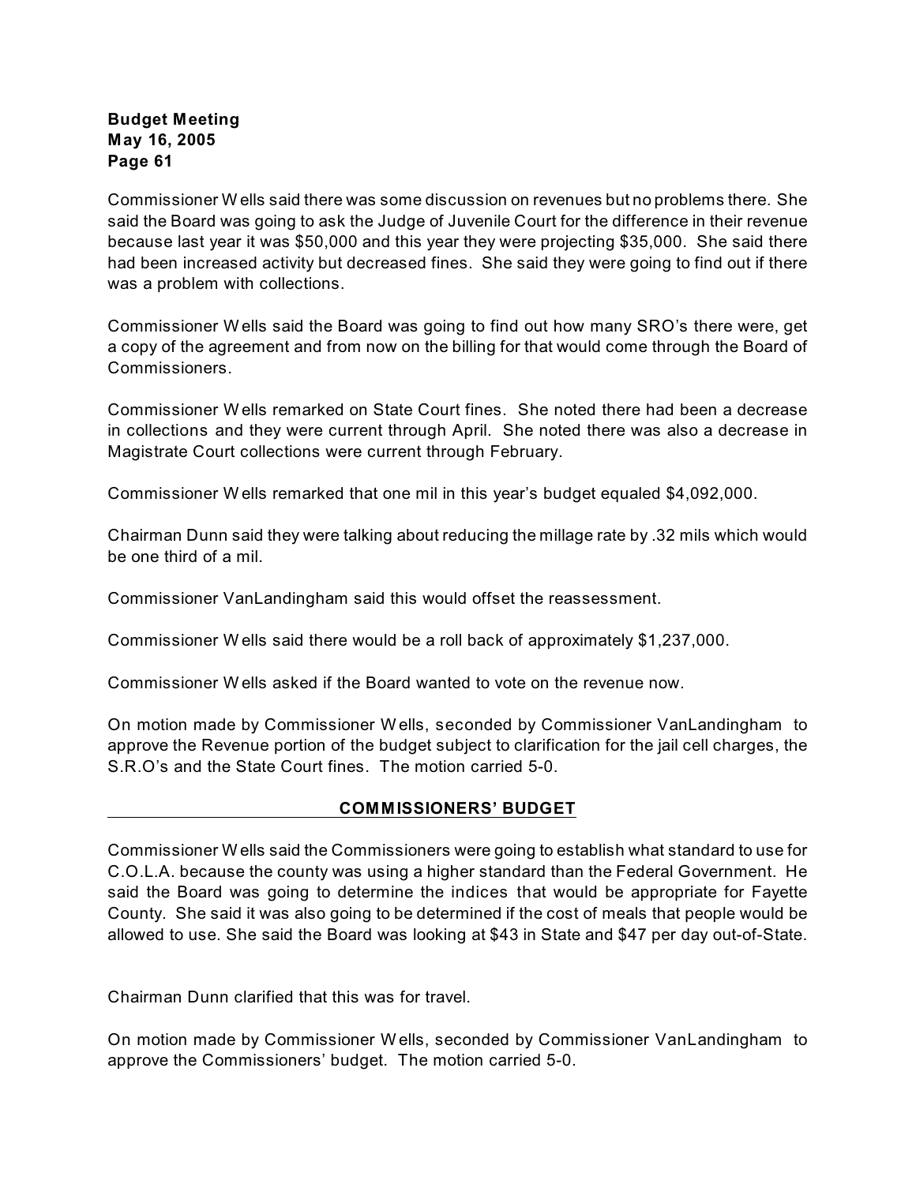Commissioner Wells said there was some discussion on revenues but no problems there. She said the Board was going to ask the Judge of Juvenile Court for the difference in their revenue because last year it was $50,000 and this year they were projecting $35,000. She said there had been increased activity but decreased fines. She said they were going to find out if there was a problem with collections.

Commissioner Wells said the Board was going to find out how many SRO's there were, get a copy of the agreement and from now on the billing for that would come through the Board of Commissioners.

Commissioner Wells remarked on State Court fines. She noted there had been a decrease in collections and they were current through April. She noted there was also a decrease in Magistrate Court collections were current through February.

Commissioner Wells remarked that one mil in this year's budget equaled $4,092,000.

Chairman Dunn said they were talking about reducing the millage rate by .32 mils which would be one third of a mil.

Commissioner VanLandingham said this would offset the reassessment.

Commissioner Wells said there would be a roll back of approximately $1,237,000.

Commissioner Wells asked if the Board wanted to vote on the revenue now.

On motion made by Commissioner Wells, seconded by Commissioner VanLandingham to approve the Revenue portion of the budget subject to clarification for the jail cell charges, the S.R.O's and the State Court fines. The motion carried 5-0.

## COMMISSIONERS' BUDGET

Commissioner Wells said the Commissioners were going to establish what standard to use for C.O.L.A. because the county was using a higher standard than the Federal Government. He said the Board was going to determine the indices that would be appropriate for Fayette County. She said it was also going to be determined if the cost of meals that people would be allowed to use. She said the Board was looking at $43 in State and $47 per day out-of-State.

Chairman Dunn clarified that this was for travel.

On motion made by Commissioner Wells, seconded by Commissioner VanLandingham to approve the Commissioners' budget. The motion carried 5-0.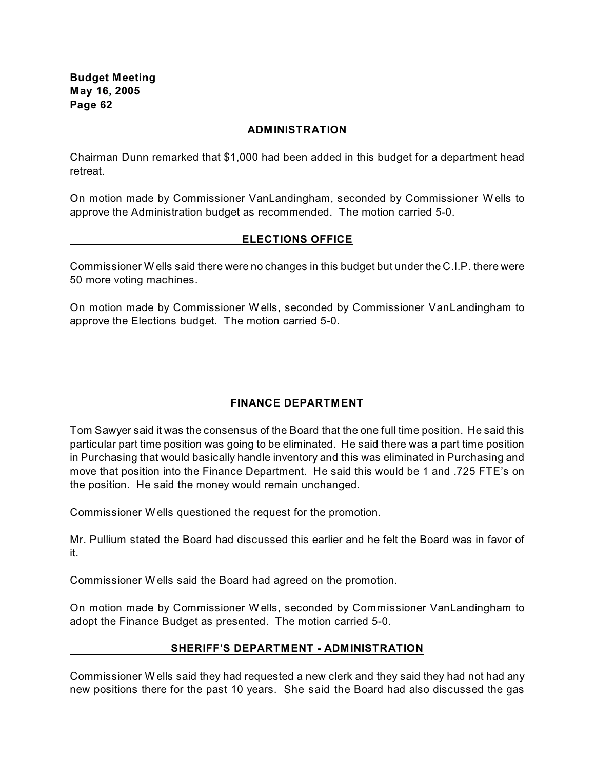## ADMINISTRATION

Chairman Dunn remarked that $1,000 had been added in this budget for a department head retreat.

On motion made by Commissioner VanLandingham, seconded by Commissioner Wells to approve the Administration budget as recommended. The motion carried 5-0.

## ELECTIONS OFFICE

Commissioner Wells said there were no changes in this budget but under the C.I.P. there were 50 more voting machines.

On motion made by Commissioner Wells, seconded by Commissioner VanLandingham to approve the Elections budget. The motion carried 5-0.

## FINANCE DEPARTMENT

Tom Sawyer said it was the consensus of the Board that the one full time position. He said this particular part time position was going to be eliminated. He said there was a part time position in Purchasing that would basically handle inventory and this was eliminated in Purchasing and move that position into the Finance Department. He said this would be 1 and .725 FTE's on the position. He said the money would remain unchanged.

Commissioner Wells questioned the request for the promotion.

Mr. Pullium stated the Board had discussed this earlier and he felt the Board was in favor of it.

Commissioner Wells said the Board had agreed on the promotion.

On motion made by Commissioner Wells, seconded by Commissioner VanLandingham to adopt the Finance Budget as presented. The motion carried 5-0.

## SHERIFF'S DEPARTMENT - ADMINISTRATION

Commissioner Wells said they had requested a new clerk and they said they had not had any new positions there for the past 10 years. She said the Board had also discussed the gas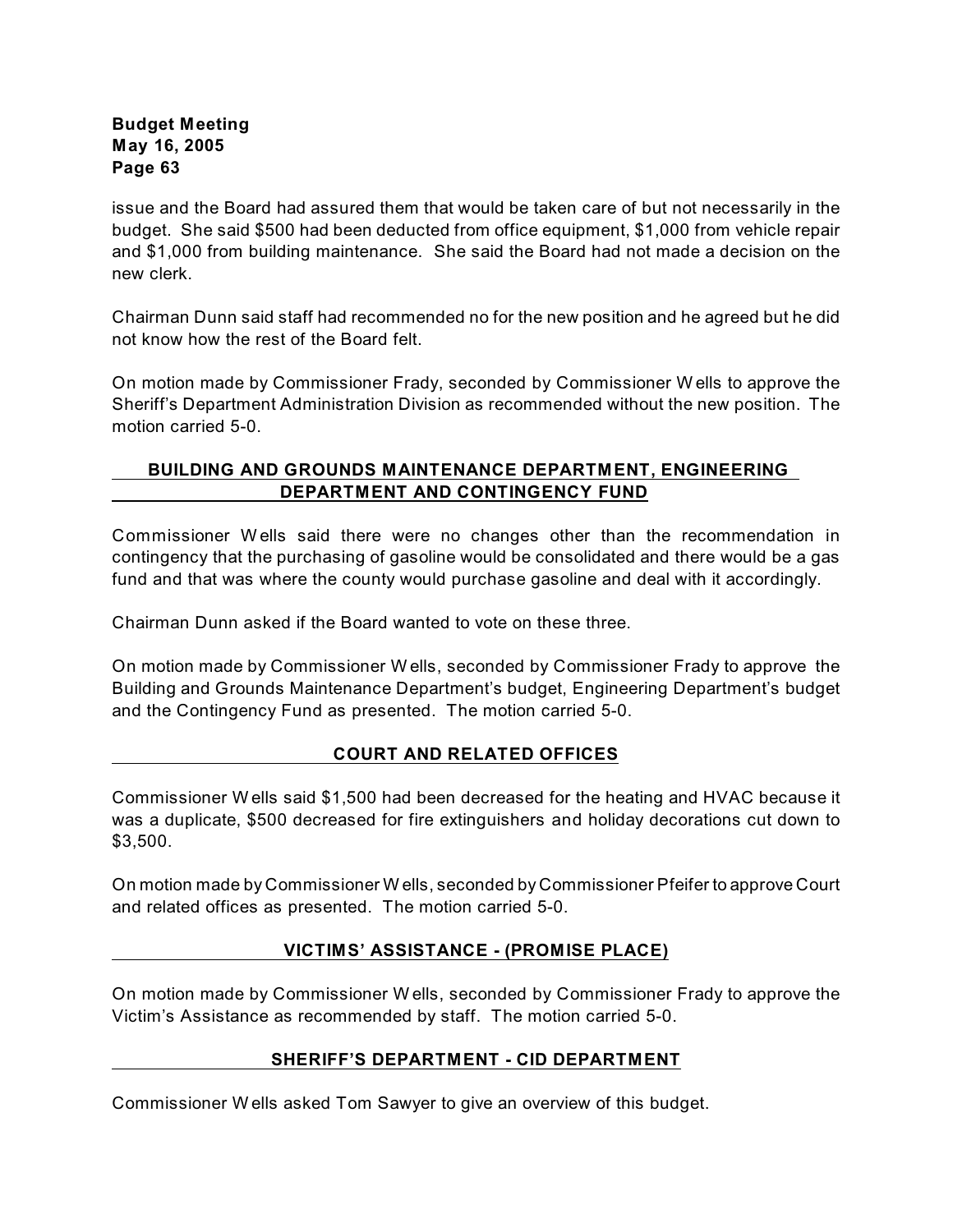issue and the Board had assured them that would be taken care of but not necessarily in the budget. She said $500 had been deducted from office equipment, $1,000 from vehicle repair and $1,000 from building maintenance. She said the Board had not made a decision on the new clerk.

Chairman Dunn said staff had recommended no for the new position and he agreed but he did not know how the rest of the Board felt.

On motion made by Commissioner Frady, seconded by Commissioner Wells to approve the Sheriff's Department Administration Division as recommended without the new position. The motion carried 5-0.

## BUILDING AND GROUNDS MAINTENANCE DEPARTMENT, ENGINEERING DEPARTMENT AND CONTINGENCY FUND

Commissioner Wells said there were no changes other than the recommendation in contingency that the purchasing of gasoline would be consolidated and there would be a gas fund and that was where the county would purchase gasoline and deal with it accordingly.

Chairman Dunn asked if the Board wanted to vote on these three.

On motion made by Commissioner Wells, seconded by Commissioner Frady to approve the Building and Grounds Maintenance Department's budget, Engineering Department's budget and the Contingency Fund as presented. The motion carried 5-0.

## COURT AND RELATED OFFICES

Commissioner Wells said $1,500 had been decreased for the heating and HVAC because it was a duplicate, $500 decreased for fire extinguishers and holiday decorations cut down to $3,500.

On motion made by Commissioner Wells, seconded by Commissioner Pfeifer to approve Court and related offices as presented. The motion carried 5-0.

## VICTIMS' ASSISTANCE - (PROMISE PLACE)

On motion made by Commissioner Wells, seconded by Commissioner Frady to approve the Victim's Assistance as recommended by staff. The motion carried 5-0.

## SHERIFF'S DEPARTMENT - CID DEPARTMENT

Commissioner Wells asked Tom Sawyer to give an overview of this budget.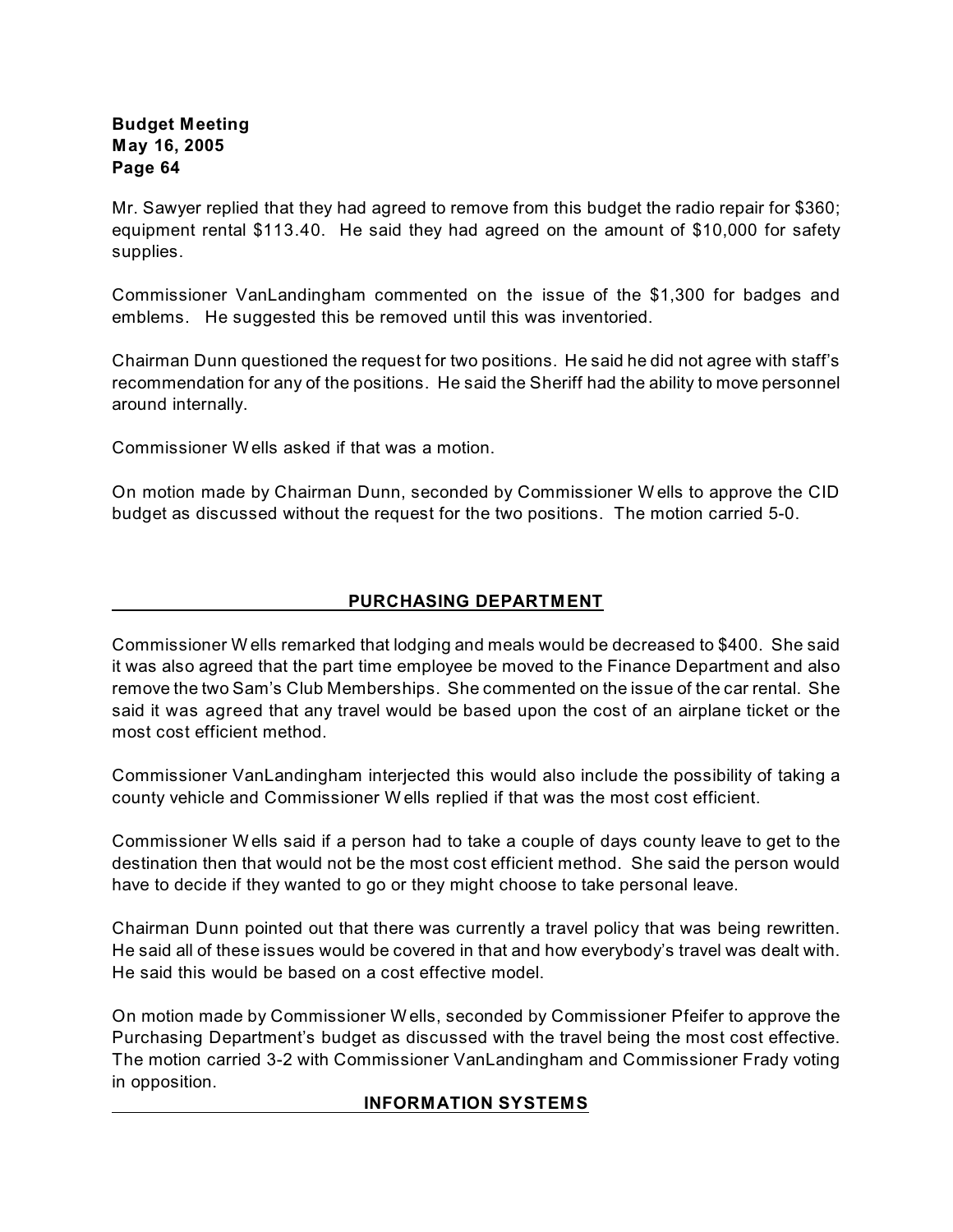Mr. Sawyer replied that they had agreed to remove from this budget the radio repair for $360; equipment rental $113.40. He said they had agreed on the amount of $10,000 for safety supplies.

Commissioner VanLandingham commented on the issue of the $1,300 for badges and emblems. He suggested this be removed until this was inventoried.

Chairman Dunn questioned the request for two positions. He said he did not agree with staff's recommendation for any of the positions. He said the Sheriff had the ability to move personnel around internally.

Commissioner Wells asked if that was a motion.

On motion made by Chairman Dunn, seconded by Commissioner Wells to approve the CID budget as discussed without the request for the two positions. The motion carried 5-0.

## PURCHASING DEPARTMENT

Commissioner Wells remarked that lodging and meals would be decreased to $400. She said it was also agreed that the part time employee be moved to the Finance Department and also remove the two Sam's Club Memberships. She commented on the issue of the car rental. She said it was agreed that any travel would be based upon the cost of an airplane ticket or the most cost efficient method.

Commissioner VanLandingham interjected this would also include the possibility of taking a county vehicle and Commissioner Wells replied if that was the most cost efficient.

Commissioner Wells said if a person had to take a couple of days county leave to get to the destination then that would not be the most cost efficient method. She said the person would have to decide if they wanted to go or they might choose to take personal leave.

Chairman Dunn pointed out that there was currently a travel policy that was being rewritten. He said all of these issues would be covered in that and how everybody's travel was dealt with. He said this would be based on a cost effective model.

On motion made by Commissioner Wells, seconded by Commissioner Pfeifer to approve the Purchasing Department's budget as discussed with the travel being the most cost effective. The motion carried 3-2 with Commissioner VanLandingham and Commissioner Frady voting in opposition.

## INFORMATION SYSTEMS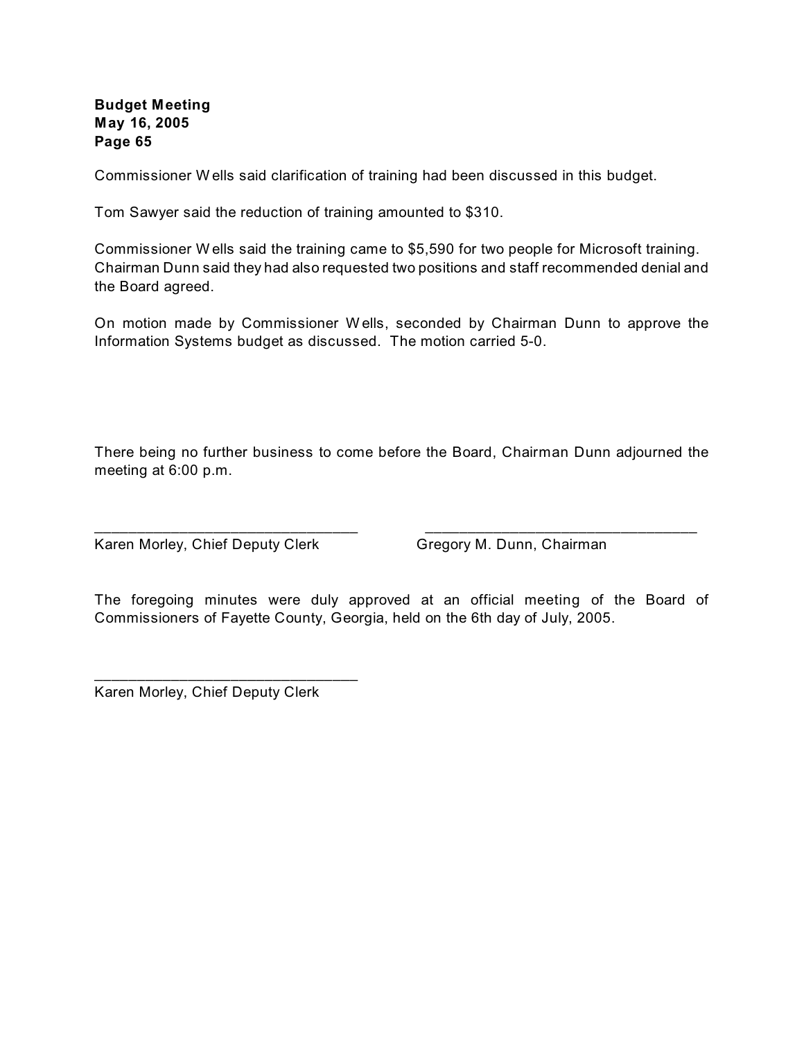Commissioner Wells said clarification of training had been discussed in this budget.

Tom Sawyer said the reduction of training amounted to $310.

Commissioner Wells said the training came to $5,590 for two people for Microsoft training. Chairman Dunn said they had also requested two positions and staff recommended denial and the Board agreed.

On motion made by Commissioner Wells, seconded by Chairman Dunn to approve the Information Systems budget as discussed. The motion carried 5-0.

There being no further business to come before the Board, Chairman Dunn adjourned the meeting at 6:00 p.m.

\_\_\_\_\_\_\_\_\_\_\_\_\_\_\_\_\_\_\_\_\_\_\_\_\_\_\_\_\_\_\_\_
Karen Morley, Chief Deputy Clerk

\_\_\_\_\_\_\_\_\_\_\_\_\_\_\_\_\_\_\_\_\_\_\_\_\_\_\_\_\_\_\_\_
Gregory M. Dunn, Chairman

The foregoing minutes were duly approved at an official meeting of the Board of Commissioners of Fayette County, Georgia, held on the 6th day of July, 2005.

\_\_\_\_\_\_\_\_\_\_\_\_\_\_\_\_\_\_\_\_\_\_\_\_\_\_\_\_\_\_\_\_
Karen Morley, Chief Deputy Clerk